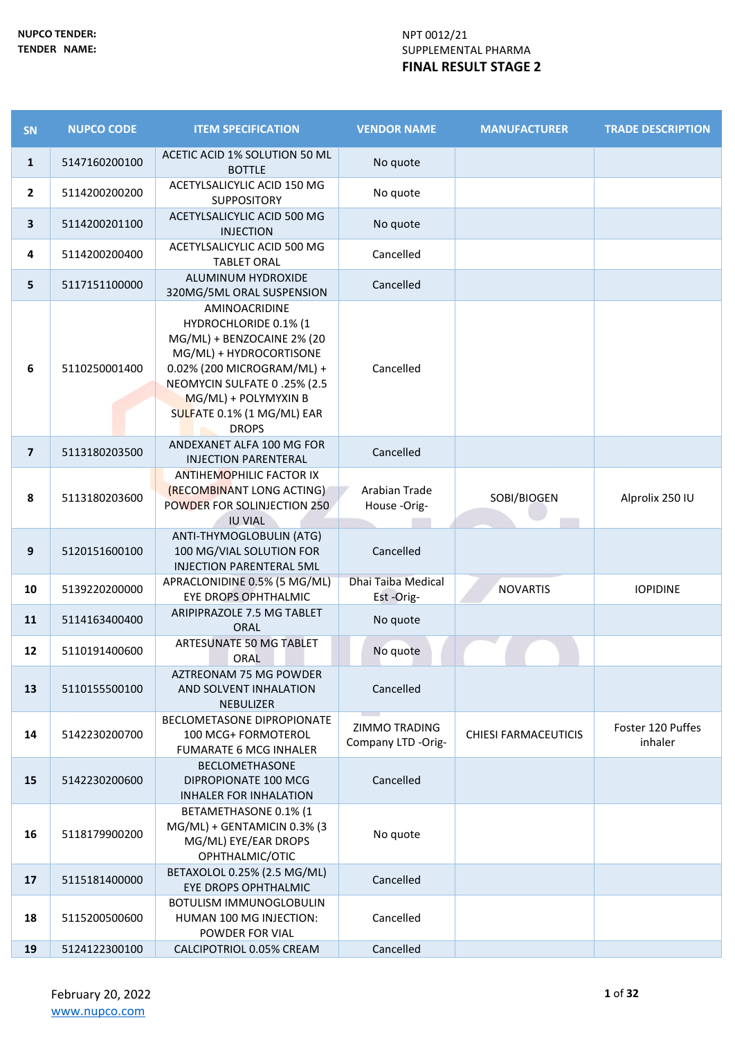**NUPCO TENDER:** NPT 0012/21

**TENDER NAME:** SUPPLEMENTAL PHARMA

**FINAL RESULT STAGE 2**

| SN | NUPCO CODE | ITEM SPECIFICATION | VENDOR NAME | MANUFACTURER | TRADE DESCRIPTION |
|---|---|---|---|---|---|
| 1 | 5147160200100 | ACETIC ACID 1% SOLUTION 50 ML BOTTLE | No quote | | |
| 2 | 5114200200200 | ACETYLSALICYLIC ACID 150 MG SUPPOSITORY | No quote | | |
| 3 | 5114200201100 | ACETYLSALICYLIC ACID 500 MG INJECTION | No quote | | |
| 4 | 5114200200400 | ACETYLSALICYLIC ACID 500 MG TABLET ORAL | Cancelled | | |
| 5 | 5117151100000 | ALUMINUM HYDROXIDE 320MG/5ML ORAL SUSPENSION | Cancelled | | |
| 6 | 5110250001400 | AMINOACRIDINE HYDROCHLORIDE 0.1% (1 MG/ML) + BENZOCAINE 2% (20 MG/ML) + HYDROCORTISONE 0.02% (200 MICROGRAM/ML) + NEOMYCIN SULFATE 0 .25% (2.5 MG/ML) + POLYMYXIN B SULFATE 0.1% (1 MG/ML) EAR DROPS | Cancelled | | |
| 7 | 5113180203500 | ANDEXANET ALFA 100 MG FOR INJECTION PARENTERAL | Cancelled | | |
| 8 | 5113180203600 | ANTIHEMOPHILIC FACTOR IX (RECOMBINANT LONG ACTING) POWDER FOR SOLINJECTION 250 IU VIAL | Arabian Trade House -Orig- | SOBI/BIOGEN | Alprolix 250 IU |
| 9 | 5120151600100 | ANTI-THYMOGLOBULIN (ATG) 100 MG/VIAL SOLUTION FOR INJECTION PARENTERAL 5ML | Cancelled | | |
| 10 | 5139220200000 | APRACLONIDINE 0.5% (5 MG/ML) EYE DROPS OPHTHALMIC | Dhai Taiba Medical Est -Orig- | NOVARTIS | IOPIDINE |
| 11 | 5114163400400 | ARIPIPRAZOLE 7.5 MG TABLET ORAL | No quote | | |
| 12 | 5110191400600 | ARTESUNATE 50 MG TABLET ORAL | No quote | | |
| 13 | 5110155500100 | AZTREONAM 75 MG POWDER AND SOLVENT INHALATION NEBULIZER | Cancelled | | |
| 14 | 5142230200700 | BECLOMETASONE DIPROPIONATE 100 MCG+ FORMOTEROL FUMARATE 6 MCG INHALER | ZIMMO TRADING Company LTD -Orig- | CHIESI FARMACEUTICIS | Foster 120 Puffes inhaler |
| 15 | 5142230200600 | BECLOMETHASONE DIPROPIONATE 100 MCG INHALER FOR INHALATION | Cancelled | | |
| 16 | 5118179900200 | BETAMETHASONE 0.1% (1 MG/ML) + GENTAMICIN 0.3% (3 MG/ML) EYE/EAR DROPS OPHTHALMIC/OTIC | No quote | | |
| 17 | 5115181400000 | BETAXOLOL 0.25% (2.5 MG/ML) EYE DROPS OPHTHALMIC | Cancelled | | |
| 18 | 5115200500600 | BOTULISM IMMUNOGLOBULIN HUMAN 100 MG INJECTION: POWDER FOR VIAL | Cancelled | | |
| 19 | 5124122300100 | CALCIPOTRIOL 0.05% CREAM | Cancelled | | |

February 20, 2022

www.nupco.com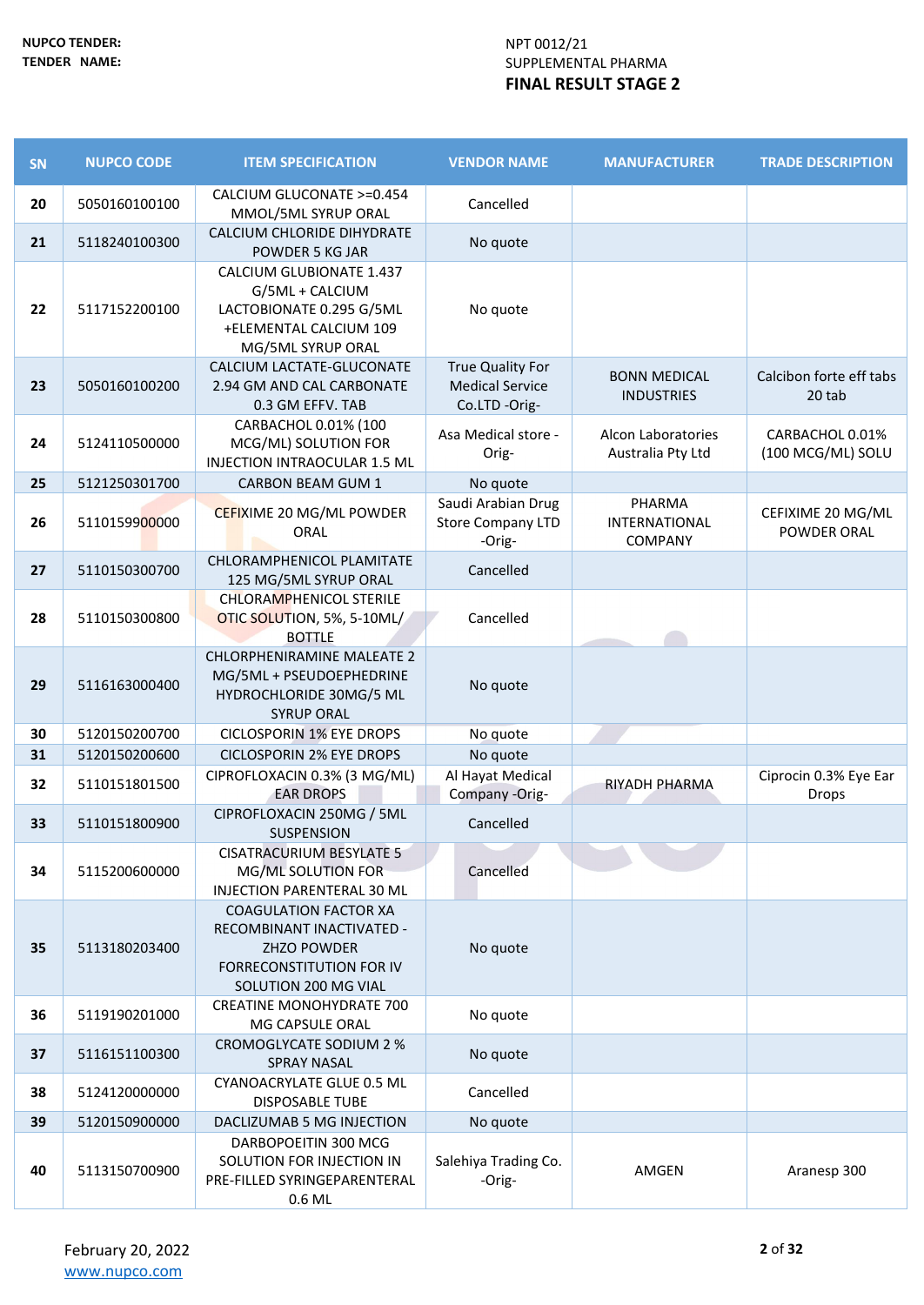| | |
|---|---|
| **NUPCO TENDER:** | NPT 0012/21 |
| **TENDER NAME:** | SUPPLEMENTAL PHARMA |

**FINAL RESULT STAGE 2**

| SN | NUPCO CODE | ITEM SPECIFICATION | VENDOR NAME | MANUFACTURER | TRADE DESCRIPTION |
|---|---|---|---|---|---|
| 20 | 5050160100100 | CALCIUM GLUCONATE >=0.454 MMOL/5ML SYRUP ORAL | Cancelled | | |
| 21 | 5118240100300 | CALCIUM CHLORIDE DIHYDRATE POWDER 5 KG JAR | No quote | | |
| 22 | 5117152200100 | CALCIUM GLUBIONATE 1.437 G/5ML + CALCIUM LACTOBIONATE 0.295 G/5ML +ELEMENTAL CALCIUM 109 MG/5ML SYRUP ORAL | No quote | | |
| 23 | 5050160100200 | CALCIUM LACTATE-GLUCONATE 2.94 GM AND CAL CARBONATE 0.3 GM EFFV. TAB | True Quality For Medical Service Co.LTD -Orig- | BONN MEDICAL INDUSTRIES | Calcibon forte eff tabs 20 tab |
| 24 | 5124110500000 | CARBACHOL 0.01% (100 MCG/ML) SOLUTION FOR INJECTION INTRAOCULAR 1.5 ML | Asa Medical store -Orig- | Alcon Laboratories Australia Pty Ltd | CARBACHOL 0.01% (100 MCG/ML) SOLU |
| 25 | 5121250301700 | CARBON BEAM GUM 1 | No quote | | |
| 26 | 5110159900000 | CEFIXIME 20 MG/ML POWDER ORAL | Saudi Arabian Drug Store Company LTD -Orig- | PHARMA INTERNATIONAL COMPANY | CEFIXIME 20 MG/ML POWDER ORAL |
| 27 | 5110150300700 | CHLORAMPHENICOL PLAMITATE 125 MG/5ML SYRUP ORAL | Cancelled | | |
| 28 | 5110150300800 | CHLORAMPHENICOL STERILE OTIC SOLUTION, 5%, 5-10ML/ BOTTLE | Cancelled | | |
| 29 | 5116163000400 | CHLORPHENIRAMINE MALEATE 2 MG/5ML + PSEUDOEPHEDRINE HYDROCHLORIDE 30MG/5 ML SYRUP ORAL | No quote | | |
| 30 | 5120150200700 | CICLOSPORIN 1% EYE DROPS | No quote | | |
| 31 | 5120150200600 | CICLOSPORIN 2% EYE DROPS | No quote | | |
| 32 | 5110151801500 | CIPROFLOXACIN 0.3% (3 MG/ML) EAR DROPS | Al Hayat Medical Company -Orig- | RIYADH PHARMA | Ciprocin 0.3% Eye Ear Drops |
| 33 | 5110151800900 | CIPROFLOXACIN 250MG / 5ML SUSPENSION | Cancelled | | |
| 34 | 5115200600000 | CISATRACURIUM BESYLATE 5 MG/ML SOLUTION FOR INJECTION PARENTERAL 30 ML | Cancelled | | |
| 35 | 5113180203400 | COAGULATION FACTOR XA RECOMBINANT INACTIVATED - ZHZO POWDER FORRECONSTITUTION FOR IV SOLUTION 200 MG VIAL | No quote | | |
| 36 | 5119190201000 | CREATINE MONOHYDRATE 700 MG CAPSULE ORAL | No quote | | |
| 37 | 5116151100300 | CROMOGLYCATE SODIUM 2 % SPRAY NASAL | No quote | | |
| 38 | 5124120000000 | CYANOACRYLATE GLUE 0.5 ML DISPOSABLE TUBE | Cancelled | | |
| 39 | 5120150900000 | DACLIZUMAB 5 MG INJECTION | No quote | | |
| 40 | 5113150700900 | DARBOPOEITIN 300 MCG SOLUTION FOR INJECTION IN PRE-FILLED SYRINGEPARENTERAL 0.6 ML | Salehiya Trading Co. -Orig- | AMGEN | Aranesp 300 |

February 20, 2022
www.nupco.com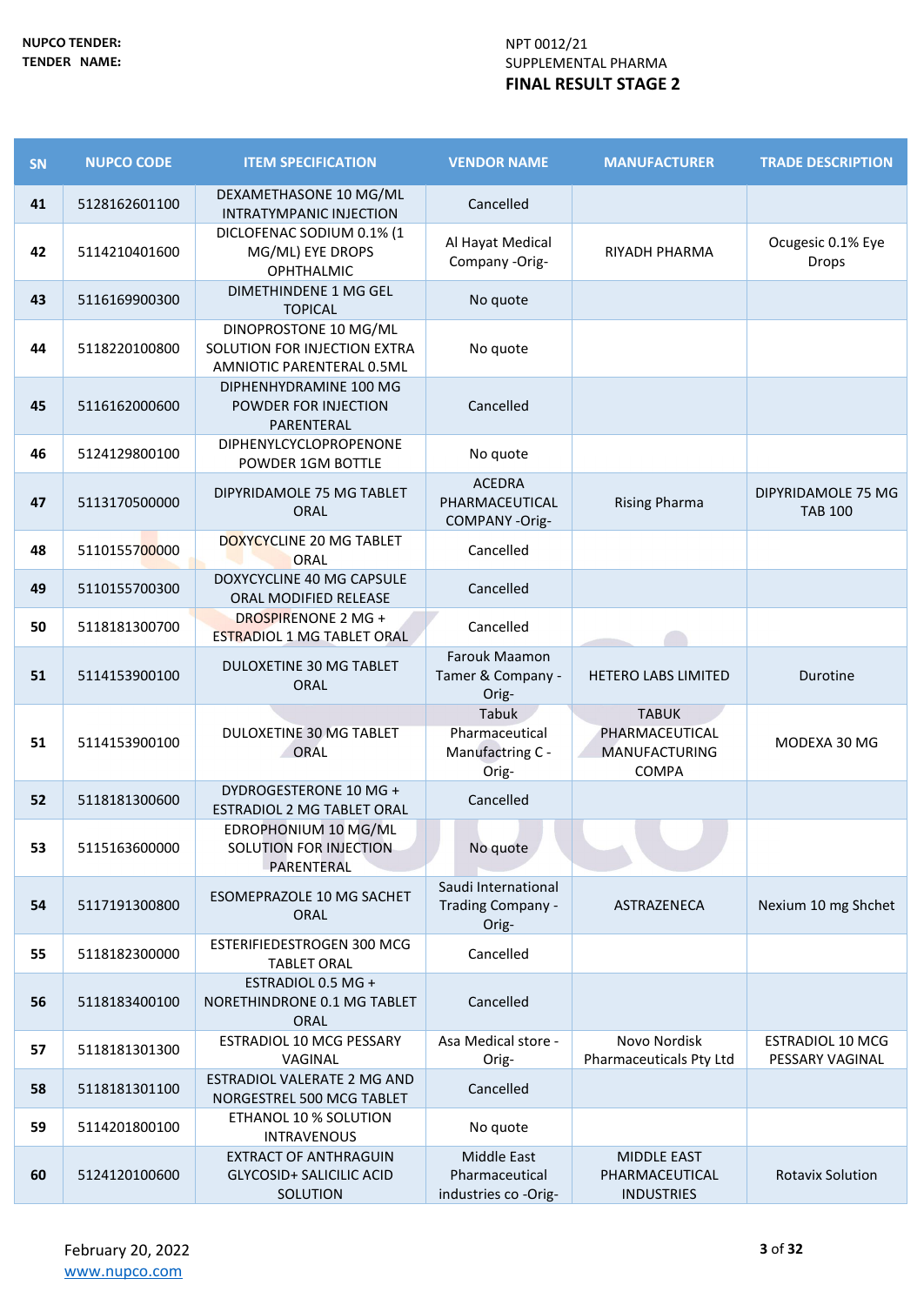NUPCO TENDER: NPT 0012/21

TENDER NAME: SUPPLEMENTAL PHARMA

**FINAL RESULT STAGE 2**

| SN | NUPCO CODE | ITEM SPECIFICATION | VENDOR NAME | MANUFACTURER | TRADE DESCRIPTION |
|---|---|---|---|---|---|
| 41 | 5128162601100 | DEXAMETHASONE 10 MG/ML INTRATYMPANIC INJECTION | Cancelled | | |
| 42 | 5114210401600 | DICLOFENAC SODIUM 0.1% (1 MG/ML) EYE DROPS OPHTHALMIC | Al Hayat Medical Company -Orig- | RIYADH PHARMA | Ocugesic 0.1% Eye Drops |
| 43 | 5116169900300 | DIMETHINDENE 1 MG GEL TOPICAL | No quote | | |
| 44 | 5118220100800 | DINOPROSTONE 10 MG/ML SOLUTION FOR INJECTION EXTRA AMNIOTIC PARENTERAL 0.5ML | No quote | | |
| 45 | 5116162000600 | DIPHENHYDRAMINE 100 MG POWDER FOR INJECTION PARENTERAL | Cancelled | | |
| 46 | 5124129800100 | DIPHENYLCYCLOPROPENONE POWDER 1GM BOTTLE | No quote | | |
| 47 | 5113170500000 | DIPYRIDAMOLE 75 MG TABLET ORAL | ACEDRA PHARMACEUTICAL COMPANY -Orig- | Rising Pharma | DIPYRIDAMOLE 75 MG TAB 100 |
| 48 | 5110155700000 | DOXYCYCLINE 20 MG TABLET ORAL | Cancelled | | |
| 49 | 5110155700300 | DOXYCYCLINE 40 MG CAPSULE ORAL MODIFIED RELEASE | Cancelled | | |
| 50 | 5118181300700 | DROSPIRENONE 2 MG + ESTRADIOL 1 MG TABLET ORAL | Cancelled | | |
| 51 | 5114153900100 | DULOXETINE 30 MG TABLET ORAL | Farouk Maamon Tamer & Company -Orig- | HETERO LABS LIMITED | Durotine |
| 51 | 5114153900100 | DULOXETINE 30 MG TABLET ORAL | Tabuk Pharmaceutical Manufactring C -Orig- | TABUK PHARMACEUTICAL MANUFACTURING COMPA | MODEXA 30 MG |
| 52 | 5118181300600 | DYDROGESTERONE 10 MG + ESTRADIOL 2 MG TABLET ORAL | Cancelled | | |
| 53 | 5115163600000 | EDROPHONIUM 10 MG/ML SOLUTION FOR INJECTION PARENTERAL | No quote | | |
| 54 | 5117191300800 | ESOMEPRAZOLE 10 MG SACHET ORAL | Saudi International Trading Company -Orig- | ASTRAZENECA | Nexium 10 mg Shchet |
| 55 | 5118182300000 | ESTERIFIEDESTROGEN 300 MCG TABLET ORAL | Cancelled | | |
| 56 | 5118183400100 | ESTRADIOL 0.5 MG + NORETHINDRONE 0.1 MG TABLET ORAL | Cancelled | | |
| 57 | 5118181301300 | ESTRADIOL 10 MCG PESSARY VAGINAL | Asa Medical store -Orig- | Novo Nordisk Pharmaceuticals Pty Ltd | ESTRADIOL 10 MCG PESSARY VAGINAL |
| 58 | 5118181301100 | ESTRADIOL VALERATE 2 MG AND NORGESTREL 500 MCG TABLET | Cancelled | | |
| 59 | 5114201800100 | ETHANOL 10 % SOLUTION INTRAVENOUS | No quote | | |
| 60 | 5124120100600 | EXTRACT OF ANTHRAGUIN GLYCOSID+ SALICILIC ACID SOLUTION | Middle East Pharmaceutical industries co -Orig- | MIDDLE EAST PHARMACEUTICAL INDUSTRIES | Rotavix Solution |

February 20, 2022

www.nupco.com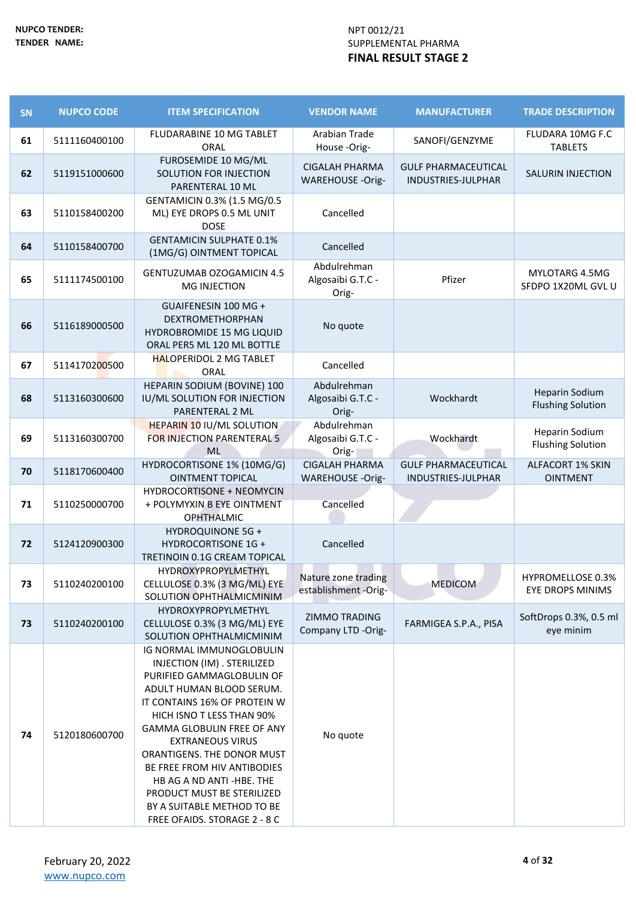NUPCO TENDER: NPT 0012/21

TENDER NAME: SUPPLEMENTAL PHARMA

**FINAL RESULT STAGE 2**

| SN | NUPCO CODE | ITEM SPECIFICATION | VENDOR NAME | MANUFACTURER | TRADE DESCRIPTION |
|---|---|---|---|---|---|
| 61 | 5111160400100 | FLUDARABINE 10 MG TABLET ORAL | Arabian Trade House -Orig- | SANOFI/GENZYME | FLUDARA 10MG F.C TABLETS |
| 62 | 5119151000600 | FUROSEMIDE 10 MG/ML SOLUTION FOR INJECTION PARENTERAL 10 ML | CIGALAH PHARMA WAREHOUSE -Orig- | GULF PHARMACEUTICAL INDUSTRIES-JULPHAR | SALURIN INJECTION |
| 63 | 5110158400200 | GENTAMICIN 0.3% (1.5 MG/0.5 ML) EYE DROPS 0.5 ML UNIT DOSE | Cancelled | | |
| 64 | 5110158400700 | GENTAMICIN SULPHATE 0.1% (1MG/G) OINTMENT TOPICAL | Cancelled | | |
| 65 | 5111174500100 | GENTUZUMAB OZOGAMICIN 4.5 MG INJECTION | Abdulrehman Algosaibi G.T.C - Orig- | Pfizer | MYLOTARG 4.5MG SFDPO 1X20ML GVL U |
| 66 | 5116189000500 | GUAIFENESIN 100 MG + DEXTROMETHORPHAN HYDROBROMIDE 15 MG LIQUID ORAL PER5 ML 120 ML BOTTLE | No quote | | |
| 67 | 5114170200500 | HALOPERIDOL 2 MG TABLET ORAL | Cancelled | | |
| 68 | 5113160300600 | HEPARIN SODIUM (BOVINE) 100 IU/ML SOLUTION FOR INJECTION PARENTERAL 2 ML | Abdulrehman Algosaibi G.T.C - Orig- | Wockhardt | Heparin Sodium Flushing Solution |
| 69 | 5113160300700 | HEPARIN 10 IU/ML SOLUTION FOR INJECTION PARENTERAL 5 ML | Abdulrehman Algosaibi G.T.C - Orig- | Wockhardt | Heparin Sodium Flushing Solution |
| 70 | 5118170600400 | HYDROCORTISONE 1% (10MG/G) OINTMENT TOPICAL | CIGALAH PHARMA WAREHOUSE -Orig- | GULF PHARMACEUTICAL INDUSTRIES-JULPHAR | ALFACORT 1% SKIN OINTMENT |
| 71 | 5110250000700 | HYDROCORTISONE + NEOMYCIN + POLYMYXIN B EYE OINTMENT OPHTHALMIC | Cancelled | | |
| 72 | 5124120900300 | HYDROQUINONE 5G + HYDROCORTISONE 1G + TRETINOIN 0.1G CREAM TOPICAL | Cancelled | | |
| 73 | 5110240200100 | HYDROXYPROPYLMETHYL CELLULOSE 0.3% (3 MG/ML) EYE SOLUTION OPHTHALMICMINIM | Nature zone trading establishment -Orig- | MEDICOM | HYPROMELLOSE 0.3% EYE DROPS MINIMS |
| 73 | 5110240200100 | HYDROXYPROPYLMETHYL CELLULOSE 0.3% (3 MG/ML) EYE SOLUTION OPHTHALMICMINIM | ZIMMO TRADING Company LTD -Orig- | FARMIGEA S.P.A., PISA | SoftDrops 0.3%, 0.5 ml eye minim |
| 74 | 5120180600700 | IG NORMAL IMMUNOGLOBULIN INJECTION (IM) . STERILIZED PURIFIED GAMMAGLOBULIN OF ADULT HUMAN BLOOD SERUM. IT CONTAINS 16% OF PROTEIN W HICH ISNO T LESS THAN 90% GAMMA GLOBULIN FREE OF ANY EXTRANEOUS VIRUS ORANTIGENS. THE DONOR MUST BE FREE FROM HIV ANTIBODIES HB AG A ND ANTI -HBE. THE PRODUCT MUST BE STERILIZED BY A SUITABLE METHOD TO BE FREE OFAIDS. STORAGE 2 - 8 C | No quote | | |

February 20, 2022

www.nupco.com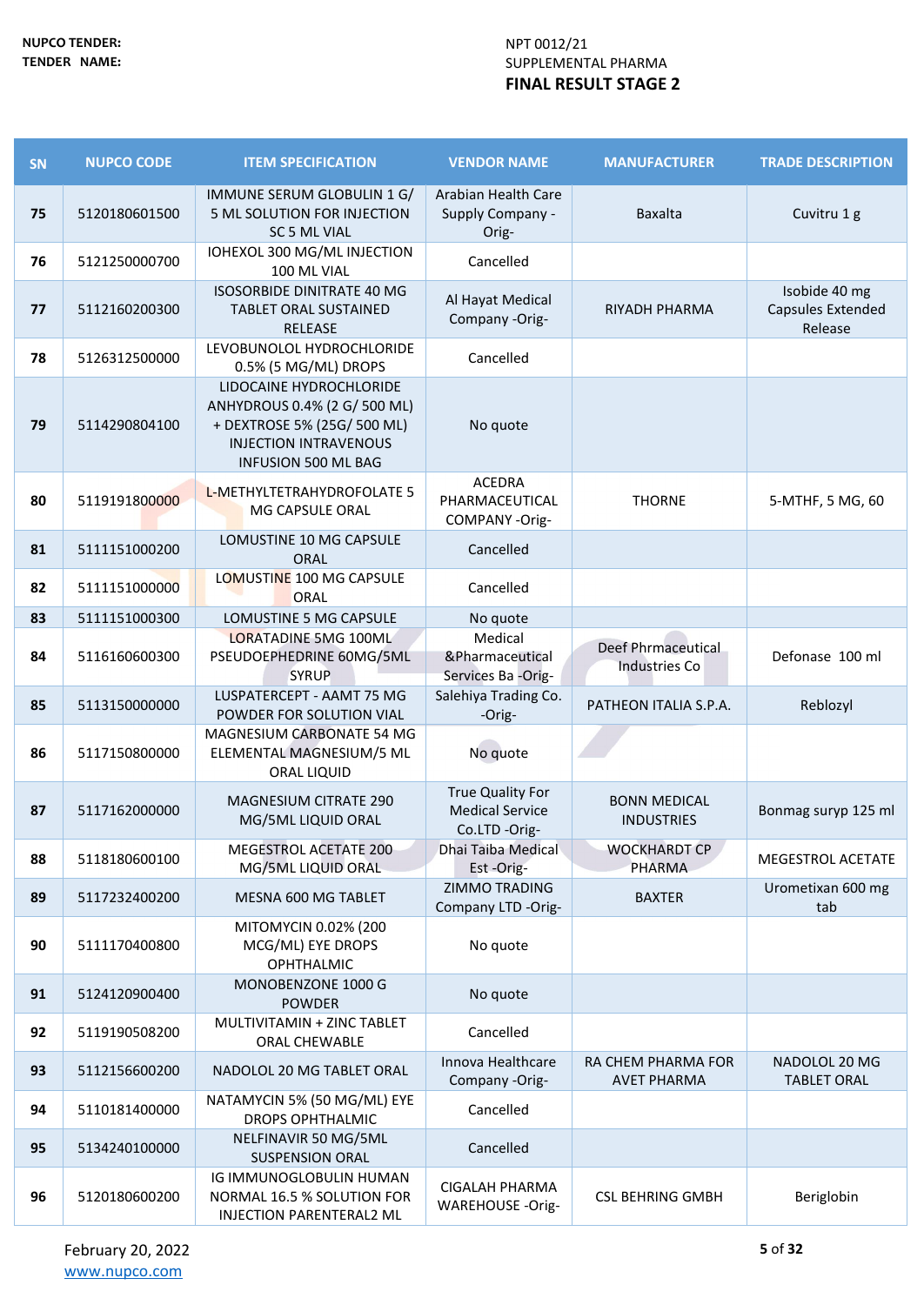**NUPCO TENDER:** NPT 0012/21

**TENDER NAME:** SUPPLEMENTAL PHARMA

**FINAL RESULT STAGE 2**

| SN | NUPCO CODE | ITEM SPECIFICATION | VENDOR NAME | MANUFACTURER | TRADE DESCRIPTION |
|---|---|---|---|---|---|
| 75 | 5120180601500 | IMMUNE SERUM GLOBULIN 1 G/ 5 ML SOLUTION FOR INJECTION SC 5 ML VIAL | Arabian Health Care Supply Company -Orig- | Baxalta | Cuvitru 1 g |
| 76 | 5121250000700 | IOHEXOL 300 MG/ML INJECTION 100 ML VIAL | Cancelled | | |
| 77 | 5112160200300 | ISOSORBIDE DINITRATE 40 MG TABLET ORAL SUSTAINED RELEASE | Al Hayat Medical Company -Orig- | RIYADH PHARMA | Isobide 40 mg Capsules Extended Release |
| 78 | 5126312500000 | LEVOBUNOLOL HYDROCHLORIDE 0.5% (5 MG/ML) DROPS | Cancelled | | |
| 79 | 5114290804100 | LIDOCAINE HYDROCHLORIDE ANHYDROUS 0.4% (2 G/ 500 ML) + DEXTROSE 5% (25G/ 500 ML) INJECTION INTRAVENOUS INFUSION 500 ML BAG | No quote | | |
| 80 | 5119191800000 | L-METHYLTETRAHYDROFOLATE 5 MG CAPSULE ORAL | ACEDRA PHARMACEUTICAL COMPANY -Orig- | THORNE | 5-MTHF, 5 MG, 60 |
| 81 | 5111151000200 | LOMUSTINE 10 MG CAPSULE ORAL | Cancelled | | |
| 82 | 5111151000000 | LOMUSTINE 100 MG CAPSULE ORAL | Cancelled | | |
| 83 | 5111151000300 | LOMUSTINE 5 MG CAPSULE | No quote | | |
| 84 | 5116160600300 | LORATADINE 5MG 100ML PSEUDOEPHEDRINE 60MG/5ML SYRUP | Medical &Pharmaceutical Services Ba -Orig- | Deef Phrmaceutical Industries Co | Defonase 100 ml |
| 85 | 5113150000000 | LUSPATERCEPT - AAMT 75 MG POWDER FOR SOLUTION VIAL | Salehiya Trading Co. -Orig- | PATHEON ITALIA S.P.A. | Reblozyl |
| 86 | 5117150800000 | MAGNESIUM CARBONATE 54 MG ELEMENTAL MAGNESIUM/5 ML ORAL LIQUID | No quote | | |
| 87 | 5117162000000 | MAGNESIUM CITRATE 290 MG/5ML LIQUID ORAL | True Quality For Medical Service Co.LTD -Orig- | BONN MEDICAL INDUSTRIES | Bonmag suryp 125 ml |
| 88 | 5118180600100 | MEGESTROL ACETATE 200 MG/5ML LIQUID ORAL | Dhai Taiba Medical Est -Orig- | WOCKHARDT CP PHARMA | MEGESTROL ACETATE |
| 89 | 5117232400200 | MESNA 600 MG TABLET | ZIMMO TRADING Company LTD -Orig- | BAXTER | Urometixan 600 mg tab |
| 90 | 5111170400800 | MITOMYCIN 0.02% (200 MCG/ML) EYE DROPS OPHTHALMIC | No quote | | |
| 91 | 5124120900400 | MONOBENZONE 1000 G POWDER | No quote | | |
| 92 | 5119190508200 | MULTIVITAMIN + ZINC TABLET ORAL CHEWABLE | Cancelled | | |
| 93 | 5112156600200 | NADOLOL 20 MG TABLET ORAL | Innova Healthcare Company -Orig- | RA CHEM PHARMA FOR AVET PHARMA | NADOLOL 20 MG TABLET ORAL |
| 94 | 5110181400000 | NATAMYCIN 5% (50 MG/ML) EYE DROPS OPHTHALMIC | Cancelled | | |
| 95 | 5134240100000 | NELFINAVIR 50 MG/5ML SUSPENSION ORAL | Cancelled | | |
| 96 | 5120180600200 | IG IMMUNOGLOBULIN HUMAN NORMAL 16.5 % SOLUTION FOR INJECTION PARENTERAL2 ML | CIGALAH PHARMA WAREHOUSE -Orig- | CSL BEHRING GMBH | Beriglobin |

February 20, 2022

www.nupco.com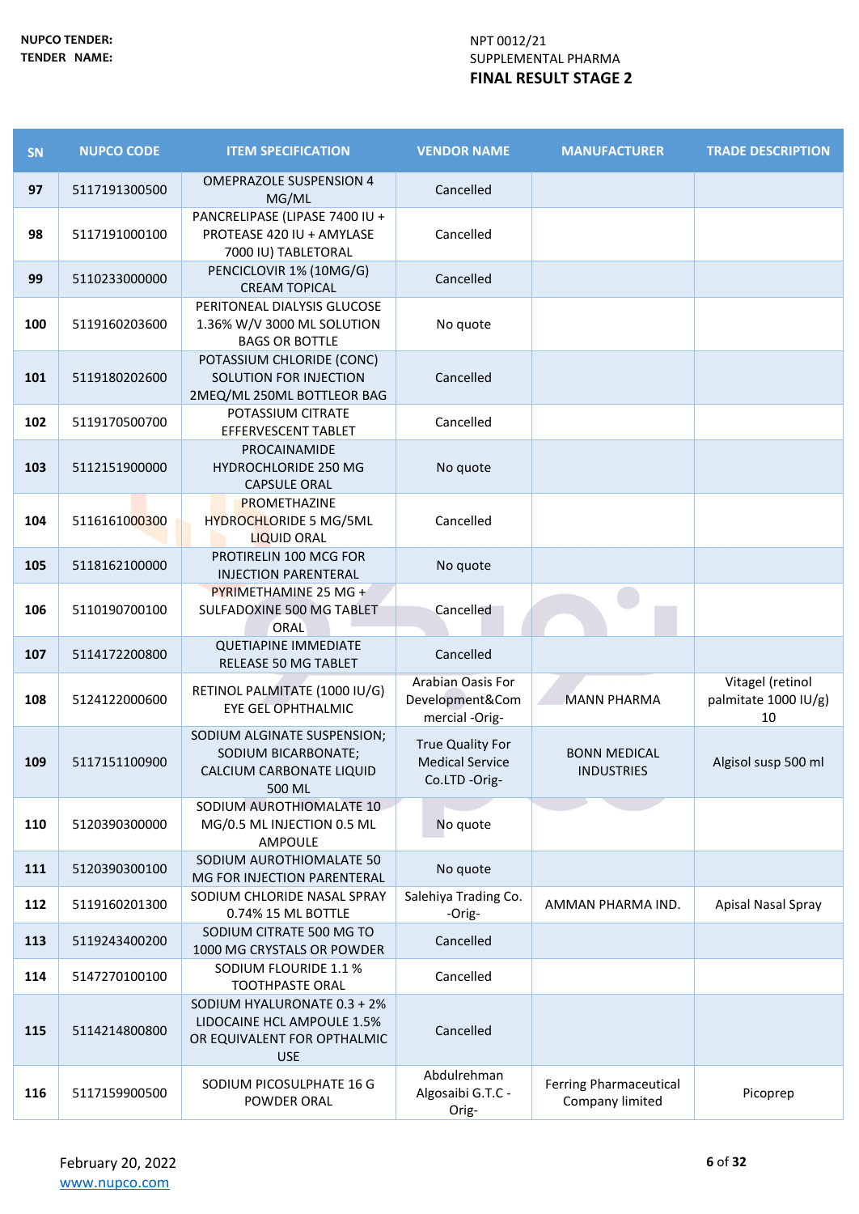**NUPCO TENDER:** NPT 0012/21

**TENDER NAME:** SUPPLEMENTAL PHARMA

**FINAL RESULT STAGE 2**

| SN | NUPCO CODE | ITEM SPECIFICATION | VENDOR NAME | MANUFACTURER | TRADE DESCRIPTION |
|---|---|---|---|---|---|
| 97 | 5117191300500 | OMEPRAZOLE SUSPENSION 4 MG/ML | Cancelled | | |
| 98 | 5117191000100 | PANCRELIPASE (LIPASE 7400 IU + PROTEASE 420 IU + AMYLASE 7000 IU) TABLETORAL | Cancelled | | |
| 99 | 5110233000000 | PENCICLOVIR 1% (10MG/G) CREAM TOPICAL | Cancelled | | |
| 100 | 5119160203600 | PERITONEAL DIALYSIS GLUCOSE 1.36% W/V 3000 ML SOLUTION BAGS OR BOTTLE | No quote | | |
| 101 | 5119180202600 | POTASSIUM CHLORIDE (CONC) SOLUTION FOR INJECTION 2MEQ/ML 250ML BOTTLEOR BAG | Cancelled | | |
| 102 | 5119170500700 | POTASSIUM CITRATE EFFERVESCENT TABLET | Cancelled | | |
| 103 | 5112151900000 | PROCAINAMIDE HYDROCHLORIDE 250 MG CAPSULE ORAL | No quote | | |
| 104 | 5116161000300 | PROMETHAZINE HYDROCHLORIDE 5 MG/5ML LIQUID ORAL | Cancelled | | |
| 105 | 5118162100000 | PROTIRELIN 100 MCG FOR INJECTION PARENTERAL | No quote | | |
| 106 | 5110190700100 | PYRIMETHAMINE 25 MG + SULFADOXINE 500 MG TABLET ORAL | Cancelled | | |
| 107 | 5114172200800 | QUETIAPINE IMMEDIATE RELEASE 50 MG TABLET | Cancelled | | |
| 108 | 5124122000600 | RETINOL PALMITATE (1000 IU/G) EYE GEL OPHTHALMIC | Arabian Oasis For Development&Commercial -Orig- | MANN PHARMA | Vitagel (retinol palmitate 1000 IU/g) 10 |
| 109 | 5117151100900 | SODIUM ALGINATE SUSPENSION; SODIUM BICARBONATE; CALCIUM CARBONATE LIQUID 500 ML | True Quality For Medical Service Co.LTD -Orig- | BONN MEDICAL INDUSTRIES | Algisol susp 500 ml |
| 110 | 5120390300000 | SODIUM AUROTHIOMALATE 10 MG/0.5 ML INJECTION 0.5 ML AMPOULE | No quote | | |
| 111 | 5120390300100 | SODIUM AUROTHIOMALATE 50 MG FOR INJECTION PARENTERAL | No quote | | |
| 112 | 5119160201300 | SODIUM CHLORIDE NASAL SPRAY 0.74% 15 ML BOTTLE | Salehiya Trading Co. -Orig- | AMMAN PHARMA IND. | Apisal Nasal Spray |
| 113 | 5119243400200 | SODIUM CITRATE 500 MG TO 1000 MG CRYSTALS OR POWDER | Cancelled | | |
| 114 | 5147270100100 | SODIUM FLOURIDE 1.1 % TOOTHPASTE ORAL | Cancelled | | |
| 115 | 5114214800800 | SODIUM HYALURONATE 0.3 + 2% LIDOCAINE HCL AMPOULE 1.5% OR EQUIVALENT FOR OPTHALMIC USE | Cancelled | | |
| 116 | 5117159900500 | SODIUM PICOSULPHATE 16 G POWDER ORAL | Abdulrehman Algosaibi G.T.C -Orig- | Ferring Pharmaceutical Company limited | Picoprep |

February 20, 2022

www.nupco.com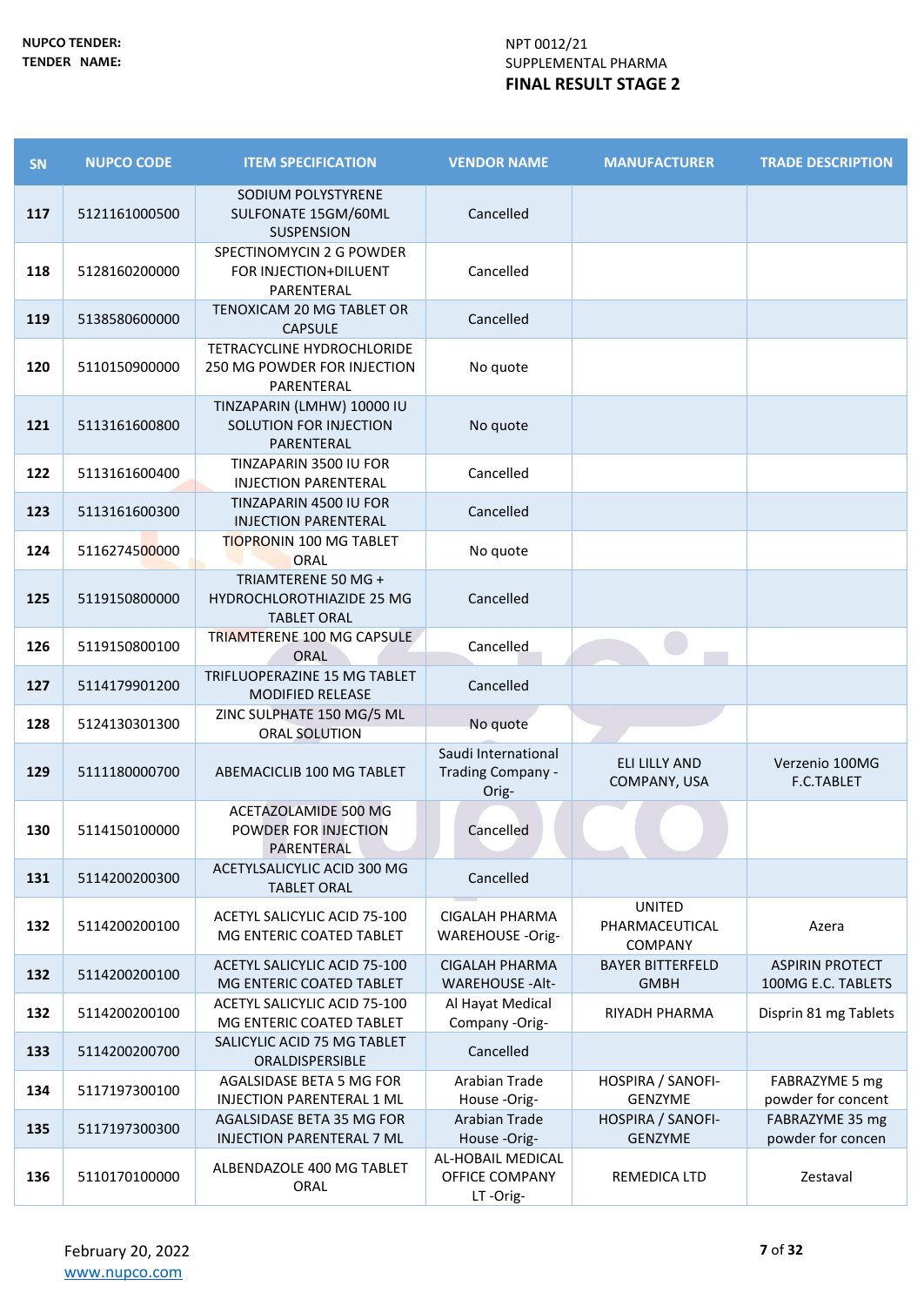| NUPCO TENDER: | NPT 0012/21 |
|---|---|
| TENDER NAME: | SUPPLEMENTAL PHARMA |

**FINAL RESULT STAGE 2**

| SN | NUPCO CODE | ITEM SPECIFICATION | VENDOR NAME | MANUFACTURER | TRADE DESCRIPTION |
|---|---|---|---|---|---|
| 117 | 5121161000500 | SODIUM POLYSTYRENE SULFONATE 15GM/60ML SUSPENSION | Cancelled | | |
| 118 | 5128160200000 | SPECTINOMYCIN 2 G POWDER FOR INJECTION+DILUENT PARENTERAL | Cancelled | | |
| 119 | 5138580600000 | TENOXICAM 20 MG TABLET OR CAPSULE | Cancelled | | |
| 120 | 5110150900000 | TETRACYCLINE HYDROCHLORIDE 250 MG POWDER FOR INJECTION PARENTERAL | No quote | | |
| 121 | 5113161600800 | TINZAPARIN (LMHW) 10000 IU SOLUTION FOR INJECTION PARENTERAL | No quote | | |
| 122 | 5113161600400 | TINZAPARIN 3500 IU FOR INJECTION PARENTERAL | Cancelled | | |
| 123 | 5113161600300 | TINZAPARIN 4500 IU FOR INJECTION PARENTERAL | Cancelled | | |
| 124 | 5116274500000 | TIOPRONIN 100 MG TABLET ORAL | No quote | | |
| 125 | 5119150800000 | TRIAMTERENE 50 MG + HYDROCHLOROTHIAZIDE 25 MG TABLET ORAL | Cancelled | | |
| 126 | 5119150800100 | TRIAMTERENE 100 MG CAPSULE ORAL | Cancelled | | |
| 127 | 5114179901200 | TRIFLUOPERAZINE 15 MG TABLET MODIFIED RELEASE | Cancelled | | |
| 128 | 5124130301300 | ZINC SULPHATE 150 MG/5 ML ORAL SOLUTION | No quote | | |
| 129 | 5111180000700 | ABEMACICLIB 100 MG TABLET | Saudi International Trading Company -Orig- | ELI LILLY AND COMPANY, USA | Verzenio 100MG F.C.TABLET |
| 130 | 5114150100000 | ACETAZOLAMIDE 500 MG POWDER FOR INJECTION PARENTERAL | Cancelled | | |
| 131 | 5114200200300 | ACETYLSALICYLIC ACID 300 MG TABLET ORAL | Cancelled | | |
| 132 | 5114200200100 | ACETYL SALICYLIC ACID 75-100 MG ENTERIC COATED TABLET | CIGALAH PHARMA WAREHOUSE -Orig- | UNITED PHARMACEUTICAL COMPANY | Azera |
| 132 | 5114200200100 | ACETYL SALICYLIC ACID 75-100 MG ENTERIC COATED TABLET | CIGALAH PHARMA WAREHOUSE -Alt- | BAYER BITTERFELD GMBH | ASPIRIN PROTECT 100MG E.C. TABLETS |
| 132 | 5114200200100 | ACETYL SALICYLIC ACID 75-100 MG ENTERIC COATED TABLET | Al Hayat Medical Company -Orig- | RIYADH PHARMA | Disprin 81 mg Tablets |
| 133 | 5114200200700 | SALICYLIC ACID 75 MG TABLET ORALDISPERSIBLE | Cancelled | | |
| 134 | 5117197300100 | AGALSIDASE BETA 5 MG FOR INJECTION PARENTERAL 1 ML | Arabian Trade House -Orig- | HOSPIRA / SANOFI-GENZYME | FABRAZYME 5 mg powder for concent |
| 135 | 5117197300300 | AGALSIDASE BETA 35 MG FOR INJECTION PARENTERAL 7 ML | Arabian Trade House -Orig- | HOSPIRA / SANOFI-GENZYME | FABRAZYME 35 mg powder for concen |
| 136 | 5110170100000 | ALBENDAZOLE 400 MG TABLET ORAL | AL-HOBAIL MEDICAL OFFICE COMPANY LT -Orig- | REMEDICA LTD | Zestaval |

February 20, 2022
www.nupco.com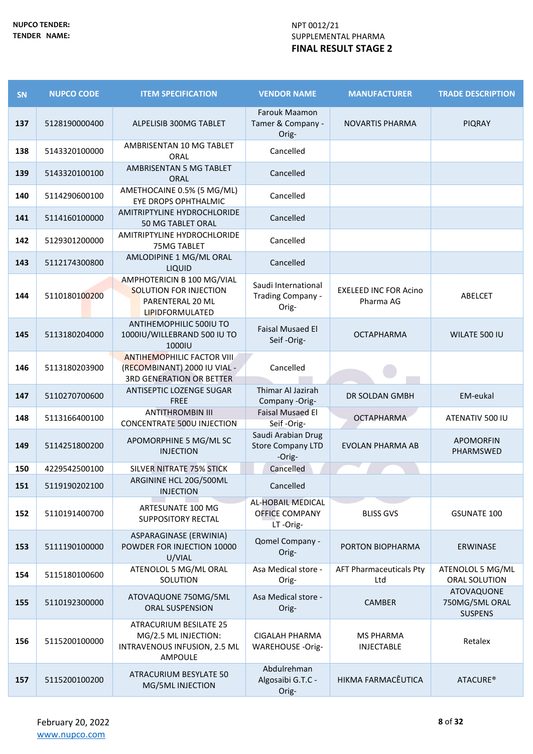NUPCO TENDER: NPT 0012/21

TENDER NAME: SUPPLEMENTAL PHARMA

**FINAL RESULT STAGE 2**

| SN | NUPCO CODE | ITEM SPECIFICATION | VENDOR NAME | MANUFACTURER | TRADE DESCRIPTION |
|---|---|---|---|---|---|
| 137 | 5128190000400 | ALPELISIB 300MG TABLET | Farouk Maamon Tamer & Company -Orig- | NOVARTIS PHARMA | PIQRAY |
| 138 | 5143320100000 | AMBRISENTAN 10 MG TABLET ORAL | Cancelled | | |
| 139 | 5143320100100 | AMBRISENTAN 5 MG TABLET ORAL | Cancelled | | |
| 140 | 5114290600100 | AMETHOCAINE 0.5% (5 MG/ML) EYE DROPS OPHTHALMIC | Cancelled | | |
| 141 | 5114160100000 | AMITRIPTYLINE HYDROCHLORIDE 50 MG TABLET ORAL | Cancelled | | |
| 142 | 5129301200000 | AMITRIPTYLINE HYDROCHLORIDE 75MG TABLET | Cancelled | | |
| 143 | 5112174300800 | AMLODIPINE 1 MG/ML ORAL LIQUID | Cancelled | | |
| 144 | 5110180100200 | AMPHOTERICIN B 100 MG/VIAL SOLUTION FOR INJECTION PARENTERAL 20 ML LIPIDFORMULATED | Saudi International Trading Company -Orig- | EXELEED INC FOR Acino Pharma AG | ABELCET |
| 145 | 5113180204000 | ANTIHEMOPHILIC 500IU TO 1000IU/WILLEBRAND 500 IU TO 1000IU | Faisal Musaed El Seif -Orig- | OCTAPHARMA | WILATE 500 IU |
| 146 | 5113180203900 | ANTIHEMOPHILIC FACTOR VIII (RECOMBINANT) 2000 IU VIAL - 3RD GENERATION OR BETTER | Cancelled | | |
| 147 | 5110270700600 | ANTISEPTIC LOZENGE SUGAR FREE | Thimar Al Jazirah Company -Orig- | DR SOLDAN GMBH | EM-eukal |
| 148 | 5113166400100 | ANTITHROMBIN III CONCENTRATE 500U INJECTION | Faisal Musaed El Seif -Orig- | OCTAPHARMA | ATENATIV 500 IU |
| 149 | 5114251800200 | APOMORPHINE 5 MG/ML SC INJECTION | Saudi Arabian Drug Store Company LTD -Orig- | EVOLAN PHARMA AB | APOMORFIN PHARMSWED |
| 150 | 4229542500100 | SILVER NITRATE 75% STICK | Cancelled | | |
| 151 | 5119190202100 | ARGININE HCL 20G/500ML INJECTION | Cancelled | | |
| 152 | 5110191400700 | ARTESUNATE 100 MG SUPPOSITORY RECTAL | AL-HOBAIL MEDICAL OFFICE COMPANY LT -Orig- | BLISS GVS | GSUNATE 100 |
| 153 | 5111190100000 | ASPARAGINASE (ERWINIA) POWDER FOR INJECTION 10000 U/VIAL | Qomel Company -Orig- | PORTON BIOPHARMA | ERWINASE |
| 154 | 5115180100600 | ATENOLOL 5 MG/ML ORAL SOLUTION | Asa Medical store -Orig- | AFT Pharmaceuticals Pty Ltd | ATENOLOL 5 MG/ML ORAL SOLUTION |
| 155 | 5110192300000 | ATOVAQUONE 750MG/5ML ORAL SUSPENSION | Asa Medical store -Orig- | CAMBER | ATOVAQUONE 750MG/5ML ORAL SUSPENS |
| 156 | 5115200100000 | ATRACURIUM BESILATE 25 MG/2.5 ML INJECTION: INTRAVENOUS INFUSION, 2.5 ML AMPOULE | CIGALAH PHARMA WAREHOUSE -Orig- | MS PHARMA INJECTABLE | Retalex |
| 157 | 5115200100200 | ATRACURIUM BESYLATE 50 MG/5ML INJECTION | Abdulrehman Algosaibi G.T.C -Orig- | HIKMA FARMACÊUTICA | ATACURE® |

February 20, 2022

www.nupco.com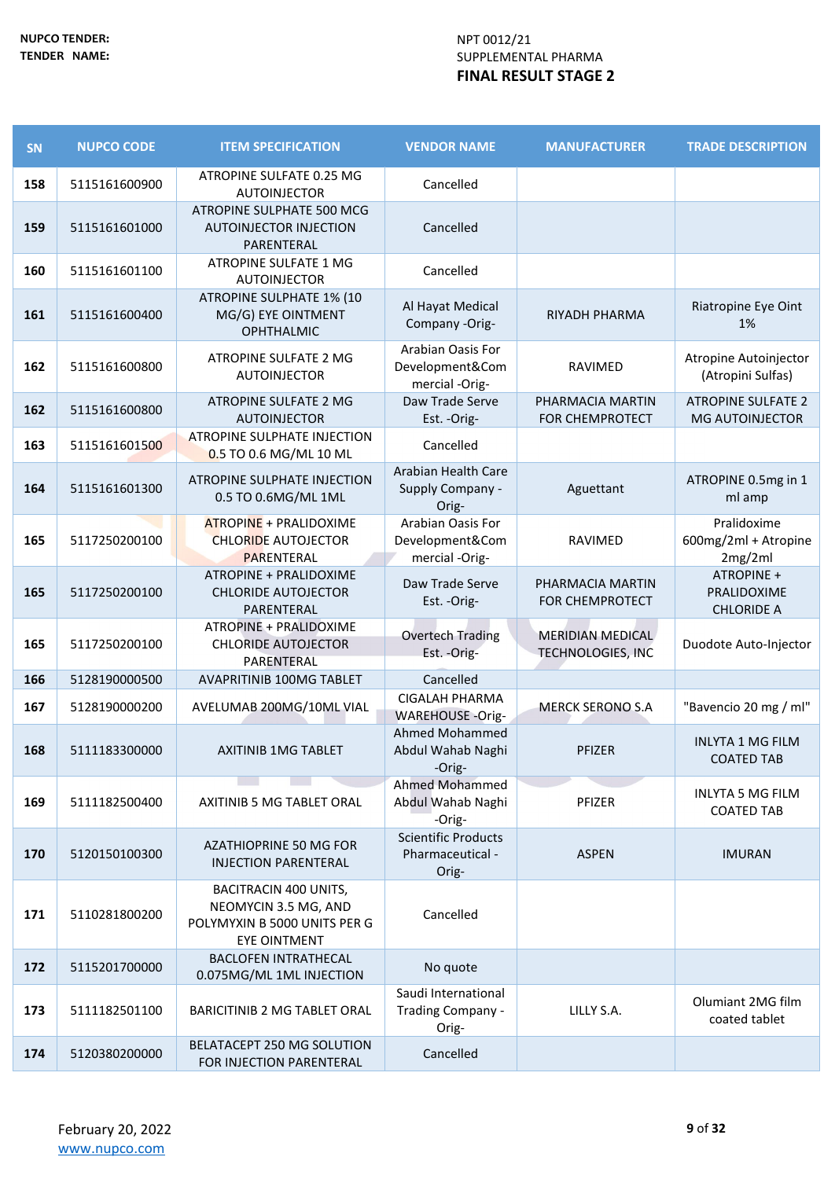**NUPCO TENDER:** NPT 0012/21

**TENDER NAME:** SUPPLEMENTAL PHARMA

**FINAL RESULT STAGE 2**

| SN | NUPCO CODE | ITEM SPECIFICATION | VENDOR NAME | MANUFACTURER | TRADE DESCRIPTION |
|---|---|---|---|---|---|
| 158 | 5115161600900 | ATROPINE SULFATE 0.25 MG AUTOINJECTOR | Cancelled | | |
| 159 | 5115161601000 | ATROPINE SULPHATE 500 MCG AUTOINJECTOR INJECTION PARENTERAL | Cancelled | | |
| 160 | 5115161601100 | ATROPINE SULFATE 1 MG AUTOINJECTOR | Cancelled | | |
| 161 | 5115161600400 | ATROPINE SULPHATE 1% (10 MG/G) EYE OINTMENT OPHTHALMIC | Al Hayat Medical Company -Orig- | RIYADH PHARMA | Riatropine Eye Oint 1% |
| 162 | 5115161600800 | ATROPINE SULFATE 2 MG AUTOINJECTOR | Arabian Oasis For Development&Commercial -Orig- | RAVIMED | Atropine Autoinjector (Atropini Sulfas) |
| 162 | 5115161600800 | ATROPINE SULFATE 2 MG AUTOINJECTOR | Daw Trade Serve Est. -Orig- | PHARMACIA MARTIN FOR CHEMPROTECT | ATROPINE SULFATE 2 MG AUTOINJECTOR |
| 163 | 5115161601500 | ATROPINE SULPHATE INJECTION 0.5 TO 0.6 MG/ML 10 ML | Cancelled | | |
| 164 | 5115161601300 | ATROPINE SULPHATE INJECTION 0.5 TO 0.6MG/ML 1ML | Arabian Health Care Supply Company -Orig- | Aguettant | ATROPINE 0.5mg in 1 ml amp |
| 165 | 5117250200100 | ATROPINE + PRALIDOXIME CHLORIDE AUTOJECTOR PARENTERAL | Arabian Oasis For Development&Commercial -Orig- | RAVIMED | Pralidoxime 600mg/2ml + Atropine 2mg/2ml |
| 165 | 5117250200100 | ATROPINE + PRALIDOXIME CHLORIDE AUTOJECTOR PARENTERAL | Daw Trade Serve Est. -Orig- | PHARMACIA MARTIN FOR CHEMPROTECT | ATROPINE + PRALIDOXIME CHLORIDE A |
| 165 | 5117250200100 | ATROPINE + PRALIDOXIME CHLORIDE AUTOJECTOR PARENTERAL | Overtech Trading Est. -Orig- | MERIDIAN MEDICAL TECHNOLOGIES, INC | Duodote Auto-Injector |
| 166 | 5128190000500 | AVAPRITINIB 100MG TABLET | Cancelled | | |
| 167 | 5128190000200 | AVELUMAB 200MG/10ML VIAL | CIGALAH PHARMA WAREHOUSE -Orig- | MERCK SERONO S.A | "Bavencio 20 mg / ml" |
| 168 | 5111183300000 | AXITINIB 1MG TABLET | Ahmed Mohammed Abdul Wahab Naghi -Orig- | PFIZER | INLYTA 1 MG FILM COATED TAB |
| 169 | 5111182500400 | AXITINIB 5 MG TABLET ORAL | Ahmed Mohammed Abdul Wahab Naghi -Orig- | PFIZER | INLYTA 5 MG FILM COATED TAB |
| 170 | 5120150100300 | AZATHIOPRINE 50 MG FOR INJECTION PARENTERAL | Scientific Products Pharmaceutical -Orig- | ASPEN | IMURAN |
| 171 | 5110281800200 | BACITRACIN 400 UNITS, NEOMYCIN 3.5 MG, AND POLYMYXIN B 5000 UNITS PER G EYE OINTMENT | Cancelled | | |
| 172 | 5115201700000 | BACLOFEN INTRATHECAL 0.075MG/ML 1ML INJECTION | No quote | | |
| 173 | 5111182501100 | BARICITINIB 2 MG TABLET ORAL | Saudi International Trading Company -Orig- | LILLY S.A. | Olumiant 2MG film coated tablet |
| 174 | 5120380200000 | BELATACEPT 250 MG SOLUTION FOR INJECTION PARENTERAL | Cancelled | | |

February 20, 2022
www.nupco.com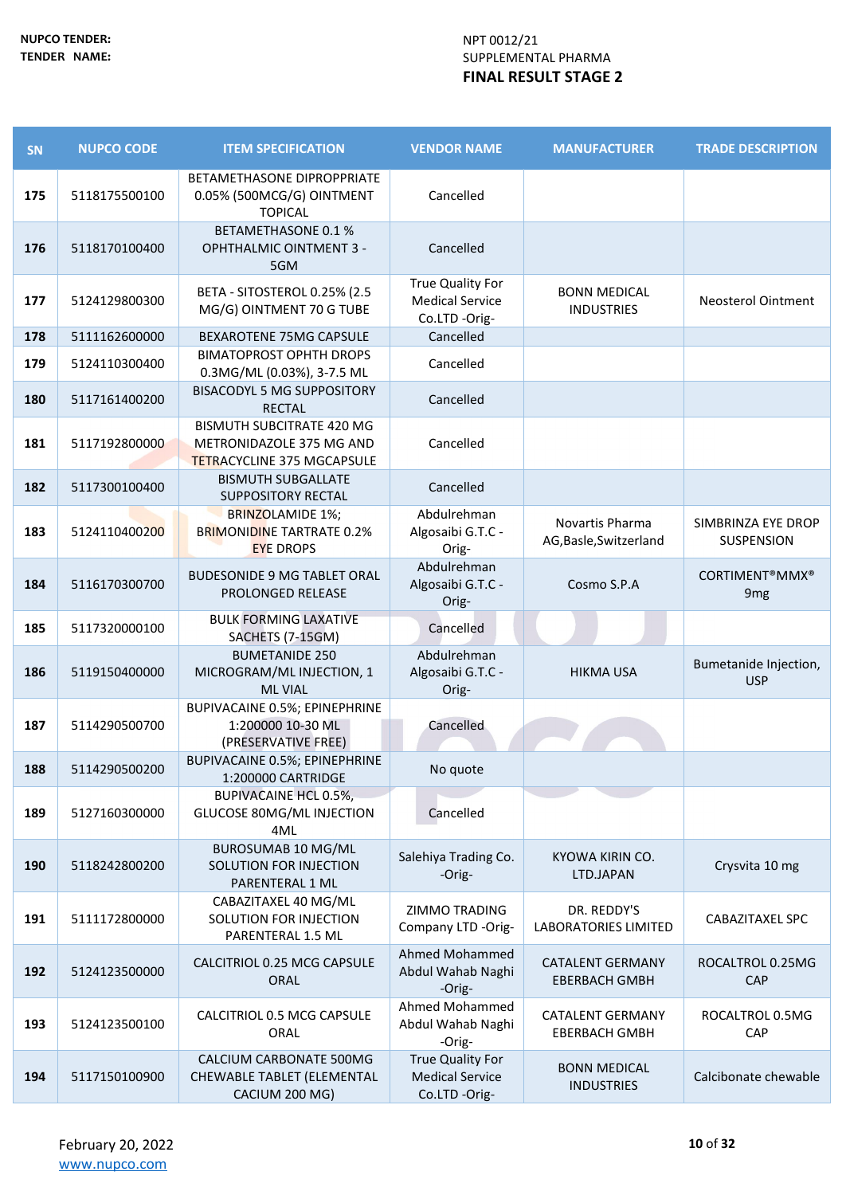NUPCO TENDER: NPT 0012/21

TENDER NAME: SUPPLEMENTAL PHARMA

**FINAL RESULT STAGE 2**

| SN | NUPCO CODE | ITEM SPECIFICATION | VENDOR NAME | MANUFACTURER | TRADE DESCRIPTION |
|---|---|---|---|---|---|
| 175 | 5118175500100 | BETAMETHASONE DIPROPPRIATE 0.05% (500MCG/G) OINTMENT TOPICAL | Cancelled | | |
| 176 | 5118170100400 | BETAMETHASONE 0.1 % OPHTHALMIC OINTMENT 3 - 5GM | Cancelled | | |
| 177 | 5124129800300 | BETA - SITOSTEROL 0.25% (2.5 MG/G) OINTMENT 70 G TUBE | True Quality For Medical Service Co.LTD -Orig- | BONN MEDICAL INDUSTRIES | Neosterol Ointment |
| 178 | 5111162600000 | BEXAROTENE 75MG CAPSULE | Cancelled | | |
| 179 | 5124110300400 | BIMATOPROST OPHTH DROPS 0.3MG/ML (0.03%), 3-7.5 ML | Cancelled | | |
| 180 | 5117161400200 | BISACODYL 5 MG SUPPOSITORY RECTAL | Cancelled | | |
| 181 | 5117192800000 | BISMUTH SUBCITRATE 420 MG METRONIDAZOLE 375 MG AND TETRACYCLINE 375 MGCAPSULE | Cancelled | | |
| 182 | 5117300100400 | BISMUTH SUBGALLATE SUPPOSITORY RECTAL | Cancelled | | |
| 183 | 5124110400200 | BRINZOLAMIDE 1%; BRIMONIDINE TARTRATE 0.2% EYE DROPS | Abdulrehman Algosaibi G.T.C - Orig- | Novartis Pharma AG,Basle,Switzerland | SIMBRINZA EYE DROP SUSPENSION |
| 184 | 5116170300700 | BUDESONIDE 9 MG TABLET ORAL PROLONGED RELEASE | Abdulrehman Algosaibi G.T.C - Orig- | Cosmo S.P.A | CORTIMENT®MMX® 9mg |
| 185 | 5117320000100 | BULK FORMING LAXATIVE SACHETS (7-15GM) | Cancelled | | |
| 186 | 5119150400000 | BUMETANIDE 250 MICROGRAM/ML INJECTION, 1 ML VIAL | Abdulrehman Algosaibi G.T.C - Orig- | HIKMA USA | Bumetanide Injection, USP |
| 187 | 5114290500700 | BUPIVACAINE 0.5%; EPINEPHRINE 1:200000 10-30 ML (PRESERVATIVE FREE) | Cancelled | | |
| 188 | 5114290500200 | BUPIVACAINE 0.5%; EPINEPHRINE 1:200000 CARTRIDGE | No quote | | |
| 189 | 5127160300000 | BUPIVACAINE HCL 0.5%, GLUCOSE 80MG/ML INJECTION 4ML | Cancelled | | |
| 190 | 5118242800200 | BUROSUMAB 10 MG/ML SOLUTION FOR INJECTION PARENTERAL 1 ML | Salehiya Trading Co. -Orig- | KYOWA KIRIN CO. LTD.JAPAN | Crysvita 10 mg |
| 191 | 5111172800000 | CABAZITAXEL 40 MG/ML SOLUTION FOR INJECTION PARENTERAL 1.5 ML | ZIMMO TRADING Company LTD -Orig- | DR. REDDY'S LABORATORIES LIMITED | CABAZITAXEL SPC |
| 192 | 5124123500000 | CALCITRIOL 0.25 MCG CAPSULE ORAL | Ahmed Mohammed Abdul Wahab Naghi -Orig- | CATALENT GERMANY EBERBACH GMBH | ROCALTROL 0.25MG CAP |
| 193 | 5124123500100 | CALCITRIOL 0.5 MCG CAPSULE ORAL | Ahmed Mohammed Abdul Wahab Naghi -Orig- | CATALENT GERMANY EBERBACH GMBH | ROCALTROL 0.5MG CAP |
| 194 | 5117150100900 | CALCIUM CARBONATE 500MG CHEWABLE TABLET (ELEMENTAL CACIUM 200 MG) | True Quality For Medical Service Co.LTD -Orig- | BONN MEDICAL INDUSTRIES | Calcibonate chewable |

February 20, 2022

www.nupco.com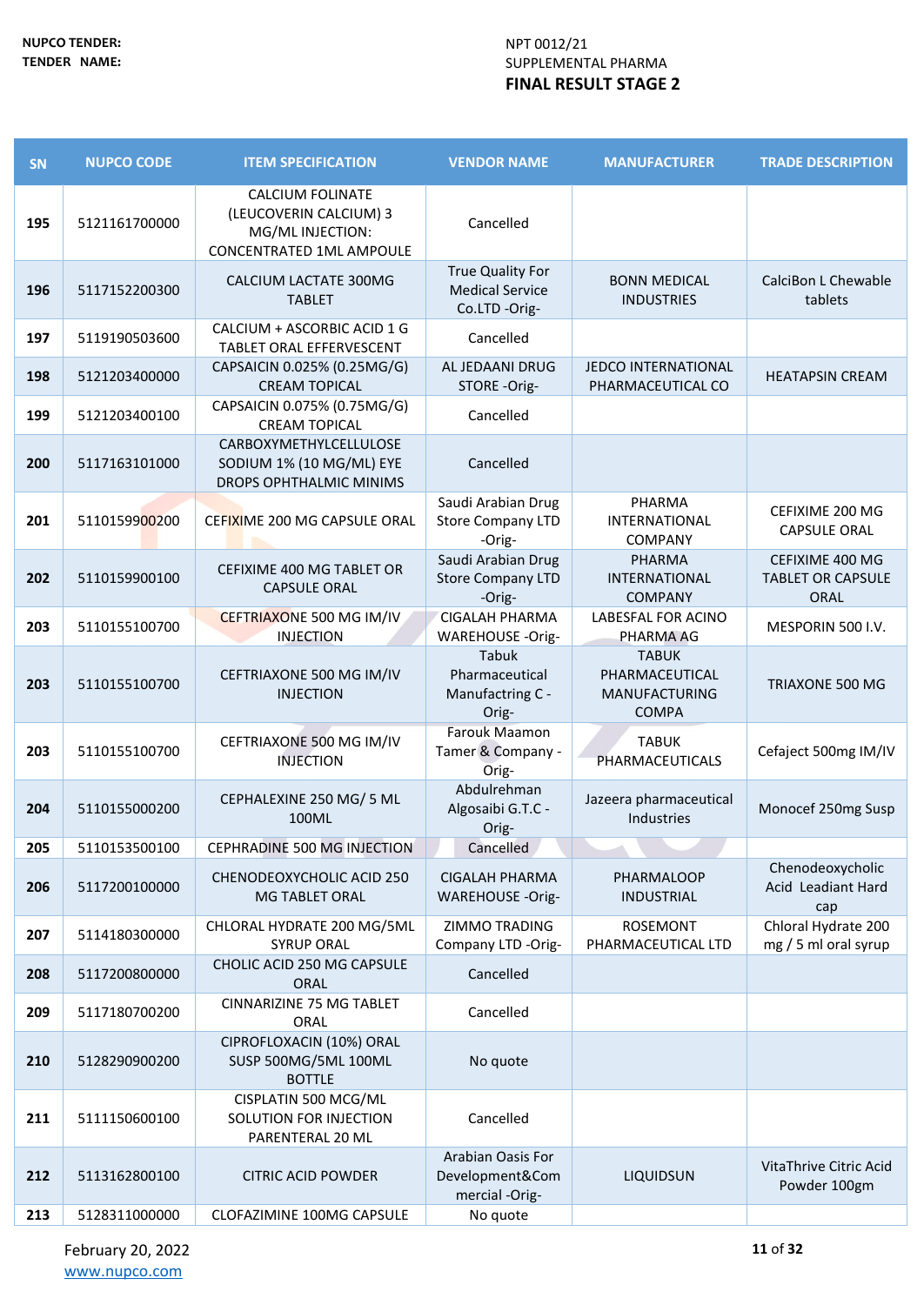NUPCO TENDER: NPT 0012/21

TENDER NAME: SUPPLEMENTAL PHARMA

**FINAL RESULT STAGE 2**

| SN | NUPCO CODE | ITEM SPECIFICATION | VENDOR NAME | MANUFACTURER | TRADE DESCRIPTION |
|---|---|---|---|---|---|
| 195 | 5121161700000 | CALCIUM FOLINATE (LEUCOVERIN CALCIUM) 3 MG/ML INJECTION: CONCENTRATED 1ML AMPOULE | Cancelled | | |
| 196 | 5117152200300 | CALCIUM LACTATE 300MG TABLET | True Quality For Medical Service Co.LTD -Orig- | BONN MEDICAL INDUSTRIES | CalciBon L Chewable tablets |
| 197 | 5119190503600 | CALCIUM + ASCORBIC ACID 1 G TABLET ORAL EFFERVESCENT | Cancelled | | |
| 198 | 5121203400000 | CAPSAICIN 0.025% (0.25MG/G) CREAM TOPICAL | AL JEDAANI DRUG STORE -Orig- | JEDCO INTERNATIONAL PHARMACEUTICAL CO | HEATAPSIN CREAM |
| 199 | 5121203400100 | CAPSAICIN 0.075% (0.75MG/G) CREAM TOPICAL | Cancelled | | |
| 200 | 5117163101000 | CARBOXYMETHYLCELLULOSE SODIUM 1% (10 MG/ML) EYE DROPS OPHTHALMIC MINIMS | Cancelled | | |
| 201 | 5110159900200 | CEFIXIME 200 MG CAPSULE ORAL | Saudi Arabian Drug Store Company LTD -Orig- | PHARMA INTERNATIONAL COMPANY | CEFIXIME 200 MG CAPSULE ORAL |
| 202 | 5110159900100 | CEFIXIME 400 MG TABLET OR CAPSULE ORAL | Saudi Arabian Drug Store Company LTD -Orig- | PHARMA INTERNATIONAL COMPANY | CEFIXIME 400 MG TABLET OR CAPSULE ORAL |
| 203 | 5110155100700 | CEFTRIAXONE 500 MG IM/IV INJECTION | CIGALAH PHARMA WAREHOUSE -Orig- | LABESFAL FOR ACINO PHARMA AG | MESPORIN 500 I.V. |
| 203 | 5110155100700 | CEFTRIAXONE 500 MG IM/IV INJECTION | Tabuk Pharmaceutical Manufactring C -Orig- | TABUK PHARMACEUTICAL MANUFACTURING COMPA | TRIAXONE 500 MG |
| 203 | 5110155100700 | CEFTRIAXONE 500 MG IM/IV INJECTION | Farouk Maamon Tamer & Company -Orig- | TABUK PHARMACEUTICALS | Cefaject 500mg IM/IV |
| 204 | 5110155000200 | CEPHALEXINE 250 MG/ 5 ML 100ML | Abdulrehman Algosaibi G.T.C -Orig- | Jazeera pharmaceutical Industries | Monocef 250mg Susp |
| 205 | 5110153500100 | CEPHRADINE 500 MG INJECTION | Cancelled | | |
| 206 | 5117200100000 | CHENODEOXYCHOLIC ACID 250 MG TABLET ORAL | CIGALAH PHARMA WAREHOUSE -Orig- | PHARMALOOP INDUSTRIAL | Chenodeoxycholic Acid Leadiant Hard cap |
| 207 | 5114180300000 | CHLORAL HYDRATE 200 MG/5ML SYRUP ORAL | ZIMMO TRADING Company LTD -Orig- | ROSEMONT PHARMACEUTICAL LTD | Chloral Hydrate 200 mg / 5 ml oral syrup |
| 208 | 5117200800000 | CHOLIC ACID 250 MG CAPSULE ORAL | Cancelled | | |
| 209 | 5117180700200 | CINNARIZINE 75 MG TABLET ORAL | Cancelled | | |
| 210 | 5128290900200 | CIPROFLOXACIN (10%) ORAL SUSP 500MG/5ML 100ML BOTTLE | No quote | | |
| 211 | 5111150600100 | CISPLATIN 500 MCG/ML SOLUTION FOR INJECTION PARENTERAL 20 ML | Cancelled | | |
| 212 | 5113162800100 | CITRIC ACID POWDER | Arabian Oasis For Development&Commercial -Orig- | LIQUIDSUN | VitaThrive Citric Acid Powder 100gm |
| 213 | 5128311000000 | CLOFAZIMINE 100MG CAPSULE | No quote | | |

February 20, 2022

www.nupco.com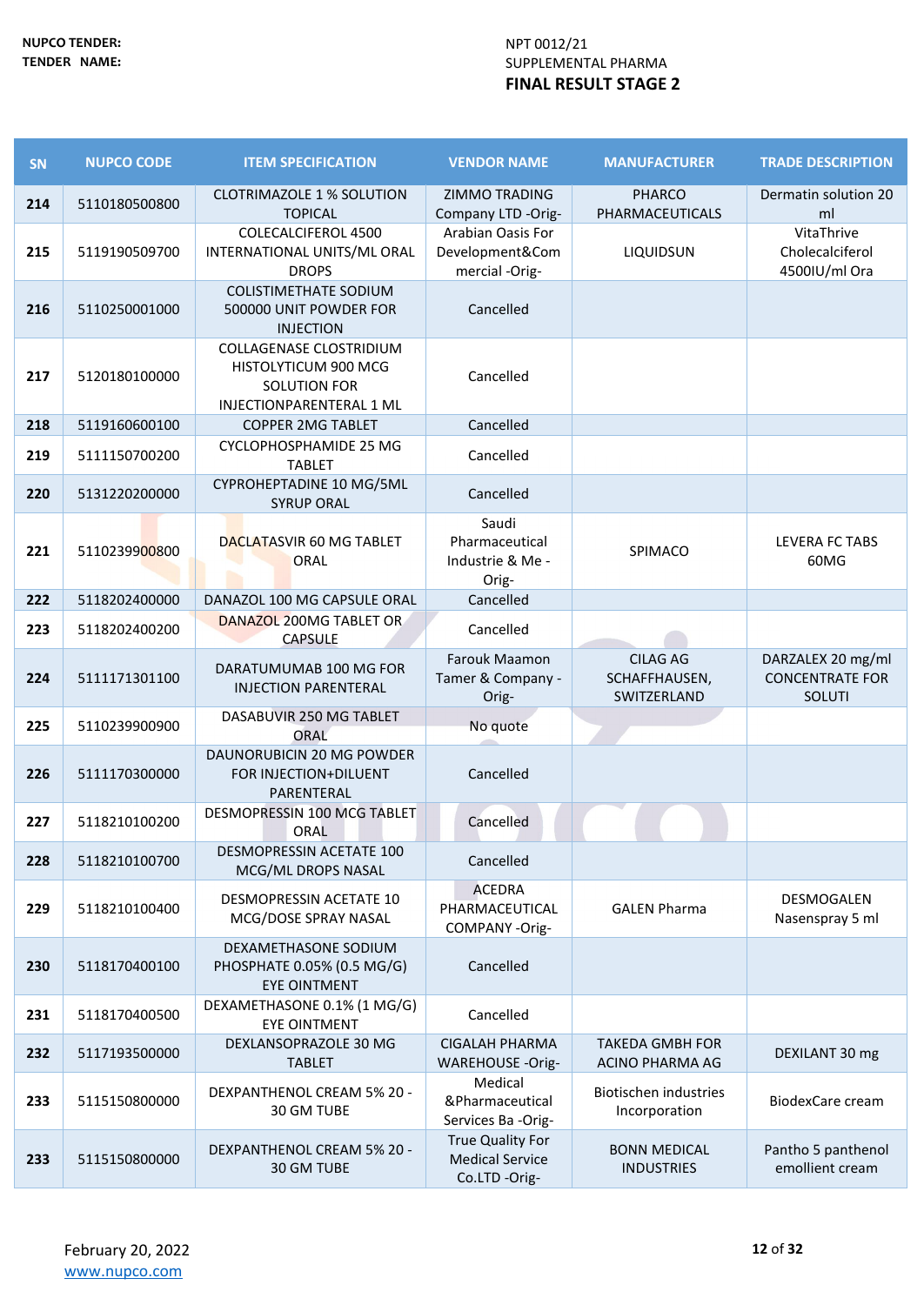NUPCO TENDER: NPT 0012/21

TENDER NAME: SUPPLEMENTAL PHARMA

**FINAL RESULT STAGE 2**

| SN | NUPCO CODE | ITEM SPECIFICATION | VENDOR NAME | MANUFACTURER | TRADE DESCRIPTION |
|---|---|---|---|---|---|
| 214 | 5110180500800 | CLOTRIMAZOLE 1 % SOLUTION TOPICAL | ZIMMO TRADING Company LTD -Orig- | PHARCO PHARMACEUTICALS | Dermatin solution 20 ml |
| 215 | 5119190509700 | COLECALCIFEROL 4500 INTERNATIONAL UNITS/ML ORAL DROPS | Arabian Oasis For Development&Commercial -Orig- | LIQUIDSUN | VitaThrive Cholecalciferol 4500IU/ml Ora |
| 216 | 5110250001000 | COLISTIMETHATE SODIUM 500000 UNIT POWDER FOR INJECTION | Cancelled | | |
| 217 | 5120180100000 | COLLAGENASE CLOSTRIDIUM HISTOLYTICUM 900 MCG SOLUTION FOR INJECTIONPARENTERAL 1 ML | Cancelled | | |
| 218 | 5119160600100 | COPPER 2MG TABLET | Cancelled | | |
| 219 | 5111150700200 | CYCLOPHOSPHAMIDE 25 MG TABLET | Cancelled | | |
| 220 | 5131220200000 | CYPROHEPTADINE 10 MG/5ML SYRUP ORAL | Cancelled | | |
| 221 | 5110239900800 | DACLATASVIR 60 MG TABLET ORAL | Saudi Pharmaceutical Industrie & Me -Orig- | SPIMACO | LEVERA FC TABS 60MG |
| 222 | 5118202400000 | DANAZOL 100 MG CAPSULE ORAL | Cancelled | | |
| 223 | 5118202400200 | DANAZOL 200MG TABLET OR CAPSULE | Cancelled | | |
| 224 | 5111171301100 | DARATUMUMAB 100 MG FOR INJECTION PARENTERAL | Farouk Maamon Tamer & Company -Orig- | CILAG AG SCHAFFHAUSEN, SWITZERLAND | DARZALEX 20 mg/ml CONCENTRATE FOR SOLUTI |
| 225 | 5110239900900 | DASABUVIR 250 MG TABLET ORAL | No quote | | |
| 226 | 5111170300000 | DAUNORUBICIN 20 MG POWDER FOR INJECTION+DILUENT PARENTERAL | Cancelled | | |
| 227 | 5118210100200 | DESMOPRESSIN 100 MCG TABLET ORAL | Cancelled | | |
| 228 | 5118210100700 | DESMOPRESSIN ACETATE 100 MCG/ML DROPS NASAL | Cancelled | | |
| 229 | 5118210100400 | DESMOPRESSIN ACETATE 10 MCG/DOSE SPRAY NASAL | ACEDRA PHARMACEUTICAL COMPANY -Orig- | GALEN Pharma | DESMOGALEN Nasenspray 5 ml |
| 230 | 5118170400100 | DEXAMETHASONE SODIUM PHOSPHATE 0.05% (0.5 MG/G) EYE OINTMENT | Cancelled | | |
| 231 | 5118170400500 | DEXAMETHASONE 0.1% (1 MG/G) EYE OINTMENT | Cancelled | | |
| 232 | 5117193500000 | DEXLANSOPRAZOLE 30 MG TABLET | CIGALAH PHARMA WAREHOUSE -Orig- | TAKEDA GMBH FOR ACINO PHARMA AG | DEXILANT 30 mg |
| 233 | 5115150800000 | DEXPANTHENOL CREAM 5% 20 - 30 GM TUBE | Medical &Pharmaceutical Services Ba -Orig- | Biotischen industries Incorporation | BiodexCare cream |
| 233 | 5115150800000 | DEXPANTHENOL CREAM 5% 20 - 30 GM TUBE | True Quality For Medical Service Co.LTD -Orig- | BONN MEDICAL INDUSTRIES | Pantho 5 panthenol emollient cream |

February 20, 2022

www.nupco.com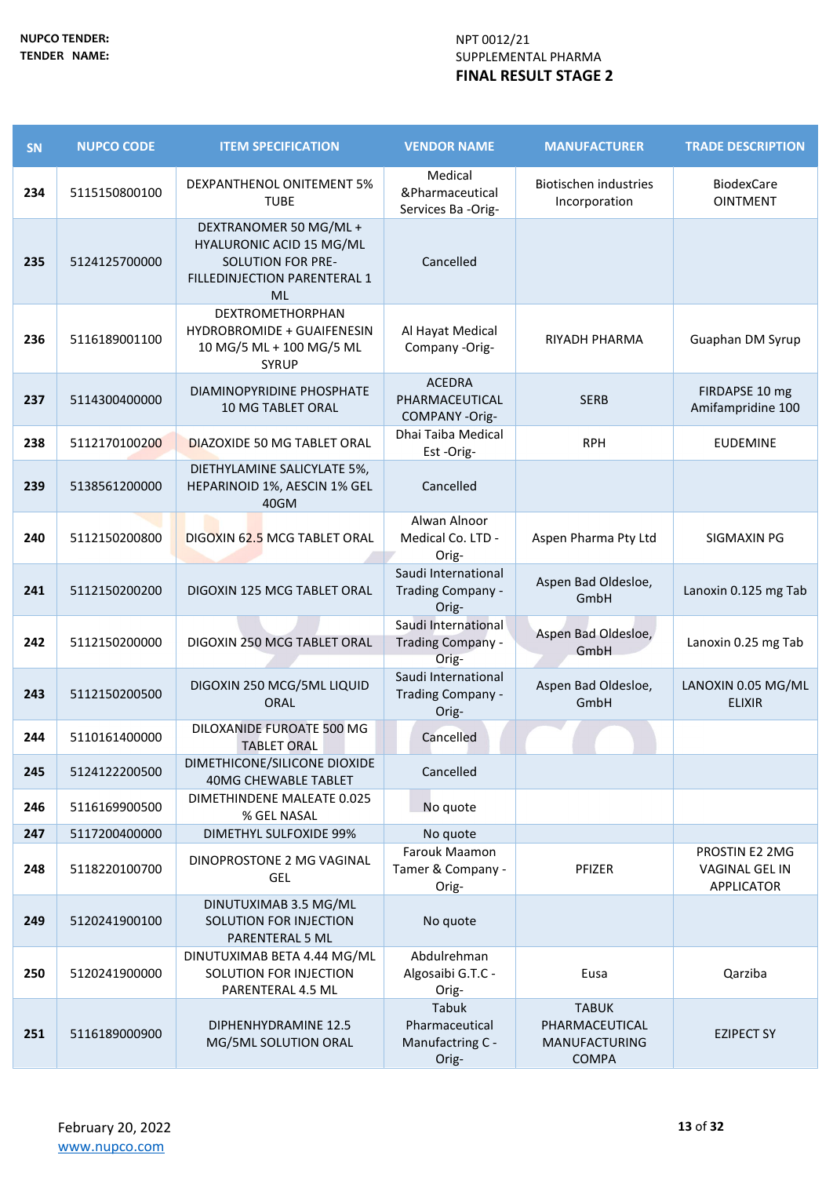**NUPCO TENDER:** NPT 0012/21

**TENDER NAME:** SUPPLEMENTAL PHARMA

**FINAL RESULT STAGE 2**

| SN | NUPCO CODE | ITEM SPECIFICATION | VENDOR NAME | MANUFACTURER | TRADE DESCRIPTION |
|---|---|---|---|---|---|
| 234 | 5115150800100 | DEXPANTHENOL ONITEMENT 5% TUBE | Medical &Pharmaceutical Services Ba -Orig- | Biotischen industries Incorporation | BiodexCare OINTMENT |
| 235 | 5124125700000 | DEXTRANOMER 50 MG/ML + HYALURONIC ACID 15 MG/ML SOLUTION FOR PRE-FILLEDINJECTION PARENTERAL 1 ML | Cancelled | | |
| 236 | 5116189001100 | DEXTROMETHORPHAN HYDROBROMIDE + GUAIFENESIN 10 MG/5 ML + 100 MG/5 ML SYRUP | Al Hayat Medical Company -Orig- | RIYADH PHARMA | Guaphan DM Syrup |
| 237 | 5114300400000 | DIAMINOPYRIDINE PHOSPHATE 10 MG TABLET ORAL | ACEDRA PHARMACEUTICAL COMPANY -Orig- | SERB | FIRDAPSE 10 mg Amifampridine 100 |
| 238 | 5112170100200 | DIAZOXIDE 50 MG TABLET ORAL | Dhai Taiba Medical Est -Orig- | RPH | EUDEMINE |
| 239 | 5138561200000 | DIETHYLAMINE SALICYLATE 5%, HEPARINOID 1%, AESCIN 1% GEL 40GM | Cancelled | | |
| 240 | 5112150200800 | DIGOXIN 62.5 MCG TABLET ORAL | Alwan Alnoor Medical Co. LTD -Orig- | Aspen Pharma Pty Ltd | SIGMAXIN PG |
| 241 | 5112150200200 | DIGOXIN 125 MCG TABLET ORAL | Saudi International Trading Company -Orig- | Aspen Bad Oldesloe, GmbH | Lanoxin 0.125 mg Tab |
| 242 | 5112150200000 | DIGOXIN 250 MCG TABLET ORAL | Saudi International Trading Company -Orig- | Aspen Bad Oldesloe, GmbH | Lanoxin 0.25 mg Tab |
| 243 | 5112150200500 | DIGOXIN 250 MCG/5ML LIQUID ORAL | Saudi International Trading Company -Orig- | Aspen Bad Oldesloe, GmbH | LANOXIN 0.05 MG/ML ELIXIR |
| 244 | 5110161400000 | DILOXANIDE FUROATE 500 MG TABLET ORAL | Cancelled | | |
| 245 | 5124122200500 | DIMETHICONE/SILICONE DIOXIDE 40MG CHEWABLE TABLET | Cancelled | | |
| 246 | 5116169900500 | DIMETHINDENE MALEATE 0.025 % GEL NASAL | No quote | | |
| 247 | 5117200400000 | DIMETHYL SULFOXIDE 99% | No quote | | |
| 248 | 5118220100700 | DINOPROSTONE 2 MG VAGINAL GEL | Farouk Maamon Tamer & Company -Orig- | PFIZER | PROSTIN E2 2MG VAGINAL GEL IN APPLICATOR |
| 249 | 5120241900100 | DINUTUXIMAB 3.5 MG/ML SOLUTION FOR INJECTION PARENTERAL 5 ML | No quote | | |
| 250 | 5120241900000 | DINUTUXIMAB BETA 4.44 MG/ML SOLUTION FOR INJECTION PARENTERAL 4.5 ML | Abdulrehman Algosaibi G.T.C -Orig- | Eusa | Qarziba |
| 251 | 5116189000900 | DIPHENHYDRAMINE 12.5 MG/5ML SOLUTION ORAL | Tabuk Pharmaceutical Manufactring C -Orig- | TABUK PHARMACEUTICAL MANUFACTURING COMPA | EZIPECT SY |

February 20, 2022

www.nupco.com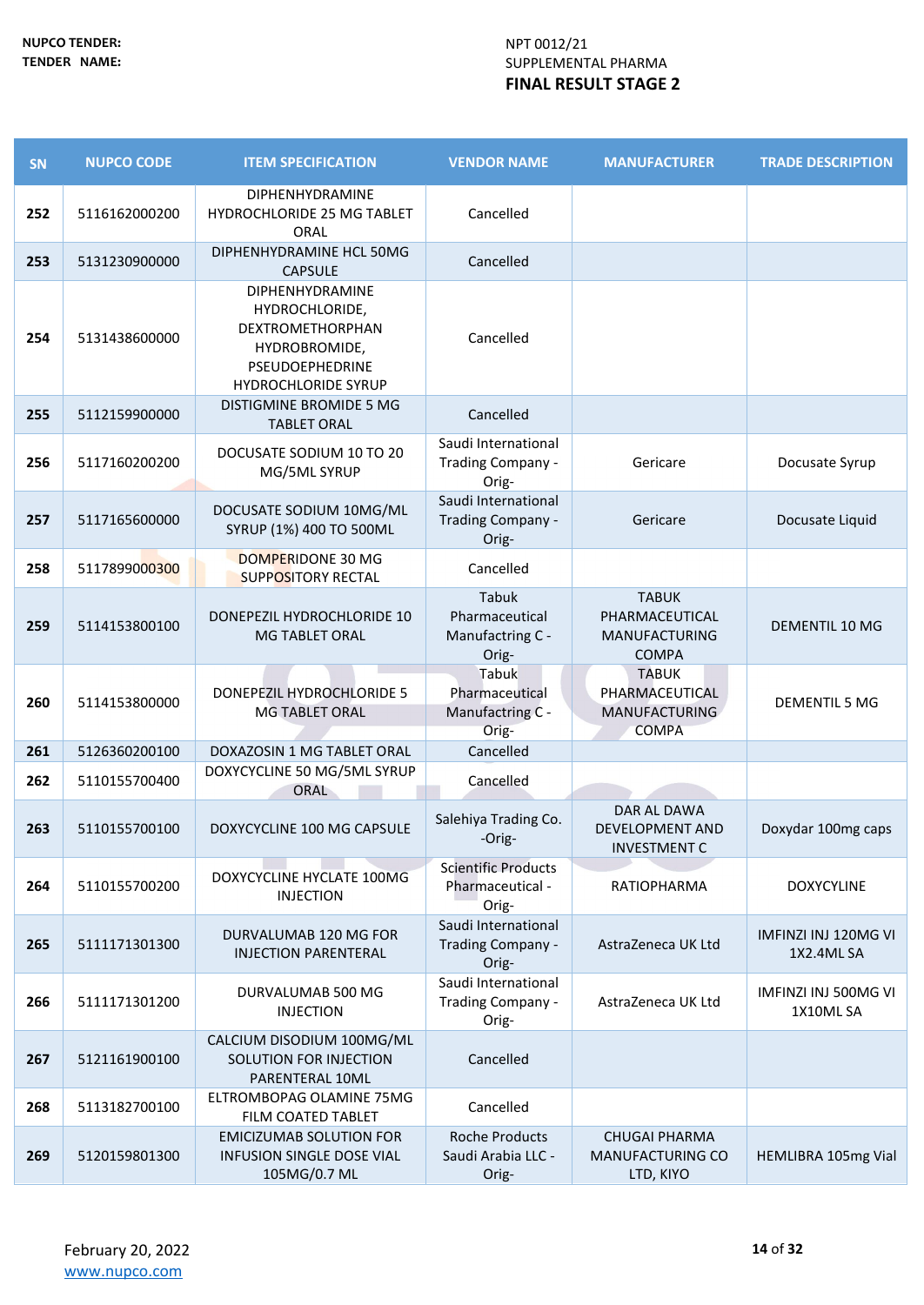NUPCO TENDER: NPT 0012/21

TENDER NAME: SUPPLEMENTAL PHARMA

**FINAL RESULT STAGE 2**

| SN | NUPCO CODE | ITEM SPECIFICATION | VENDOR NAME | MANUFACTURER | TRADE DESCRIPTION |
|---|---|---|---|---|---|
| 252 | 5116162000200 | DIPHENHYDRAMINE HYDROCHLORIDE 25 MG TABLET ORAL | Cancelled | | |
| 253 | 5131230900000 | DIPHENHYDRAMINE HCL 50MG CAPSULE | Cancelled | | |
| 254 | 5131438600000 | DIPHENHYDRAMINE HYDROCHLORIDE, DEXTROMETHORPHAN HYDROBROMIDE, PSEUDOEPHEDRINE HYDROCHLORIDE SYRUP | Cancelled | | |
| 255 | 5112159900000 | DISTIGMINE BROMIDE 5 MG TABLET ORAL | Cancelled | | |
| 256 | 5117160200200 | DOCUSATE SODIUM 10 TO 20 MG/5ML SYRUP | Saudi International Trading Company - Orig- | Gericare | Docusate Syrup |
| 257 | 5117165600000 | DOCUSATE SODIUM 10MG/ML SYRUP (1%) 400 TO 500ML | Saudi International Trading Company - Orig- | Gericare | Docusate Liquid |
| 258 | 5117899000300 | DOMPERIDONE 30 MG SUPPOSITORY RECTAL | Cancelled | | |
| 259 | 5114153800100 | DONEPEZIL HYDROCHLORIDE 10 MG TABLET ORAL | Tabuk Pharmaceutical Manufactring C - Orig- | TABUK PHARMACEUTICAL MANUFACTURING COMPA | DEMENTIL 10 MG |
| 260 | 5114153800000 | DONEPEZIL HYDROCHLORIDE 5 MG TABLET ORAL | Tabuk Pharmaceutical Manufactring C - Orig- | TABUK PHARMACEUTICAL MANUFACTURING COMPA | DEMENTIL 5 MG |
| 261 | 5126360200100 | DOXAZOSIN 1 MG TABLET ORAL | Cancelled | | |
| 262 | 5110155700400 | DOXYCYCLINE 50 MG/5ML SYRUP ORAL | Cancelled | | |
| 263 | 5110155700100 | DOXYCYCLINE 100 MG CAPSULE | Salehiya Trading Co. -Orig- | DAR AL DAWA DEVELOPMENT AND INVESTMENT C | Doxydar 100mg caps |
| 264 | 5110155700200 | DOXYCYCLINE HYCLATE 100MG INJECTION | Scientific Products Pharmaceutical - Orig- | RATIOPHARMA | DOXYCYLINE |
| 265 | 5111171301300 | DURVALUMAB 120 MG FOR INJECTION PARENTERAL | Saudi International Trading Company - Orig- | AstraZeneca UK Ltd | IMFINZI INJ 120MG VI 1X2.4ML SA |
| 266 | 5111171301200 | DURVALUMAB 500 MG INJECTION | Saudi International Trading Company - Orig- | AstraZeneca UK Ltd | IMFINZI INJ 500MG VI 1X10ML SA |
| 267 | 5121161900100 | CALCIUM DISODIUM 100MG/ML SOLUTION FOR INJECTION PARENTERAL 10ML | Cancelled | | |
| 268 | 5113182700100 | ELTROMBOPAG OLAMINE 75MG FILM COATED TABLET | Cancelled | | |
| 269 | 5120159801300 | EMICIZUMAB SOLUTION FOR INFUSION SINGLE DOSE VIAL 105MG/0.7 ML | Roche Products Saudi Arabia LLC - Orig- | CHUGAI PHARMA MANUFACTURING CO LTD, KIYO | HEMLIBRA 105mg Vial |

February 20, 2022

www.nupco.com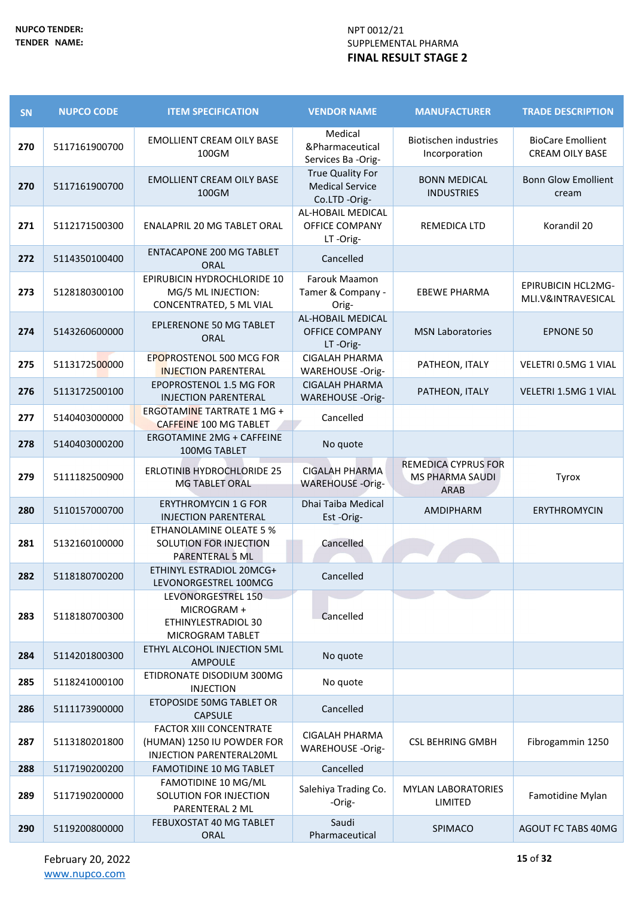**NUPCO TENDER:** NPT 0012/21

**TENDER NAME:** SUPPLEMENTAL PHARMA

**FINAL RESULT STAGE 2**

| SN | NUPCO CODE | ITEM SPECIFICATION | VENDOR NAME | MANUFACTURER | TRADE DESCRIPTION |
|---|---|---|---|---|---|
| 270 | 5117161900700 | EMOLLIENT CREAM OILY BASE 100GM | Medical &Pharmaceutical Services Ba -Orig- | Biotischen industries Incorporation | BioCare Emollient CREAM OILY BASE |
| 270 | 5117161900700 | EMOLLIENT CREAM OILY BASE 100GM | True Quality For Medical Service Co.LTD -Orig- | BONN MEDICAL INDUSTRIES | Bonn Glow Emollient cream |
| 271 | 5112171500300 | ENALAPRIL 20 MG TABLET ORAL | AL-HOBAIL MEDICAL OFFICE COMPANY LT -Orig- | REMEDICA LTD | Korandil 20 |
| 272 | 5114350100400 | ENTACAPONE 200 MG TABLET ORAL | Cancelled | | |
| 273 | 5128180300100 | EPIRUBICIN HYDROCHLORIDE 10 MG/5 ML INJECTION: CONCENTRATED, 5 ML VIAL | Farouk Maamon Tamer & Company -Orig- | EBEWE PHARMA | EPIRUBICIN HCL2MG-MLI.V&INTRAVESICAL |
| 274 | 5143260600000 | EPLERENONE 50 MG TABLET ORAL | AL-HOBAIL MEDICAL OFFICE COMPANY LT -Orig- | MSN Laboratories | EPNONE 50 |
| 275 | 5113172500000 | EPOPROSTENOL 500 MCG FOR INJECTION PARENTERAL | CIGALAH PHARMA WAREHOUSE -Orig- | PATHEON, ITALY | VELETRI 0.5MG 1 VIAL |
| 276 | 5113172500100 | EPOPROSTENOL 1.5 MG FOR INJECTION PARENTERAL | CIGALAH PHARMA WAREHOUSE -Orig- | PATHEON, ITALY | VELETRI 1.5MG 1 VIAL |
| 277 | 5140403000000 | ERGOTAMINE TARTRATE 1 MG + CAFFEINE 100 MG TABLET | Cancelled | | |
| 278 | 5140403000200 | ERGOTAMINE 2MG + CAFFEINE 100MG TABLET | No quote | | |
| 279 | 5111182500900 | ERLOTINIB HYDROCHLORIDE 25 MG TABLET ORAL | CIGALAH PHARMA WAREHOUSE -Orig- | REMEDICA CYPRUS FOR MS PHARMA SAUDI ARAB | Tyrox |
| 280 | 5110157000700 | ERYTHROMYCIN 1 G FOR INJECTION PARENTERAL | Dhai Taiba Medical Est -Orig- | AMDIPHARM | ERYTHROMYCIN |
| 281 | 5132160100000 | ETHANOLAMINE OLEATE 5 % SOLUTION FOR INJECTION PARENTERAL 5 ML | Cancelled | | |
| 282 | 5118180700200 | ETHINYL ESTRADIOL 20MCG+ LEVONORGESTREL 100MCG | Cancelled | | |
| 283 | 5118180700300 | LEVONORGESTREL 150 MICROGRAM + ETHINYLESTRADIOL 30 MICROGRAM TABLET | Cancelled | | |
| 284 | 5114201800300 | ETHYL ALCOHOL INJECTION 5ML AMPOULE | No quote | | |
| 285 | 5118241000100 | ETIDRONATE DISODIUM 300MG INJECTION | No quote | | |
| 286 | 5111173900000 | ETOPOSIDE 50MG TABLET OR CAPSULE | Cancelled | | |
| 287 | 5113180201800 | FACTOR XIII CONCENTRATE (HUMAN) 1250 IU POWDER FOR INJECTION PARENTERAL20ML | CIGALAH PHARMA WAREHOUSE -Orig- | CSL BEHRING GMBH | Fibrogammin 1250 |
| 288 | 5117190200200 | FAMOTIDINE 10 MG TABLET | Cancelled | | |
| 289 | 5117190200000 | FAMOTIDINE 10 MG/ML SOLUTION FOR INJECTION PARENTERAL 2 ML | Salehiya Trading Co. -Orig- | MYLAN LABORATORIES LIMITED | Famotidine Mylan |
| 290 | 5119200800000 | FEBUXOSTAT 40 MG TABLET ORAL | Saudi Pharmaceutical | SPIMACO | AGOUT FC TABS 40MG |

February 20, 2022
www.nupco.com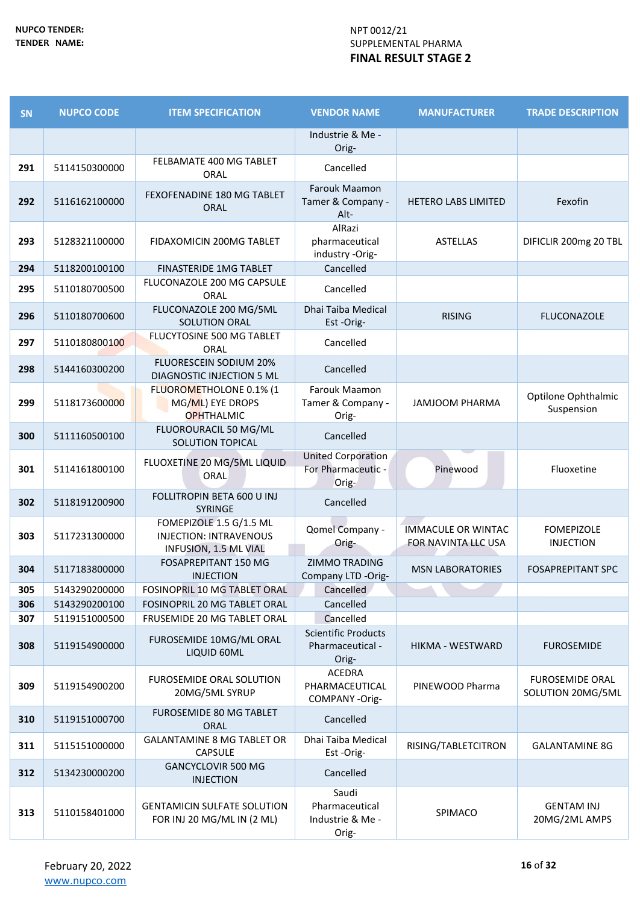NUPCO TENDER: NPT 0012/21

TENDER NAME: SUPPLEMENTAL PHARMA

**FINAL RESULT STAGE 2**

| SN | NUPCO CODE | ITEM SPECIFICATION | VENDOR NAME | MANUFACTURER | TRADE DESCRIPTION |
|---|---|---|---|---|---|
| | | | Industrie & Me -Orig- | | |
| 291 | 5114150300000 | FELBAMATE 400 MG TABLET ORAL | Cancelled | | |
| 292 | 5116162100000 | FEXOFENADINE 180 MG TABLET ORAL | Farouk Maamon Tamer & Company -Alt- | HETERO LABS LIMITED | Fexofin |
| 293 | 5128321100000 | FIDAXOMICIN 200MG TABLET | AlRazi pharmaceutical industry -Orig- | ASTELLAS | DIFICLIR 200mg 20 TBL |
| 294 | 5118200100100 | FINASTERIDE 1MG TABLET | Cancelled | | |
| 295 | 5110180700500 | FLUCONAZOLE 200 MG CAPSULE ORAL | Cancelled | | |
| 296 | 5110180700600 | FLUCONAZOLE 200 MG/5ML SOLUTION ORAL | Dhai Taiba Medical Est -Orig- | RISING | FLUCONAZOLE |
| 297 | 5110180800100 | FLUCYTOSINE 500 MG TABLET ORAL | Cancelled | | |
| 298 | 5144160300200 | FLUORESCEIN SODIUM 20% DIAGNOSTIC INJECTION 5 ML | Cancelled | | |
| 299 | 5118173600000 | FLUOROMETHOLONE 0.1% (1 MG/ML) EYE DROPS OPHTHALMIC | Farouk Maamon Tamer & Company -Orig- | JAMJOOM PHARMA | Optilone Ophthalmic Suspension |
| 300 | 5111160500100 | FLUOROURACIL 50 MG/ML SOLUTION TOPICAL | Cancelled | | |
| 301 | 5114161800100 | FLUOXETINE 20 MG/5ML LIQUID ORAL | United Corporation For Pharmaceutic -Orig- | Pinewood | Fluoxetine |
| 302 | 5118191200900 | FOLLITROPIN BETA 600 U INJ SYRINGE | Cancelled | | |
| 303 | 5117231300000 | FOMEPIZOLE 1.5 G/1.5 ML INJECTION: INTRAVENOUS INFUSION, 1.5 ML VIAL | Qomel Company -Orig- | IMMACULE OR WINTAC FOR NAVINTA LLC USA | FOMEPIZOLE INJECTION |
| 304 | 5117183800000 | FOSAPREPITANT 150 MG INJECTION | ZIMMO TRADING Company LTD -Orig- | MSN LABORATORIES | FOSAPREPITANT SPC |
| 305 | 5143290200000 | FOSINOPRIL 10 MG TABLET ORAL | Cancelled | | |
| 306 | 5143290200100 | FOSINOPRIL 20 MG TABLET ORAL | Cancelled | | |
| 307 | 5119151000500 | FRUSEMIDE 20 MG TABLET ORAL | Cancelled | | |
| 308 | 5119154900000 | FUROSEMIDE 10MG/ML ORAL LIQUID 60ML | Scientific Products Pharmaceutical -Orig- | HIKMA - WESTWARD | FUROSEMIDE |
| 309 | 5119154900200 | FUROSEMIDE ORAL SOLUTION 20MG/5ML SYRUP | ACEDRA PHARMACEUTICAL COMPANY -Orig- | PINEWOOD Pharma | FUROSEMIDE ORAL SOLUTION 20MG/5ML |
| 310 | 5119151000700 | FUROSEMIDE 80 MG TABLET ORAL | Cancelled | | |
| 311 | 5115151000000 | GALANTAMINE 8 MG TABLET OR CAPSULE | Dhai Taiba Medical Est -Orig- | RISING/TABLETCITRON | GALANTAMINE 8G |
| 312 | 5134230000200 | GANCYCLOVIR 500 MG INJECTION | Cancelled | | |
| 313 | 5110158401000 | GENTAMICIN SULFATE SOLUTION FOR INJ 20 MG/ML IN (2 ML) | Saudi Pharmaceutical Industrie & Me -Orig- | SPIMACO | GENTAM INJ 20MG/2ML AMPS |

February 20, 2022

www.nupco.com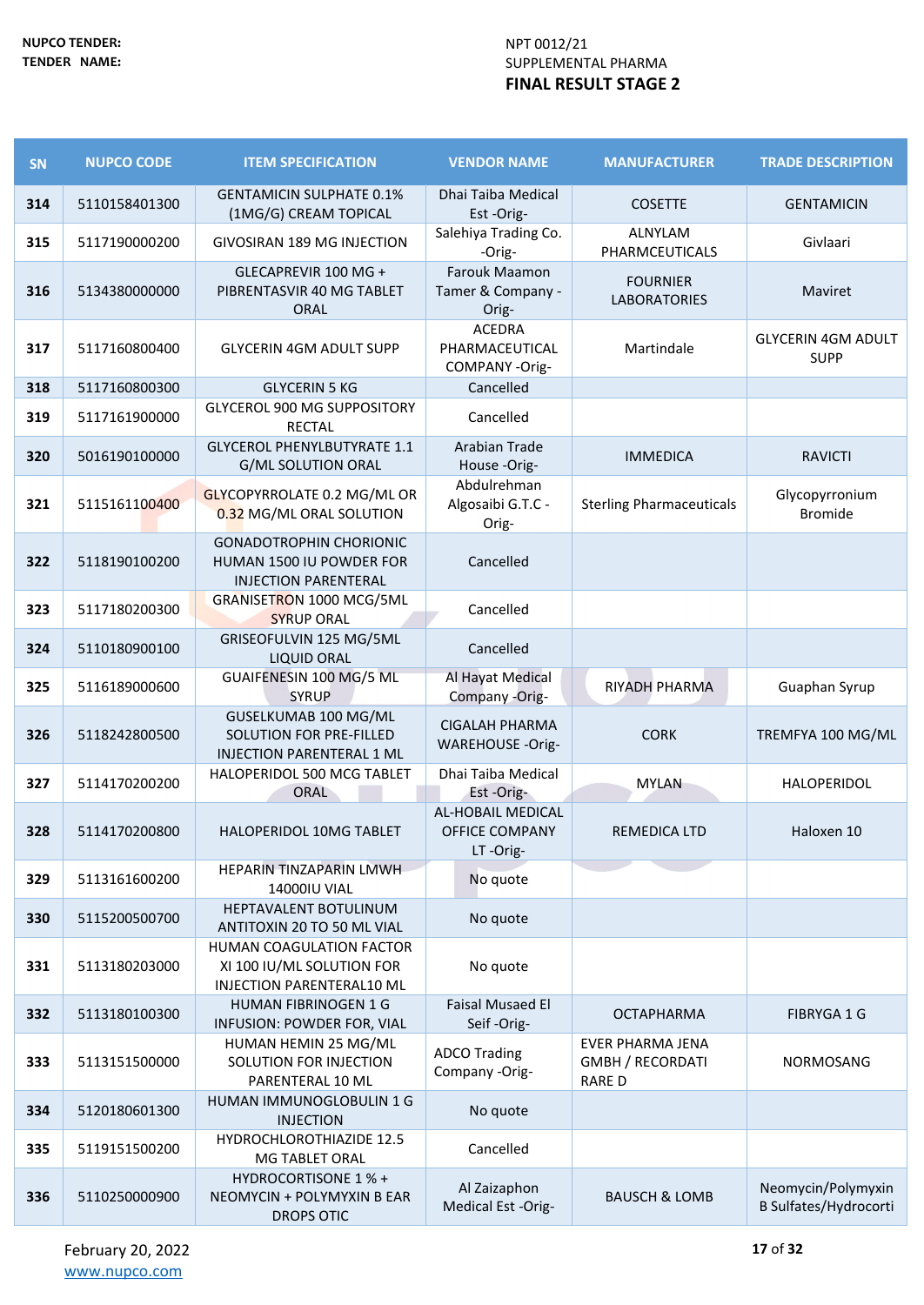NUPCO TENDER: NPT 0012/21

TENDER NAME: SUPPLEMENTAL PHARMA

**FINAL RESULT STAGE 2**

| SN | NUPCO CODE | ITEM SPECIFICATION | VENDOR NAME | MANUFACTURER | TRADE DESCRIPTION |
|---|---|---|---|---|---|
| 314 | 5110158401300 | GENTAMICIN SULPHATE 0.1% (1MG/G) CREAM TOPICAL | Dhai Taiba Medical Est -Orig- | COSETTE | GENTAMICIN |
| 315 | 5117190000200 | GIVOSIRAN 189 MG INJECTION | Salehiya Trading Co. -Orig- | ALNYLAM PHARMCEUTICALS | Givlaari |
| 316 | 5134380000000 | GLECAPREVIR 100 MG + PIBRENTASVIR 40 MG TABLET ORAL | Farouk Maamon Tamer & Company -Orig- | FOURNIER LABORATORIES | Maviret |
| 317 | 5117160800400 | GLYCERIN 4GM ADULT SUPP | ACEDRA PHARMACEUTICAL COMPANY -Orig- | Martindale | GLYCERIN 4GM ADULT SUPP |
| 318 | 5117160800300 | GLYCERIN 5 KG | Cancelled | | |
| 319 | 5117161900000 | GLYCEROL 900 MG SUPPOSITORY RECTAL | Cancelled | | |
| 320 | 5016190100000 | GLYCEROL PHENYLBUTYRATE 1.1 G/ML SOLUTION ORAL | Arabian Trade House -Orig- | IMMEDICA | RAVICTI |
| 321 | 5115161100400 | GLYCOPYRROLATE 0.2 MG/ML OR 0.32 MG/ML ORAL SOLUTION | Abdulrehman Algosaibi G.T.C -Orig- | Sterling Pharmaceuticals | Glycopyrronium Bromide |
| 322 | 5118190100200 | GONADOTROPHIN CHORIONIC HUMAN 1500 IU POWDER FOR INJECTION PARENTERAL | Cancelled | | |
| 323 | 5117180200300 | GRANISETRON 1000 MCG/5ML SYRUP ORAL | Cancelled | | |
| 324 | 5110180900100 | GRISEOFULVIN 125 MG/5ML LIQUID ORAL | Cancelled | | |
| 325 | 5116189000600 | GUAIFENESIN 100 MG/5 ML SYRUP | Al Hayat Medical Company -Orig- | RIYADH PHARMA | Guaphan Syrup |
| 326 | 5118242800500 | GUSELKUMAB 100 MG/ML SOLUTION FOR PRE-FILLED INJECTION PARENTERAL 1 ML | CIGALAH PHARMA WAREHOUSE -Orig- | CORK | TREMFYA 100 MG/ML |
| 327 | 5114170200200 | HALOPERIDOL 500 MCG TABLET ORAL | Dhai Taiba Medical Est -Orig- | MYLAN | HALOPERIDOL |
| 328 | 5114170200800 | HALOPERIDOL 10MG TABLET | AL-HOBAIL MEDICAL OFFICE COMPANY LT -Orig- | REMEDICA LTD | Haloxen 10 |
| 329 | 5113161600200 | HEPARIN TINZAPARIN LMWH 14000IU VIAL | No quote | | |
| 330 | 5115200500700 | HEPTAVALENT BOTULINUM ANTITOXIN 20 TO 50 ML VIAL | No quote | | |
| 331 | 5113180203000 | HUMAN COAGULATION FACTOR XI 100 IU/ML SOLUTION FOR INJECTION PARENTERAL10 ML | No quote | | |
| 332 | 5113180100300 | HUMAN FIBRINOGEN 1 G INFUSION: POWDER FOR, VIAL | Faisal Musaed El Seif -Orig- | OCTAPHARMA | FIBRYGA 1 G |
| 333 | 5113151500000 | HUMAN HEMIN 25 MG/ML SOLUTION FOR INJECTION PARENTERAL 10 ML | ADCO Trading Company -Orig- | EVER PHARMA JENA GMBH / RECORDATI RARE D | NORMOSANG |
| 334 | 5120180601300 | HUMAN IMMUNOGLOBULIN 1 G INJECTION | No quote | | |
| 335 | 5119151500200 | HYDROCHLOROTHIAZIDE 12.5 MG TABLET ORAL | Cancelled | | |
| 336 | 5110250000900 | HYDROCORTISONE 1 % + NEOMYCIN + POLYMYXIN B EAR DROPS OTIC | Al Zaizaphon Medical Est -Orig- | BAUSCH & LOMB | Neomycin/Polymyxin B Sulfates/Hydrocorti |

February 20, 2022

www.nupco.com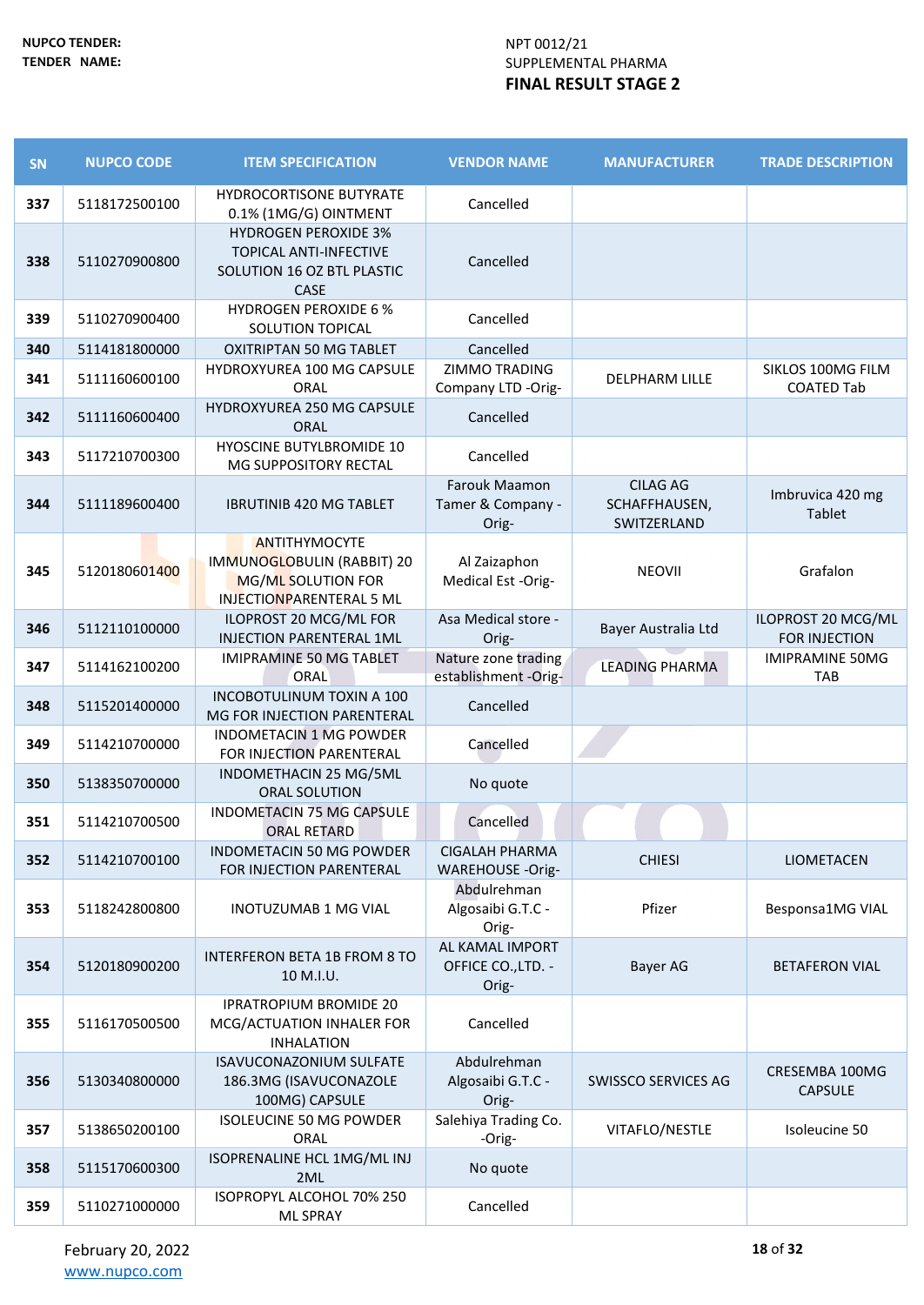NUPCO TENDER: NPT 0012/21

TENDER NAME: SUPPLEMENTAL PHARMA

**FINAL RESULT STAGE 2**

| SN | NUPCO CODE | ITEM SPECIFICATION | VENDOR NAME | MANUFACTURER | TRADE DESCRIPTION |
|---|---|---|---|---|---|
| 337 | 5118172500100 | HYDROCORTISONE BUTYRATE 0.1% (1MG/G) OINTMENT | Cancelled | | |
| 338 | 5110270900800 | HYDROGEN PEROXIDE 3% TOPICAL ANTI-INFECTIVE SOLUTION 16 OZ BTL PLASTIC CASE | Cancelled | | |
| 339 | 5110270900400 | HYDROGEN PEROXIDE 6 % SOLUTION TOPICAL | Cancelled | | |
| 340 | 5114181800000 | OXITRIPTAN 50 MG TABLET | Cancelled | | |
| 341 | 5111160600100 | HYDROXYUREA 100 MG CAPSULE ORAL | ZIMMO TRADING Company LTD -Orig- | DELPHARM LILLE | SIKLOS 100MG FILM COATED Tab |
| 342 | 5111160600400 | HYDROXYUREA 250 MG CAPSULE ORAL | Cancelled | | |
| 343 | 5117210700300 | HYOSCINE BUTYLBROMIDE 10 MG SUPPOSITORY RECTAL | Cancelled | | |
| 344 | 5111189600400 | IBRUTINIB 420 MG TABLET | Farouk Maamon Tamer & Company -Orig- | CILAG AG SCHAFFHAUSEN, SWITZERLAND | Imbruvica 420 mg Tablet |
| 345 | 5120180601400 | ANTITHYMOCYTE IMMUNOGLOBULIN (RABBIT) 20 MG/ML SOLUTION FOR INJECTIONPARENTERAL 5 ML | Al Zaizaphon Medical Est -Orig- | NEOVII | Grafalon |
| 346 | 5112110100000 | ILOPROST 20 MCG/ML FOR INJECTION PARENTERAL 1ML | Asa Medical store -Orig- | Bayer Australia Ltd | ILOPROST 20 MCG/ML FOR INJECTION |
| 347 | 5114162100200 | IMIPRAMINE 50 MG TABLET ORAL | Nature zone trading establishment -Orig- | LEADING PHARMA | IMIPRAMINE 50MG TAB |
| 348 | 5115201400000 | INCOBOTULINUM TOXIN A 100 MG FOR INJECTION PARENTERAL | Cancelled | | |
| 349 | 5114210700000 | INDOMETACIN 1 MG POWDER FOR INJECTION PARENTERAL | Cancelled | | |
| 350 | 5138350700000 | INDOMETHACIN 25 MG/5ML ORAL SOLUTION | No quote | | |
| 351 | 5114210700500 | INDOMETACIN 75 MG CAPSULE ORAL RETARD | Cancelled | | |
| 352 | 5114210700100 | INDOMETACIN 50 MG POWDER FOR INJECTION PARENTERAL | CIGALAH PHARMA WAREHOUSE -Orig- | CHIESI | LIOMETACEN |
| 353 | 5118242800800 | INOTUZUMAB 1 MG VIAL | Abdulrehman Algosaibi G.T.C -Orig- | Pfizer | Besponsa1MG VIAL |
| 354 | 5120180900200 | INTERFERON BETA 1B FROM 8 TO 10 M.I.U. | AL KAMAL IMPORT OFFICE CO.,LTD. -Orig- | Bayer AG | BETAFERON VIAL |
| 355 | 5116170500500 | IPRATROPIUM BROMIDE 20 MCG/ACTUATION INHALER FOR INHALATION | Cancelled | | |
| 356 | 5130340800000 | ISAVUCONAZONIUM SULFATE 186.3MG (ISAVUCONAZOLE 100MG) CAPSULE | Abdulrehman Algosaibi G.T.C -Orig- | SWISSCO SERVICES AG | CRESEMBA 100MG CAPSULE |
| 357 | 5138650200100 | ISOLEUCINE 50 MG POWDER ORAL | Salehiya Trading Co. -Orig- | VITAFLO/NESTLE | Isoleucine 50 |
| 358 | 5115170600300 | ISOPRENALINE HCL 1MG/ML INJ 2ML | No quote | | |
| 359 | 5110271000000 | ISOPROPYL ALCOHOL 70% 250 ML SPRAY | Cancelled | | |

February 20, 2022

www.nupco.com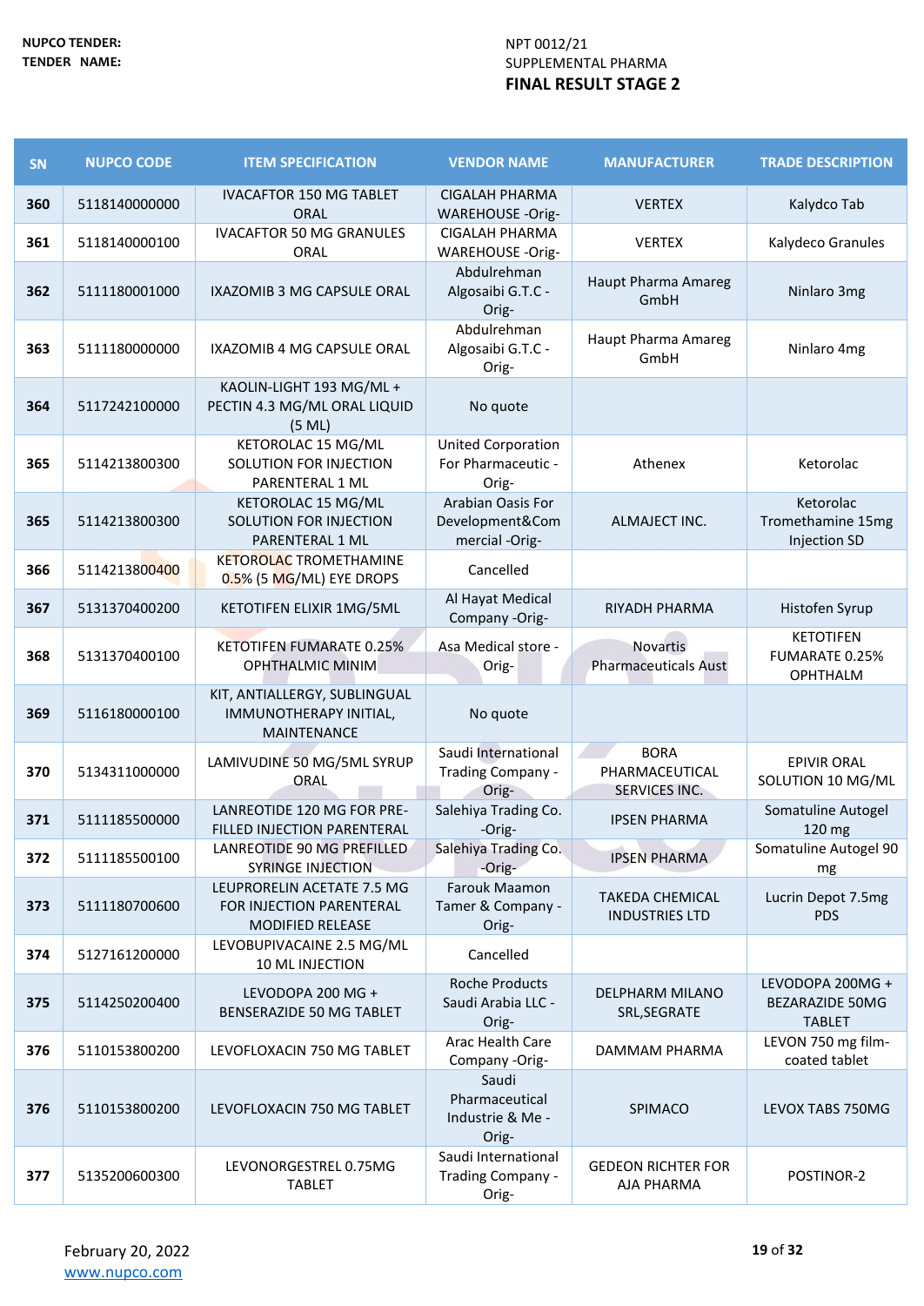NUPCO TENDER: NPT 0012/21

TENDER NAME: SUPPLEMENTAL PHARMA

**FINAL RESULT STAGE 2**

| SN | NUPCO CODE | ITEM SPECIFICATION | VENDOR NAME | MANUFACTURER | TRADE DESCRIPTION |
|---|---|---|---|---|---|
| 360 | 5118140000000 | IVACAFTOR 150 MG TABLET ORAL | CIGALAH PHARMA WAREHOUSE -Orig- | VERTEX | Kalydco Tab |
| 361 | 5118140000100 | IVACAFTOR 50 MG GRANULES ORAL | CIGALAH PHARMA WAREHOUSE -Orig- | VERTEX | Kalydeco Granules |
| 362 | 5111180001000 | IXAZOMIB 3 MG CAPSULE ORAL | Abdulrehman Algosaibi G.T.C - Orig- | Haupt Pharma Amareg GmbH | Ninlaro 3mg |
| 363 | 5111180000000 | IXAZOMIB 4 MG CAPSULE ORAL | Abdulrehman Algosaibi G.T.C - Orig- | Haupt Pharma Amareg GmbH | Ninlaro 4mg |
| 364 | 5117242100000 | KAOLIN-LIGHT 193 MG/ML + PECTIN 4.3 MG/ML ORAL LIQUID (5 ML) | No quote | | |
| 365 | 5114213800300 | KETOROLAC 15 MG/ML SOLUTION FOR INJECTION PARENTERAL 1 ML | United Corporation For Pharmaceutic - Orig- | Athenex | Ketorolac |
| 365 | 5114213800300 | KETOROLAC 15 MG/ML SOLUTION FOR INJECTION PARENTERAL 1 ML | Arabian Oasis For Development&Commercial -Orig- | ALMAJECT INC. | Ketorolac Tromethamine 15mg Injection SD |
| 366 | 5114213800400 | KETOROLAC TROMETHAMINE 0.5% (5 MG/ML) EYE DROPS | Cancelled | | |
| 367 | 5131370400200 | KETOTIFEN ELIXIR 1MG/5ML | Al Hayat Medical Company -Orig- | RIYADH PHARMA | Histofen Syrup |
| 368 | 5131370400100 | KETOTIFEN FUMARATE 0.25% OPHTHALMIC MINIM | Asa Medical store - Orig- | Novartis Pharmaceuticals Aust | KETOTIFEN FUMARATE 0.25% OPHTHALM |
| 369 | 5116180000100 | KIT, ANTIALLERGY, SUBLINGUAL IMMUNOTHERAPY INITIAL, MAINTENANCE | No quote | | |
| 370 | 5134311000000 | LAMIVUDINE 50 MG/5ML SYRUP ORAL | Saudi International Trading Company - Orig- | BORA PHARMACEUTICAL SERVICES INC. | EPIVIR ORAL SOLUTION 10 MG/ML |
| 371 | 5111185500000 | LANREOTIDE 120 MG FOR PRE-FILLED INJECTION PARENTERAL | Salehiya Trading Co. -Orig- | IPSEN PHARMA | Somatuline Autogel 120 mg |
| 372 | 5111185500100 | LANREOTIDE 90 MG PREFILLED SYRINGE INJECTION | Salehiya Trading Co. -Orig- | IPSEN PHARMA | Somatuline Autogel 90 mg |
| 373 | 5111180700600 | LEUPRORELIN ACETATE 7.5 MG FOR INJECTION PARENTERAL MODIFIED RELEASE | Farouk Maamon Tamer & Company - Orig- | TAKEDA CHEMICAL INDUSTRIES LTD | Lucrin Depot 7.5mg PDS |
| 374 | 5127161200000 | LEVOBUPIVACAINE 2.5 MG/ML 10 ML INJECTION | Cancelled | | |
| 375 | 5114250200400 | LEVODOPA 200 MG + BENSERAZIDE 50 MG TABLET | Roche Products Saudi Arabia LLC - Orig- | DELPHARM MILANO SRL,SEGRATE | LEVODOPA 200MG + BEZARAZIDE 50MG TABLET |
| 376 | 5110153800200 | LEVOFLOXACIN 750 MG TABLET | Arac Health Care Company -Orig- | DAMMAM PHARMA | LEVON 750 mg film-coated tablet |
| 376 | 5110153800200 | LEVOFLOXACIN 750 MG TABLET | Saudi Pharmaceutical Industrie & Me - Orig- | SPIMACO | LEVOX TABS 750MG |
| 377 | 5135200600300 | LEVONORGESTREL 0.75MG TABLET | Saudi International Trading Company - Orig- | GEDEON RICHTER FOR AJA PHARMA | POSTINOR-2 |

February 20, 2022

www.nupco.com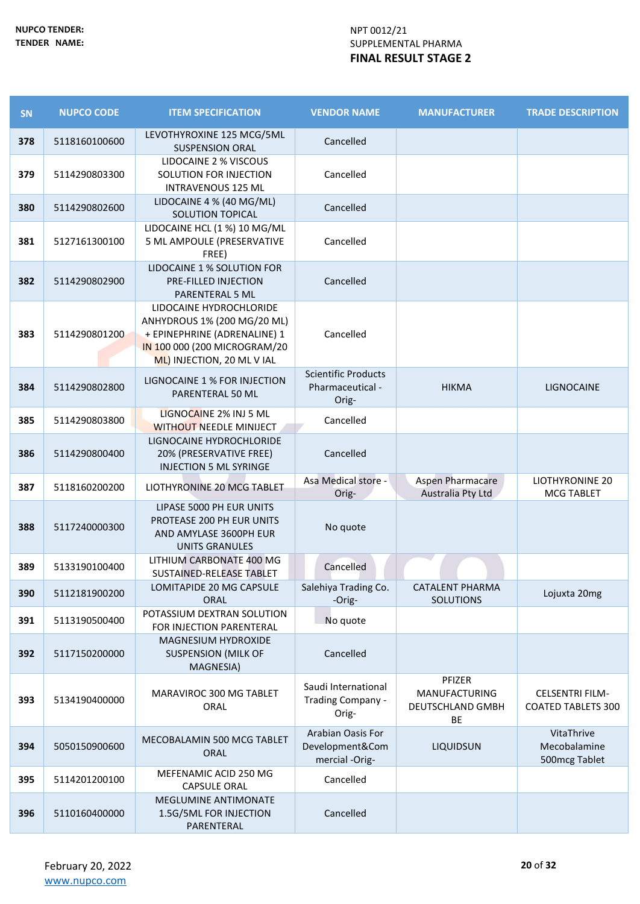NUPCO TENDER: NPT 0012/21

TENDER NAME: SUPPLEMENTAL PHARMA

**FINAL RESULT STAGE 2**

| SN | NUPCO CODE | ITEM SPECIFICATION | VENDOR NAME | MANUFACTURER | TRADE DESCRIPTION |
|---|---|---|---|---|---|
| 378 | 5118160100600 | LEVOTHYROXINE 125 MCG/5ML SUSPENSION ORAL | Cancelled | | |
| 379 | 5114290803300 | LIDOCAINE 2 % VISCOUS SOLUTION FOR INJECTION INTRAVENOUS 125 ML | Cancelled | | |
| 380 | 5114290802600 | LIDOCAINE 4 % (40 MG/ML) SOLUTION TOPICAL | Cancelled | | |
| 381 | 5127161300100 | LIDOCAINE HCL (1 %) 10 MG/ML 5 ML AMPOULE (PRESERVATIVE FREE) | Cancelled | | |
| 382 | 5114290802900 | LIDOCAINE 1 % SOLUTION FOR PRE-FILLED INJECTION PARENTERAL 5 ML | Cancelled | | |
| 383 | 5114290801200 | LIDOCAINE HYDROCHLORIDE ANHYDROUS 1% (200 MG/20 ML) + EPINEPHRINE (ADRENALINE) 1 IN 100 000 (200 MICROGRAM/20 ML) INJECTION, 20 ML V IAL | Cancelled | | |
| 384 | 5114290802800 | LIGNOCAINE 1 % FOR INJECTION PARENTERAL 50 ML | Scientific Products Pharmaceutical -Orig- | HIKMA | LIGNOCAINE |
| 385 | 5114290803800 | LIGNOCAINE 2% INJ 5 ML WITHOUT NEEDLE MINIJECT | Cancelled | | |
| 386 | 5114290800400 | LIGNOCAINE HYDROCHLORIDE 20% (PRESERVATIVE FREE) INJECTION 5 ML SYRINGE | Cancelled | | |
| 387 | 5118160200200 | LIOTHYRONINE 20 MCG TABLET | Asa Medical store -Orig- | Aspen Pharmacare Australia Pty Ltd | LIOTHYRONINE 20 MCG TABLET |
| 388 | 5117240000300 | LIPASE 5000 PH EUR UNITS PROTEASE 200 PH EUR UNITS AND AMYLASE 3600PH EUR UNITS GRANULES | No quote | | |
| 389 | 5133190100400 | LITHIUM CARBONATE 400 MG SUSTAINED-RELEASE TABLET | Cancelled | | |
| 390 | 5112181900200 | LOMITAPIDE 20 MG CAPSULE ORAL | Salehiya Trading Co. -Orig- | CATALENT PHARMA SOLUTIONS | Lojuxta 20mg |
| 391 | 5113190500400 | POTASSIUM DEXTRAN SOLUTION FOR INJECTION PARENTERAL | No quote | | |
| 392 | 5117150200000 | MAGNESIUM HYDROXIDE SUSPENSION (MILK OF MAGNESIA) | Cancelled | | |
| 393 | 5134190400000 | MARAVIROC 300 MG TABLET ORAL | Saudi International Trading Company -Orig- | PFIZER MANUFACTURING DEUTSCHLAND GMBH BE | CELSENTRI FILM-COATED TABLETS 300 |
| 394 | 5050150900600 | MECOBALAMIN 500 MCG TABLET ORAL | Arabian Oasis For Development&Commercial -Orig- | LIQUIDSUN | VitaThrive Mecobalamine 500mcg Tablet |
| 395 | 5114201200100 | MEFENAMIC ACID 250 MG CAPSULE ORAL | Cancelled | | |
| 396 | 5110160400000 | MEGLUMINE ANTIMONATE 1.5G/5ML FOR INJECTION PARENTERAL | Cancelled | | |

February 20, 2022

www.nupco.com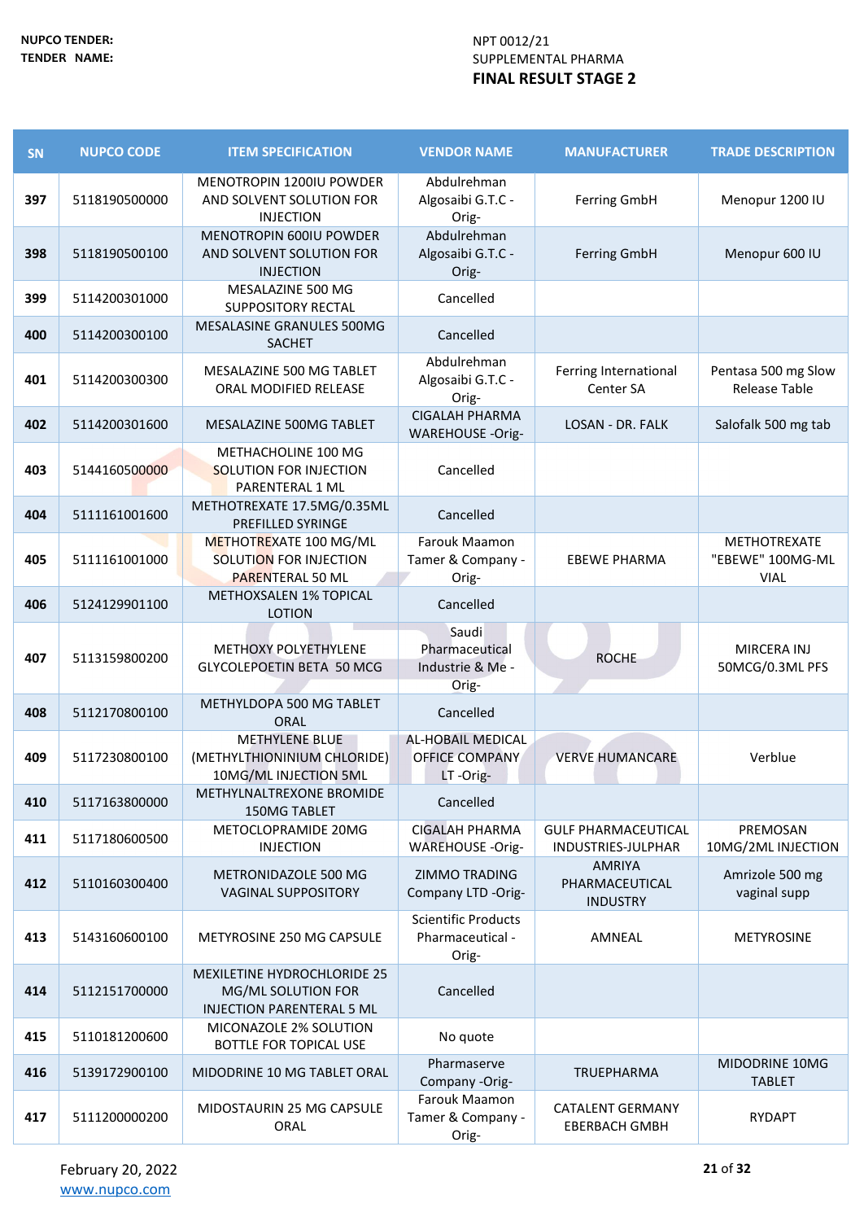NUPCO TENDER: NPT 0012/21

TENDER NAME: SUPPLEMENTAL PHARMA

**FINAL RESULT STAGE 2**

| SN | NUPCO CODE | ITEM SPECIFICATION | VENDOR NAME | MANUFACTURER | TRADE DESCRIPTION |
|---|---|---|---|---|---|
| 397 | 5118190500000 | MENOTROPIN 1200IU POWDER AND SOLVENT SOLUTION FOR INJECTION | Abdulrehman Algosaibi G.T.C -Orig- | Ferring GmbH | Menopur 1200 IU |
| 398 | 5118190500100 | MENOTROPIN 600IU POWDER AND SOLVENT SOLUTION FOR INJECTION | Abdulrehman Algosaibi G.T.C -Orig- | Ferring GmbH | Menopur 600 IU |
| 399 | 5114200301000 | MESALAZINE 500 MG SUPPOSITORY RECTAL | Cancelled | | |
| 400 | 5114200300100 | MESALASINE GRANULES 500MG SACHET | Cancelled | | |
| 401 | 5114200300300 | MESALAZINE 500 MG TABLET ORAL MODIFIED RELEASE | Abdulrehman Algosaibi G.T.C -Orig- | Ferring International Center SA | Pentasa 500 mg Slow Release Table |
| 402 | 5114200301600 | MESALAZINE 500MG TABLET | CIGALAH PHARMA WAREHOUSE -Orig- | LOSAN - DR. FALK | Salofalk 500 mg tab |
| 403 | 5144160500000 | METHACHOLINE 100 MG SOLUTION FOR INJECTION PARENTERAL 1 ML | Cancelled | | |
| 404 | 5111161001600 | METHOTREXATE 17.5MG/0.35ML PREFILLED SYRINGE | Cancelled | | |
| 405 | 5111161001000 | METHOTREXATE 100 MG/ML SOLUTION FOR INJECTION PARENTERAL 50 ML | Farouk Maamon Tamer & Company -Orig- | EBEWE PHARMA | METHOTREXATE "EBEWE" 100MG-ML VIAL |
| 406 | 5124129901100 | METHOXSALEN 1% TOPICAL LOTION | Cancelled | | |
| 407 | 5113159800200 | METHOXY POLYETHYLENE GLYCOLEPOETIN BETA 50 MCG | Saudi Pharmaceutical Industrie & Me -Orig- | ROCHE | MIRCERA INJ 50MCG/0.3ML PFS |
| 408 | 5112170800100 | METHYLDOPA 500 MG TABLET ORAL | Cancelled | | |
| 409 | 5117230800100 | METHYLENE BLUE (METHYLTHIONINIUM CHLORIDE) 10MG/ML INJECTION 5ML | AL-HOBAIL MEDICAL OFFICE COMPANY LT -Orig- | VERVE HUMANCARE | Verblue |
| 410 | 5117163800000 | METHYLNALTREXONE BROMIDE 150MG TABLET | Cancelled | | |
| 411 | 5117180600500 | METOCLOPRAMIDE 20MG INJECTION | CIGALAH PHARMA WAREHOUSE -Orig- | GULF PHARMACEUTICAL INDUSTRIES-JULPHAR | PREMOSAN 10MG/2ML INJECTION |
| 412 | 5110160300400 | METRONIDAZOLE 500 MG VAGINAL SUPPOSITORY | ZIMMO TRADING Company LTD -Orig- | AMRIYA PHARMACEUTICAL INDUSTRY | Amrizole 500 mg vaginal supp |
| 413 | 5143160600100 | METYROSINE 250 MG CAPSULE | Scientific Products Pharmaceutical -Orig- | AMNEAL | METYROSINE |
| 414 | 5112151700000 | MEXILETINE HYDROCHLORIDE 25 MG/ML SOLUTION FOR INJECTION PARENTERAL 5 ML | Cancelled | | |
| 415 | 5110181200600 | MICONAZOLE 2% SOLUTION BOTTLE FOR TOPICAL USE | No quote | | |
| 416 | 5139172900100 | MIDODRINE 10 MG TABLET ORAL | Pharmaserve Company -Orig- | TRUEPHARMA | MIDODRINE 10MG TABLET |
| 417 | 5111200000200 | MIDOSTAURIN 25 MG CAPSULE ORAL | Farouk Maamon Tamer & Company -Orig- | CATALENT GERMANY EBERBACH GMBH | RYDAPT |

February 20, 2022

www.nupco.com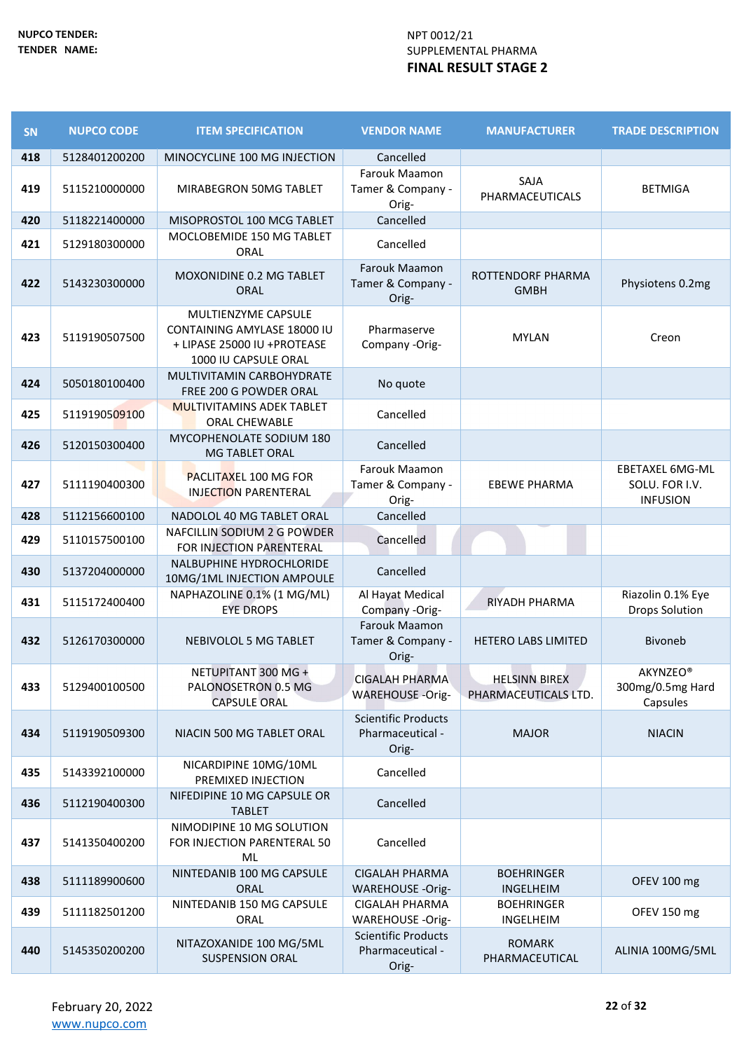NUPCO TENDER: NPT 0012/21

TENDER NAME: SUPPLEMENTAL PHARMA

**FINAL RESULT STAGE 2**

| SN | NUPCO CODE | ITEM SPECIFICATION | VENDOR NAME | MANUFACTURER | TRADE DESCRIPTION |
|---|---|---|---|---|---|
| 418 | 5128401200200 | MINOCYCLINE 100 MG INJECTION | Cancelled | | |
| 419 | 5115210000000 | MIRABEGRON 50MG TABLET | Farouk Maamon Tamer & Company -Orig- | SAJA PHARMACEUTICALS | BETMIGA |
| 420 | 5118221400000 | MISOPROSTOL 100 MCG TABLET | Cancelled | | |
| 421 | 5129180300000 | MOCLOBEMIDE 150 MG TABLET ORAL | Cancelled | | |
| 422 | 5143230300000 | MOXONIDINE 0.2 MG TABLET ORAL | Farouk Maamon Tamer & Company -Orig- | ROTTENDORF PHARMA GMBH | Physiotens 0.2mg |
| 423 | 5119190507500 | MULTIENZYME CAPSULE CONTAINING AMYLASE 18000 IU + LIPASE 25000 IU +PROTEASE 1000 IU CAPSULE ORAL | Pharmaserve Company -Orig- | MYLAN | Creon |
| 424 | 5050180100400 | MULTIVITAMIN CARBOHYDRATE FREE 200 G POWDER ORAL | No quote | | |
| 425 | 5119190509100 | MULTIVITAMINS ADEK TABLET ORAL CHEWABLE | Cancelled | | |
| 426 | 5120150300400 | MYCOPHENOLATE SODIUM 180 MG TABLET ORAL | Cancelled | | |
| 427 | 5111190400300 | PACLITAXEL 100 MG FOR INJECTION PARENTERAL | Farouk Maamon Tamer & Company -Orig- | EBEWE PHARMA | EBETAXEL 6MG-ML SOLU. FOR I.V. INFUSION |
| 428 | 5112156600100 | NADOLOL 40 MG TABLET ORAL | Cancelled | | |
| 429 | 5110157500100 | NAFCILLIN SODIUM 2 G POWDER FOR INJECTION PARENTERAL | Cancelled | | |
| 430 | 5137204000000 | NALBUPHINE HYDROCHLORIDE 10MG/1ML INJECTION AMPOULE | Cancelled | | |
| 431 | 5115172400400 | NAPHAZOLINE 0.1% (1 MG/ML) EYE DROPS | Al Hayat Medical Company -Orig- | RIYADH PHARMA | Riazolin 0.1% Eye Drops Solution |
| 432 | 5126170300000 | NEBIVOLOL 5 MG TABLET | Farouk Maamon Tamer & Company -Orig- | HETERO LABS LIMITED | Bivoneb |
| 433 | 5129400100500 | NETUPITANT 300 MG + PALONOSETRON 0.5 MG CAPSULE ORAL | CIGALAH PHARMA WAREHOUSE -Orig- | HELSINN BIREX PHARMACEUTICALS LTD. | AKYNZEO® 300mg/0.5mg Hard Capsules |
| 434 | 5119190509300 | NIACIN 500 MG TABLET ORAL | Scientific Products Pharmaceutical -Orig- | MAJOR | NIACIN |
| 435 | 5143392100000 | NICARDIPINE 10MG/10ML PREMIXED INJECTION | Cancelled | | |
| 436 | 5112190400300 | NIFEDIPINE 10 MG CAPSULE OR TABLET | Cancelled | | |
| 437 | 5141350400200 | NIMODIPINE 10 MG SOLUTION FOR INJECTION PARENTERAL 50 ML | Cancelled | | |
| 438 | 5111189900600 | NINTEDANIB 100 MG CAPSULE ORAL | CIGALAH PHARMA WAREHOUSE -Orig- | BOEHRINGER INGELHEIM | OFEV 100 mg |
| 439 | 5111182501200 | NINTEDANIB 150 MG CAPSULE ORAL | CIGALAH PHARMA WAREHOUSE -Orig- | BOEHRINGER INGELHEIM | OFEV 150 mg |
| 440 | 5145350200200 | NITAZOXANIDE 100 MG/5ML SUSPENSION ORAL | Scientific Products Pharmaceutical -Orig- | ROMARK PHARMACEUTICAL | ALINIA 100MG/5ML |

February 20, 2022

www.nupco.com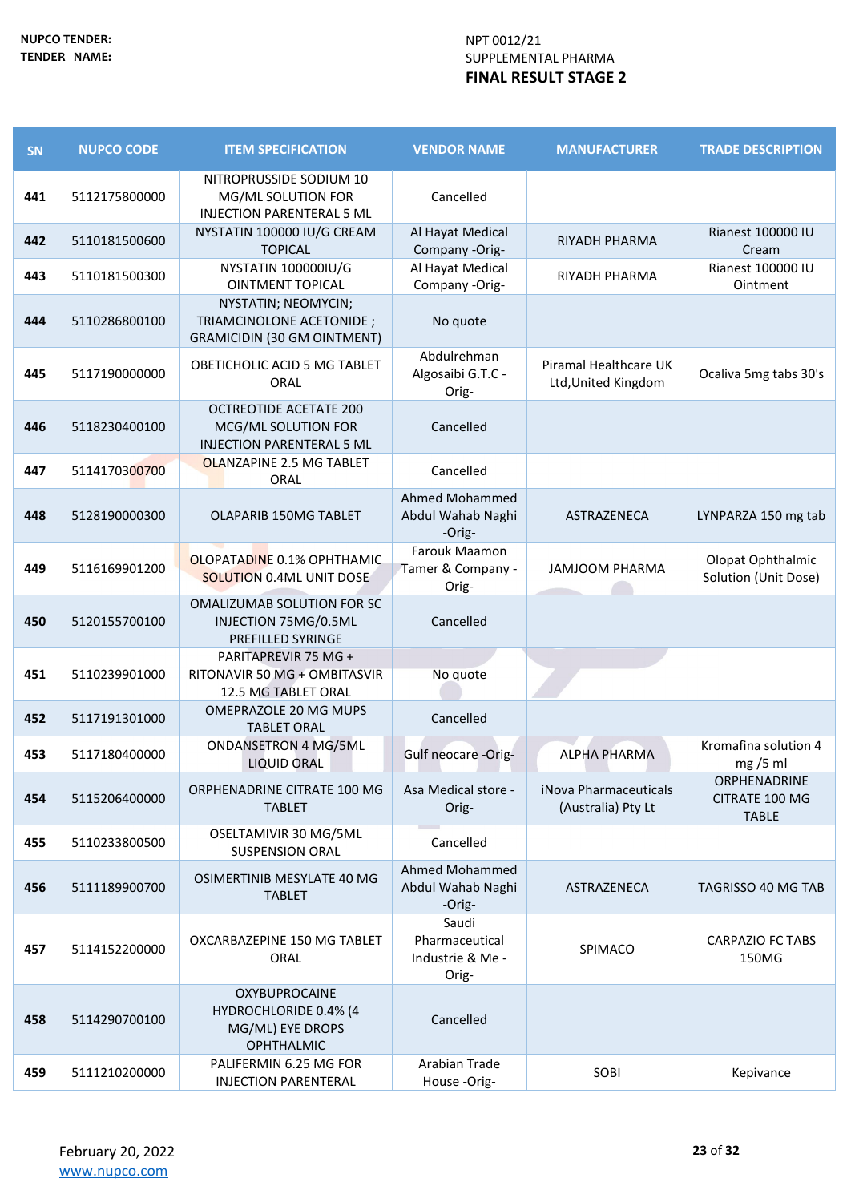**NUPCO TENDER:** NPT 0012/21

**TENDER NAME:** SUPPLEMENTAL PHARMA

**FINAL RESULT STAGE 2**

| SN | NUPCO CODE | ITEM SPECIFICATION | VENDOR NAME | MANUFACTURER | TRADE DESCRIPTION |
|---|---|---|---|---|---|
| 441 | 5112175800000 | NITROPRUSSIDE SODIUM 10 MG/ML SOLUTION FOR INJECTION PARENTERAL 5 ML | Cancelled | | |
| 442 | 5110181500600 | NYSTATIN 100000 IU/G CREAM TOPICAL | Al Hayat Medical Company -Orig- | RIYADH PHARMA | Rianest 100000 IU Cream |
| 443 | 5110181500300 | NYSTATIN 100000IU/G OINTMENT TOPICAL | Al Hayat Medical Company -Orig- | RIYADH PHARMA | Rianest 100000 IU Ointment |
| 444 | 5110286800100 | NYSTATIN; NEOMYCIN; TRIAMCINOLONE ACETONIDE ; GRAMICIDIN (30 GM OINTMENT) | No quote | | |
| 445 | 5117190000000 | OBETICHOLIC ACID 5 MG TABLET ORAL | Abdulrehman Algosaibi G.T.C - Orig- | Piramal Healthcare UK Ltd,United Kingdom | Ocaliva 5mg tabs 30's |
| 446 | 5118230400100 | OCTREOTIDE ACETATE 200 MCG/ML SOLUTION FOR INJECTION PARENTERAL 5 ML | Cancelled | | |
| 447 | 5114170300700 | OLANZAPINE 2.5 MG TABLET ORAL | Cancelled | | |
| 448 | 5128190000300 | OLAPARIB 150MG TABLET | Ahmed Mohammed Abdul Wahab Naghi -Orig- | ASTRAZENECA | LYNPARZA 150 mg tab |
| 449 | 5116169901200 | OLOPATADINE 0.1% OPHTHAMIC SOLUTION 0.4ML UNIT DOSE | Farouk Maamon Tamer & Company - Orig- | JAMJOOM PHARMA | Olopat Ophthalmic Solution (Unit Dose) |
| 450 | 5120155700100 | OMALIZUMAB SOLUTION FOR SC INJECTION 75MG/0.5ML PREFILLED SYRINGE | Cancelled | | |
| 451 | 5110239901000 | PARITAPREVIR 75 MG + RITONAVIR 50 MG + OMBITASVIR 12.5 MG TABLET ORAL | No quote | | |
| 452 | 5117191301000 | OMEPRAZOLE 20 MG MUPS TABLET ORAL | Cancelled | | |
| 453 | 5117180400000 | ONDANSETRON 4 MG/5ML LIQUID ORAL | Gulf neocare -Orig- | ALPHA PHARMA | Kromafina solution 4 mg /5 ml |
| 454 | 5115206400000 | ORPHENADRINE CITRATE 100 MG TABLET | Asa Medical store - Orig- | iNova Pharmaceuticals (Australia) Pty Lt | ORPHENADRINE CITRATE 100 MG TABLE |
| 455 | 5110233800500 | OSELTAMIVIR 30 MG/5ML SUSPENSION ORAL | Cancelled | | |
| 456 | 5111189900700 | OSIMERTINIB MESYLATE 40 MG TABLET | Ahmed Mohammed Abdul Wahab Naghi -Orig- | ASTRAZENECA | TAGRISSO 40 MG TAB |
| 457 | 5114152200000 | OXCARBAZEPINE 150 MG TABLET ORAL | Saudi Pharmaceutical Industrie & Me - Orig- | SPIMACO | CARPAZIO FC TABS 150MG |
| 458 | 5114290700100 | OXYBUPROCAINE HYDROCHLORIDE 0.4% (4 MG/ML) EYE DROPS OPHTHALMIC | Cancelled | | |
| 459 | 5111210200000 | PALIFERMIN 6.25 MG FOR INJECTION PARENTERAL | Arabian Trade House -Orig- | SOBI | Kepivance |

February 20, 2022

www.nupco.com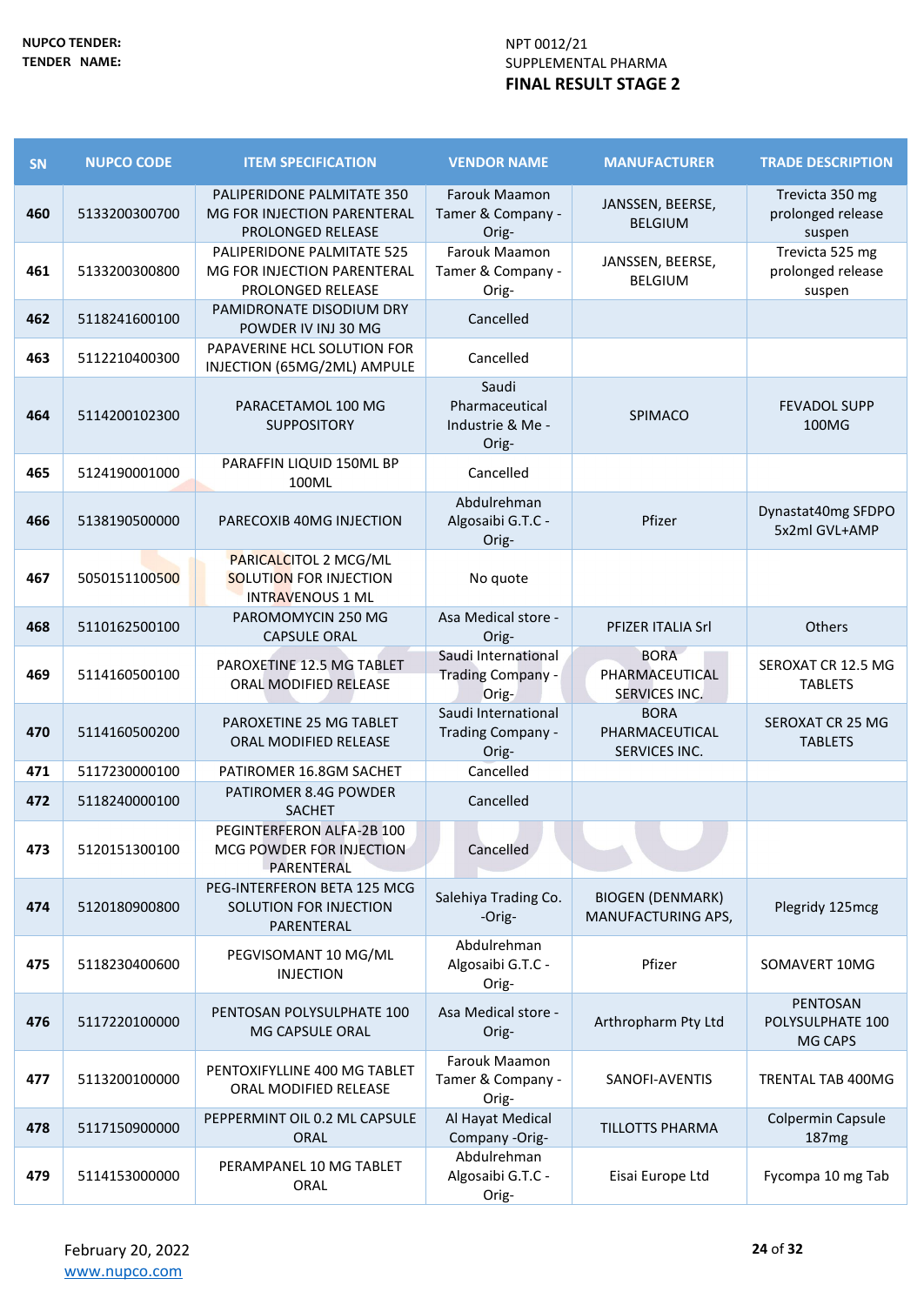NUPCO TENDER: NPT 0012/21

TENDER NAME: SUPPLEMENTAL PHARMA

**FINAL RESULT STAGE 2**

| SN | NUPCO CODE | ITEM SPECIFICATION | VENDOR NAME | MANUFACTURER | TRADE DESCRIPTION |
|---|---|---|---|---|---|
| 460 | 5133200300700 | PALIPERIDONE PALMITATE 350 MG FOR INJECTION PARENTERAL PROLONGED RELEASE | Farouk Maamon Tamer & Company -Orig- | JANSSEN, BEERSE, BELGIUM | Trevicta 350 mg prolonged release suspen |
| 461 | 5133200300800 | PALIPERIDONE PALMITATE 525 MG FOR INJECTION PARENTERAL PROLONGED RELEASE | Farouk Maamon Tamer & Company -Orig- | JANSSEN, BEERSE, BELGIUM | Trevicta 525 mg prolonged release suspen |
| 462 | 5118241600100 | PAMIDRONATE DISODIUM DRY POWDER IV INJ 30 MG | Cancelled | | |
| 463 | 5112210400300 | PAPAVERINE HCL SOLUTION FOR INJECTION (65MG/2ML) AMPULE | Cancelled | | |
| 464 | 5114200102300 | PARACETAMOL 100 MG SUPPOSITORY | Saudi Pharmaceutical Industrie & Me -Orig- | SPIMACO | FEVADOL SUPP 100MG |
| 465 | 5124190001000 | PARAFFIN LIQUID 150ML BP 100ML | Cancelled | | |
| 466 | 5138190500000 | PARECOXIB 40MG INJECTION | Abdulrehman Algosaibi G.T.C -Orig- | Pfizer | Dynastat40mg SFDPO 5x2ml GVL+AMP |
| 467 | 5050151100500 | PARICALCITOL 2 MCG/ML SOLUTION FOR INJECTION INTRAVENOUS 1 ML | No quote | | |
| 468 | 5110162500100 | PAROMOMYCIN 250 MG CAPSULE ORAL | Asa Medical store -Orig- | PFIZER ITALIA Srl | Others |
| 469 | 5114160500100 | PAROXETINE 12.5 MG TABLET ORAL MODIFIED RELEASE | Saudi International Trading Company -Orig- | BORA PHARMACEUTICAL SERVICES INC. | SEROXAT CR 12.5 MG TABLETS |
| 470 | 5114160500200 | PAROXETINE 25 MG TABLET ORAL MODIFIED RELEASE | Saudi International Trading Company -Orig- | BORA PHARMACEUTICAL SERVICES INC. | SEROXAT CR 25 MG TABLETS |
| 471 | 5117230000100 | PATIROMER 16.8GM SACHET | Cancelled | | |
| 472 | 5118240000100 | PATIROMER 8.4G POWDER SACHET | Cancelled | | |
| 473 | 5120151300100 | PEGINTERFERON ALFA-2B 100 MCG POWDER FOR INJECTION PARENTERAL | Cancelled | | |
| 474 | 5120180900800 | PEG-INTERFERON BETA 125 MCG SOLUTION FOR INJECTION PARENTERAL | Salehiya Trading Co. -Orig- | BIOGEN (DENMARK) MANUFACTURING APS, | Plegridy 125mcg |
| 475 | 5118230400600 | PEGVISOMANT 10 MG/ML INJECTION | Abdulrehman Algosaibi G.T.C -Orig- | Pfizer | SOMAVERT 10MG |
| 476 | 5117220100000 | PENTOSAN POLYSULPHATE 100 MG CAPSULE ORAL | Asa Medical store -Orig- | Arthropharm Pty Ltd | PENTOSAN POLYSULPHATE 100 MG CAPS |
| 477 | 5113200100000 | PENTOXIFYLLINE 400 MG TABLET ORAL MODIFIED RELEASE | Farouk Maamon Tamer & Company -Orig- | SANOFI-AVENTIS | TRENTAL TAB 400MG |
| 478 | 5117150900000 | PEPPERMINT OIL 0.2 ML CAPSULE ORAL | Al Hayat Medical Company -Orig- | TILLOTTS PHARMA | Colpermin Capsule 187mg |
| 479 | 5114153000000 | PERAMPANEL 10 MG TABLET ORAL | Abdulrehman Algosaibi G.T.C -Orig- | Eisai Europe Ltd | Fycompa 10 mg Tab |

February 20, 2022

www.nupco.com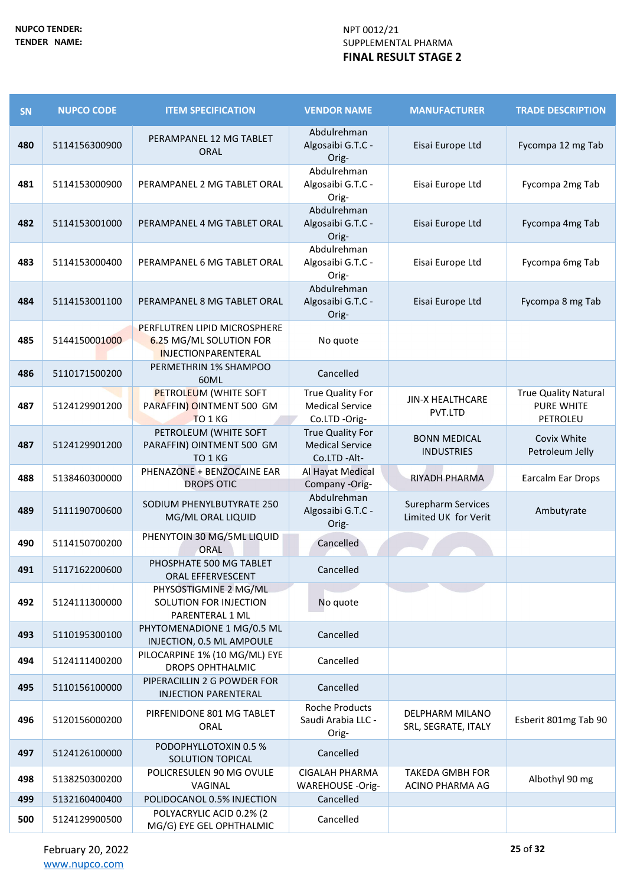NUPCO TENDER: NPT 0012/21

TENDER NAME: SUPPLEMENTAL PHARMA

**FINAL RESULT STAGE 2**

| SN | NUPCO CODE | ITEM SPECIFICATION | VENDOR NAME | MANUFACTURER | TRADE DESCRIPTION |
|---|---|---|---|---|---|
| 480 | 5114156300900 | PERAMPANEL 12 MG TABLET ORAL | Abdulrehman Algosaibi G.T.C - Orig- | Eisai Europe Ltd | Fycompa 12 mg Tab |
| 481 | 5114153000900 | PERAMPANEL 2 MG TABLET ORAL | Abdulrehman Algosaibi G.T.C - Orig- | Eisai Europe Ltd | Fycompa 2mg Tab |
| 482 | 5114153001000 | PERAMPANEL 4 MG TABLET ORAL | Abdulrehman Algosaibi G.T.C - Orig- | Eisai Europe Ltd | Fycompa 4mg Tab |
| 483 | 5114153000400 | PERAMPANEL 6 MG TABLET ORAL | Abdulrehman Algosaibi G.T.C - Orig- | Eisai Europe Ltd | Fycompa 6mg Tab |
| 484 | 5114153001100 | PERAMPANEL 8 MG TABLET ORAL | Abdulrehman Algosaibi G.T.C - Orig- | Eisai Europe Ltd | Fycompa 8 mg Tab |
| 485 | 5144150001000 | PERFLUTREN LIPID MICROSPHERE 6.25 MG/ML SOLUTION FOR INJECTIONPARENTERAL | No quote | | |
| 486 | 5110171500200 | PERMETHRIN 1% SHAMPOO 60ML | Cancelled | | |
| 487 | 5124129901200 | PETROLEUM (WHITE SOFT PARAFFIN) OINTMENT 500 GM TO 1 KG | True Quality For Medical Service Co.LTD -Orig- | JIN-X HEALTHCARE PVT.LTD | True Quality Natural PURE WHITE PETROLEU |
| 487 | 5124129901200 | PETROLEUM (WHITE SOFT PARAFFIN) OINTMENT 500 GM TO 1 KG | True Quality For Medical Service Co.LTD -Alt- | BONN MEDICAL INDUSTRIES | Covix White Petroleum Jelly |
| 488 | 5138460300000 | PHENAZONE + BENZOCAINE EAR DROPS OTIC | Al Hayat Medical Company -Orig- | RIYADH PHARMA | Earcalm Ear Drops |
| 489 | 5111190700600 | SODIUM PHENYLBUTYRATE 250 MG/ML ORAL LIQUID | Abdulrehman Algosaibi G.T.C - Orig- | Surepharm Services Limited UK for Verit | Ambutyrate |
| 490 | 5114150700200 | PHENYTOIN 30 MG/5ML LIQUID ORAL | Cancelled | | |
| 491 | 5117162200600 | PHOSPHATE 500 MG TABLET ORAL EFFERVESCENT | Cancelled | | |
| 492 | 5124111300000 | PHYSOSTIGMINE 2 MG/ML SOLUTION FOR INJECTION PARENTERAL 1 ML | No quote | | |
| 493 | 5110195300100 | PHYTOMENADIONE 1 MG/0.5 ML INJECTION, 0.5 ML AMPOULE | Cancelled | | |
| 494 | 5124111400200 | PILOCARPINE 1% (10 MG/ML) EYE DROPS OPHTHALMIC | Cancelled | | |
| 495 | 5110156100000 | PIPERACILLIN 2 G POWDER FOR INJECTION PARENTERAL | Cancelled | | |
| 496 | 5120156000200 | PIRFENIDONE 801 MG TABLET ORAL | Roche Products Saudi Arabia LLC - Orig- | DELPHARM MILANO SRL, SEGRATE, ITALY | Esberit 801mg Tab 90 |
| 497 | 5124126100000 | PODOPHYLLOTOXIN 0.5 % SOLUTION TOPICAL | Cancelled | | |
| 498 | 5138250300200 | POLICRESULEN 90 MG OVULE VAGINAL | CIGALAH PHARMA WAREHOUSE -Orig- | TAKEDA GMBH FOR ACINO PHARMA AG | Albothyl 90 mg |
| 499 | 5132160400400 | POLIDOCANOL 0.5% INJECTION | Cancelled | | |
| 500 | 5124129900500 | POLYACRYLIC ACID 0.2% (2 MG/G) EYE GEL OPHTHALMIC | Cancelled | | |

February 20, 2022

www.nupco.com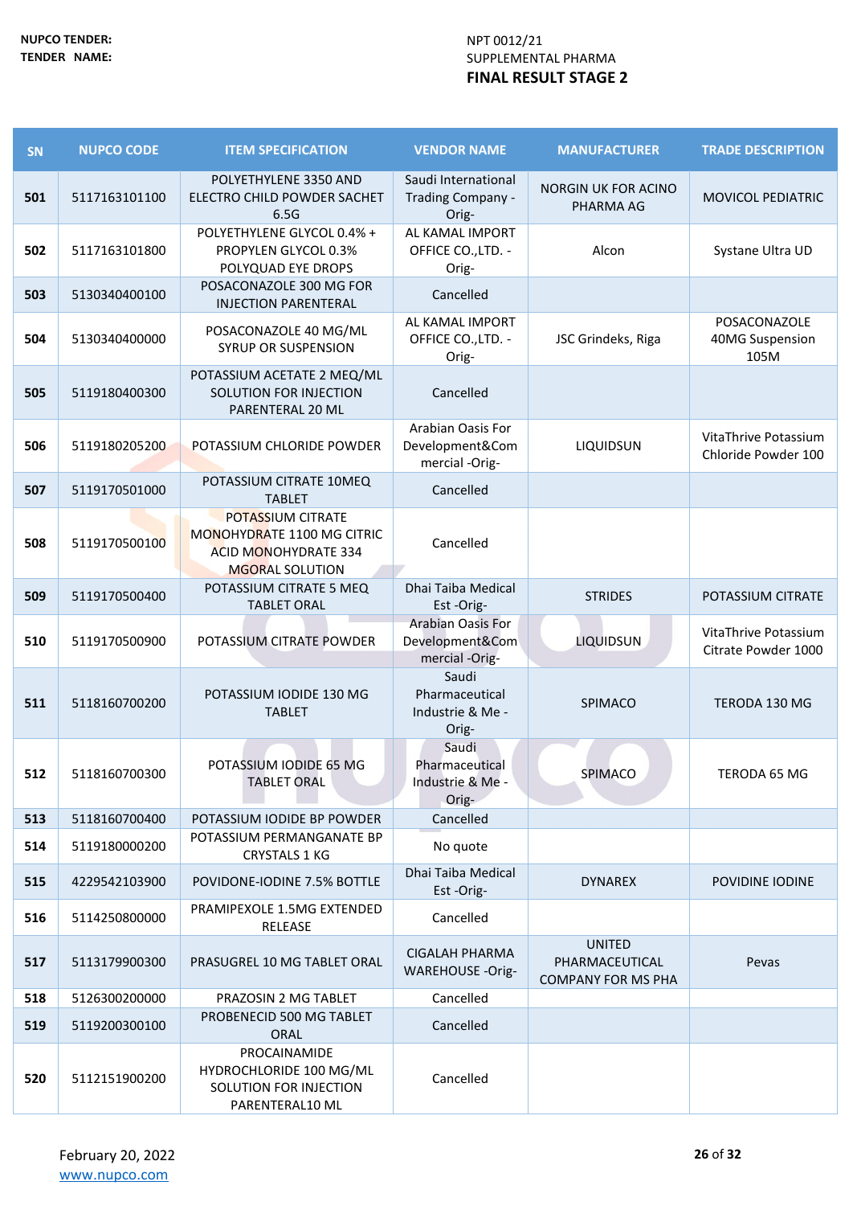**NUPCO TENDER:** NPT 0012/21

**TENDER NAME:** SUPPLEMENTAL PHARMA

**FINAL RESULT STAGE 2**

| SN | NUPCO CODE | ITEM SPECIFICATION | VENDOR NAME | MANUFACTURER | TRADE DESCRIPTION |
|---|---|---|---|---|---|
| 501 | 5117163101100 | POLYETHYLENE 3350 AND ELECTRO CHILD POWDER SACHET 6.5G | Saudi International Trading Company -Orig- | NORGIN UK FOR ACINO PHARMA AG | MOVICOL PEDIATRIC |
| 502 | 5117163101800 | POLYETHYLENE GLYCOL 0.4% + PROPYLEN GLYCOL 0.3% POLYQUAD EYE DROPS | AL KAMAL IMPORT OFFICE CO.,LTD. -Orig- | Alcon | Systane Ultra UD |
| 503 | 5130340400100 | POSACONAZOLE 300 MG FOR INJECTION PARENTERAL | Cancelled | | |
| 504 | 5130340400000 | POSACONAZOLE 40 MG/ML SYRUP OR SUSPENSION | AL KAMAL IMPORT OFFICE CO.,LTD. -Orig- | JSC Grindeks, Riga | POSACONAZOLE 40MG Suspension 105M |
| 505 | 5119180400300 | POTASSIUM ACETATE 2 MEQ/ML SOLUTION FOR INJECTION PARENTERAL 20 ML | Cancelled | | |
| 506 | 5119180205200 | POTASSIUM CHLORIDE POWDER | Arabian Oasis For Development&Commercial -Orig- | LIQUIDSUN | VitaThrive Potassium Chloride Powder 100 |
| 507 | 5119170501000 | POTASSIUM CITRATE 10MEQ TABLET | Cancelled | | |
| 508 | 5119170500100 | POTASSIUM CITRATE MONOHYDRATE 1100 MG CITRIC ACID MONOHYDRATE 334 MGORAL SOLUTION | Cancelled | | |
| 509 | 5119170500400 | POTASSIUM CITRATE 5 MEQ TABLET ORAL | Dhai Taiba Medical Est -Orig- | STRIDES | POTASSIUM CITRATE |
| 510 | 5119170500900 | POTASSIUM CITRATE POWDER | Arabian Oasis For Development&Commercial -Orig- | LIQUIDSUN | VitaThrive Potassium Citrate Powder 1000 |
| 511 | 5118160700200 | POTASSIUM IODIDE 130 MG TABLET | Saudi Pharmaceutical Industrie & Me -Orig- | SPIMACO | TERODA 130 MG |
| 512 | 5118160700300 | POTASSIUM IODIDE 65 MG TABLET ORAL | Saudi Pharmaceutical Industrie & Me -Orig- | SPIMACO | TERODA 65 MG |
| 513 | 5118160700400 | POTASSIUM IODIDE BP POWDER | Cancelled | | |
| 514 | 5119180000200 | POTASSIUM PERMANGANATE BP CRYSTALS 1 KG | No quote | | |
| 515 | 4229542103900 | POVIDONE-IODINE 7.5% BOTTLE | Dhai Taiba Medical Est -Orig- | DYNAREX | POVIDINE IODINE |
| 516 | 5114250800000 | PRAMIPEXOLE 1.5MG EXTENDED RELEASE | Cancelled | | |
| 517 | 5113179900300 | PRASUGREL 10 MG TABLET ORAL | CIGALAH PHARMA WAREHOUSE -Orig- | UNITED PHARMACEUTICAL COMPANY FOR MS PHA | Pevas |
| 518 | 5126300200000 | PRAZOSIN 2 MG TABLET | Cancelled | | |
| 519 | 5119200300100 | PROBENECID 500 MG TABLET ORAL | Cancelled | | |
| 520 | 5112151900200 | PROCAINAMIDE HYDROCHLORIDE 100 MG/ML SOLUTION FOR INJECTION PARENTERAL10 ML | Cancelled | | |

February 20, 2022

www.nupco.com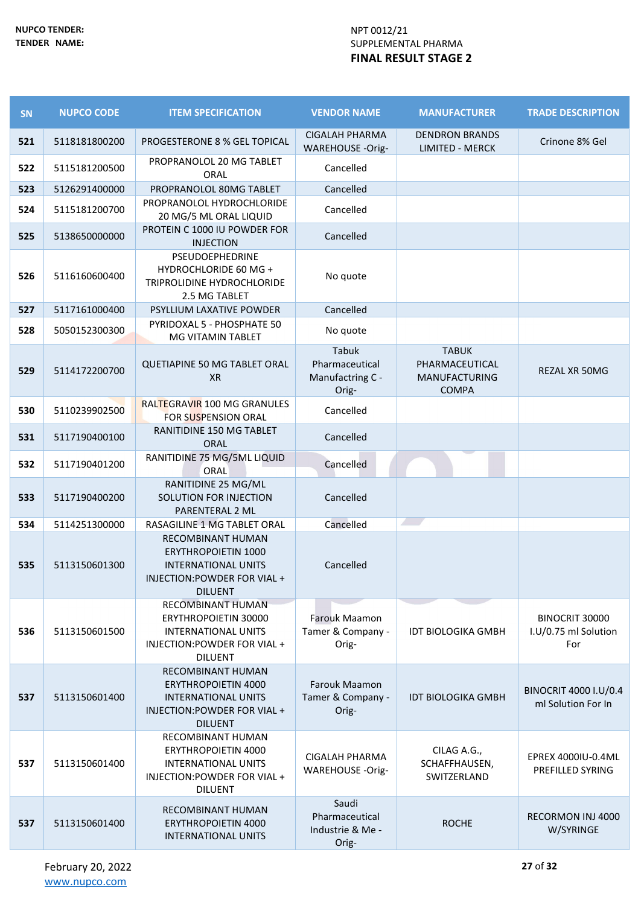**NUPCO TENDER:** NPT 0012/21

**TENDER NAME:** SUPPLEMENTAL PHARMA

**FINAL RESULT STAGE 2**

| SN | NUPCO CODE | ITEM SPECIFICATION | VENDOR NAME | MANUFACTURER | TRADE DESCRIPTION |
|---|---|---|---|---|---|
| 521 | 5118181800200 | PROGESTERONE 8 % GEL TOPICAL | CIGALAH PHARMA WAREHOUSE -Orig- | DENDRON BRANDS LIMITED - MERCK | Crinone 8% Gel |
| 522 | 5115181200500 | PROPRANOLOL 20 MG TABLET ORAL | Cancelled | | |
| 523 | 5126291400000 | PROPRANOLOL 80MG TABLET | Cancelled | | |
| 524 | 5115181200700 | PROPRANOLOL HYDROCHLORIDE 20 MG/5 ML ORAL LIQUID | Cancelled | | |
| 525 | 5138650000000 | PROTEIN C 1000 IU POWDER FOR INJECTION | Cancelled | | |
| 526 | 5116160600400 | PSEUDOEPHEDRINE HYDROCHLORIDE 60 MG + TRIPROLIDINE HYDROCHLORIDE 2.5 MG TABLET | No quote | | |
| 527 | 5117161000400 | PSYLLIUM LAXATIVE POWDER | Cancelled | | |
| 528 | 5050152300300 | PYRIDOXAL 5 - PHOSPHATE 50 MG VITAMIN TABLET | No quote | | |
| 529 | 5114172200700 | QUETIAPINE 50 MG TABLET ORAL XR | Tabuk Pharmaceutical Manufactring C -Orig- | TABUK PHARMACEUTICAL MANUFACTURING COMPA | REZAL XR 50MG |
| 530 | 5110239902500 | RALTEGRAVIR 100 MG GRANULES FOR SUSPENSION ORAL | Cancelled | | |
| 531 | 5117190400100 | RANITIDINE 150 MG TABLET ORAL | Cancelled | | |
| 532 | 5117190401200 | RANITIDINE 75 MG/5ML LIQUID ORAL | Cancelled | | |
| 533 | 5117190400200 | RANITIDINE 25 MG/ML SOLUTION FOR INJECTION PARENTERAL 2 ML | Cancelled | | |
| 534 | 5114251300000 | RASAGILINE 1 MG TABLET ORAL | Cancelled | | |
| 535 | 5113150601300 | RECOMBINANT HUMAN ERYTHROPOIETIN 1000 INTERNATIONAL UNITS INJECTION:POWDER FOR VIAL + DILUENT | Cancelled | | |
| 536 | 5113150601500 | RECOMBINANT HUMAN ERYTHROPOIETIN 30000 INTERNATIONAL UNITS INJECTION:POWDER FOR VIAL + DILUENT | Farouk Maamon Tamer & Company -Orig- | IDT BIOLOGIKA GMBH | BINOCRIT 30000 I.U/0.75 ml Solution For |
| 537 | 5113150601400 | RECOMBINANT HUMAN ERYTHROPOIETIN 4000 INTERNATIONAL UNITS INJECTION:POWDER FOR VIAL + DILUENT | Farouk Maamon Tamer & Company -Orig- | IDT BIOLOGIKA GMBH | BINOCRIT 4000 I.U/0.4 ml Solution For In |
| 537 | 5113150601400 | RECOMBINANT HUMAN ERYTHROPOIETIN 4000 INTERNATIONAL UNITS INJECTION:POWDER FOR VIAL + DILUENT | CIGALAH PHARMA WAREHOUSE -Orig- | CILAG A.G., SCHAFFHAUSEN, SWITZERLAND | EPREX 4000IU-0.4ML PREFILLED SYRING |
| 537 | 5113150601400 | RECOMBINANT HUMAN ERYTHROPOIETIN 4000 INTERNATIONAL UNITS | Saudi Pharmaceutical Industrie & Me -Orig- | ROCHE | RECORMON INJ 4000 W/SYRINGE |

February 20, 2022

www.nupco.com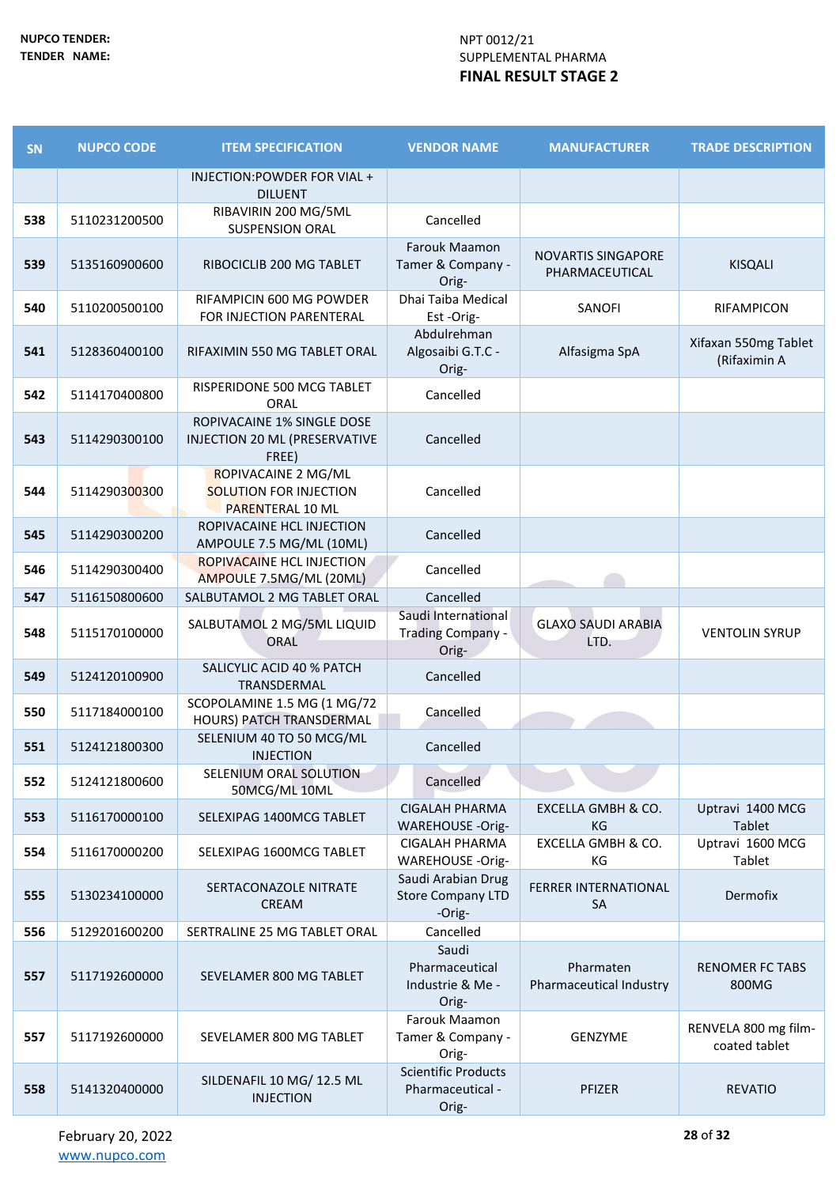NUPCO TENDER: NPT 0012/21
TENDER NAME: SUPPLEMENTAL PHARMA

**FINAL RESULT STAGE 2**

| SN | NUPCO CODE | ITEM SPECIFICATION | VENDOR NAME | MANUFACTURER | TRADE DESCRIPTION |
|---|---|---|---|---|---|
| | | INJECTION:POWDER FOR VIAL + DILUENT | | | |
| 538 | 5110231200500 | RIBAVIRIN 200 MG/5ML SUSPENSION ORAL | Cancelled | | |
| 539 | 5135160900600 | RIBOCICLIB 200 MG TABLET | Farouk Maamon Tamer & Company -Orig- | NOVARTIS SINGAPORE PHARMACEUTICAL | KISQALI |
| 540 | 5110200500100 | RIFAMPICIN 600 MG POWDER FOR INJECTION PARENTERAL | Dhai Taiba Medical Est -Orig- | SANOFI | RIFAMPICON |
| 541 | 5128360400100 | RIFAXIMIN 550 MG TABLET ORAL | Abdulrehman Algosaibi G.T.C -Orig- | Alfasigma SpA | Xifaxan 550mg Tablet (Rifaximin A |
| 542 | 5114170400800 | RISPERIDONE 500 MCG TABLET ORAL | Cancelled | | |
| 543 | 5114290300100 | ROPIVACAINE 1% SINGLE DOSE INJECTION 20 ML (PRESERVATIVE FREE) | Cancelled | | |
| 544 | 5114290300300 | ROPIVACAINE 2 MG/ML SOLUTION FOR INJECTION PARENTERAL 10 ML | Cancelled | | |
| 545 | 5114290300200 | ROPIVACAINE HCL INJECTION AMPOULE 7.5 MG/ML (10ML) | Cancelled | | |
| 546 | 5114290300400 | ROPIVACAINE HCL INJECTION AMPOULE 7.5MG/ML (20ML) | Cancelled | | |
| 547 | 5116150800600 | SALBUTAMOL 2 MG TABLET ORAL | Cancelled | | |
| 548 | 5115170100000 | SALBUTAMOL 2 MG/5ML LIQUID ORAL | Saudi International Trading Company -Orig- | GLAXO SAUDI ARABIA LTD. | VENTOLIN SYRUP |
| 549 | 5124120100900 | SALICYLIC ACID 40 % PATCH TRANSDERMAL | Cancelled | | |
| 550 | 5117184000100 | SCOPOLAMINE 1.5 MG (1 MG/72 HOURS) PATCH TRANSDERMAL | Cancelled | | |
| 551 | 5124121800300 | SELENIUM 40 TO 50 MCG/ML INJECTION | Cancelled | | |
| 552 | 5124121800600 | SELENIUM ORAL SOLUTION 50MCG/ML 10ML | Cancelled | | |
| 553 | 5116170000100 | SELEXIPAG 1400MCG TABLET | CIGALAH PHARMA WAREHOUSE -Orig- | EXCELLA GMBH & CO. KG | Uptravi 1400 MCG Tablet |
| 554 | 5116170000200 | SELEXIPAG 1600MCG TABLET | CIGALAH PHARMA WAREHOUSE -Orig- | EXCELLA GMBH & CO. KG | Uptravi 1600 MCG Tablet |
| 555 | 5130234100000 | SERTACONAZOLE NITRATE CREAM | Saudi Arabian Drug Store Company LTD -Orig- | FERRER INTERNATIONAL SA | Dermofix |
| 556 | 5129201600200 | SERTRALINE 25 MG TABLET ORAL | Cancelled | | |
| 557 | 5117192600000 | SEVELAMER 800 MG TABLET | Saudi Pharmaceutical Industrie & Me -Orig- | Pharmaten Pharmaceutical Industry | RENOMER FC TABS 800MG |
| 557 | 5117192600000 | SEVELAMER 800 MG TABLET | Farouk Maamon Tamer & Company -Orig- | GENZYME | RENVELA 800 mg film-coated tablet |
| 558 | 5141320400000 | SILDENAFIL 10 MG/ 12.5 ML INJECTION | Scientific Products Pharmaceutical -Orig- | PFIZER | REVATIO |

February 20, 2022
www.nupco.com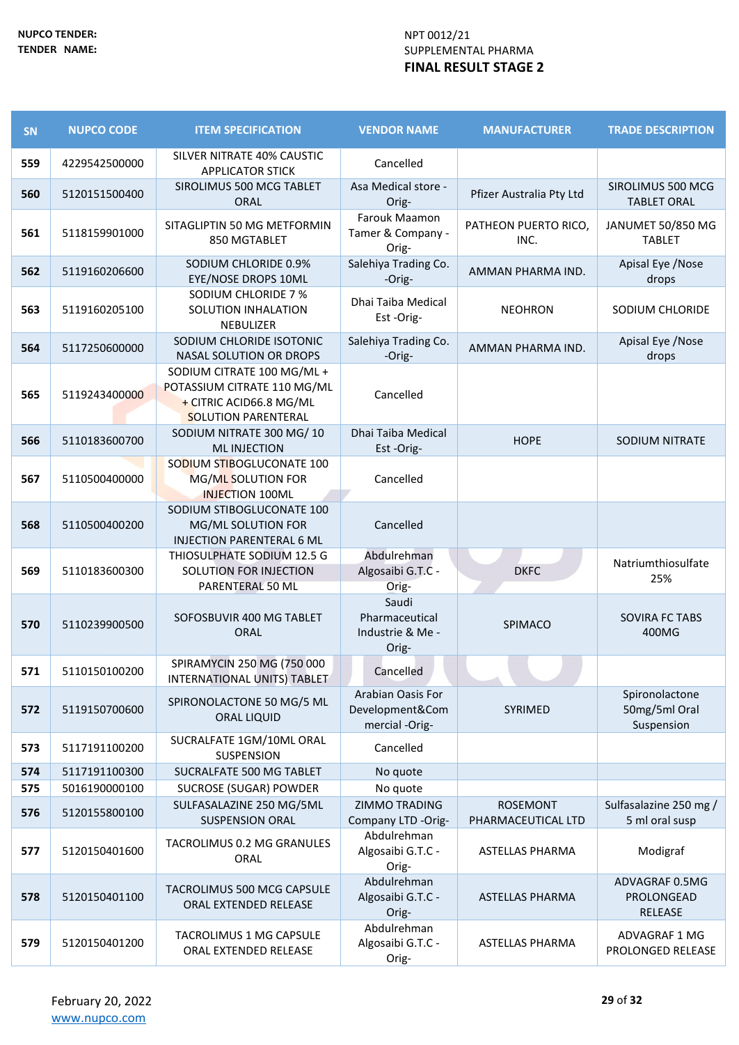NUPCO TENDER: NPT 0012/21

TENDER NAME: SUPPLEMENTAL PHARMA

**FINAL RESULT STAGE 2**

| SN | NUPCO CODE | ITEM SPECIFICATION | VENDOR NAME | MANUFACTURER | TRADE DESCRIPTION |
|---|---|---|---|---|---|
| 559 | 4229542500000 | SILVER NITRATE 40% CAUSTIC APPLICATOR STICK | Cancelled | | |
| 560 | 5120151500400 | SIROLIMUS 500 MCG TABLET ORAL | Asa Medical store -Orig- | Pfizer Australia Pty Ltd | SIROLIMUS 500 MCG TABLET ORAL |
| 561 | 5118159901000 | SITAGLIPTIN 50 MG METFORMIN 850 MGTABLET | Farouk Maamon Tamer & Company -Orig- | PATHEON PUERTO RICO, INC. | JANUMET 50/850 MG TABLET |
| 562 | 5119160206600 | SODIUM CHLORIDE 0.9% EYE/NOSE DROPS 10ML | Salehiya Trading Co. -Orig- | AMMAN PHARMA IND. | Apisal Eye /Nose drops |
| 563 | 5119160205100 | SODIUM CHLORIDE 7 % SOLUTION INHALATION NEBULIZER | Dhai Taiba Medical Est -Orig- | NEOHRON | SODIUM CHLORIDE |
| 564 | 5117250600000 | SODIUM CHLORIDE ISOTONIC NASAL SOLUTION OR DROPS | Salehiya Trading Co. -Orig- | AMMAN PHARMA IND. | Apisal Eye /Nose drops |
| 565 | 5119243400000 | SODIUM CITRATE 100 MG/ML + POTASSIUM CITRATE 110 MG/ML + CITRIC ACID66.8 MG/ML SOLUTION PARENTERAL | Cancelled | | |
| 566 | 5110183600700 | SODIUM NITRATE 300 MG/ 10 ML INJECTION | Dhai Taiba Medical Est -Orig- | HOPE | SODIUM NITRATE |
| 567 | 5110500400000 | SODIUM STIBOGLUCONATE 100 MG/ML SOLUTION FOR INJECTION 100ML | Cancelled | | |
| 568 | 5110500400200 | SODIUM STIBOGLUCONATE 100 MG/ML SOLUTION FOR INJECTION PARENTERAL 6 ML | Cancelled | | |
| 569 | 5110183600300 | THIOSULPHATE SODIUM 12.5 G SOLUTION FOR INJECTION PARENTERAL 50 ML | Abdulrehman Algosaibi G.T.C - Orig- | DKFC | Natriumthiosulfate 25% |
| 570 | 5110239900500 | SOFOSBUVIR 400 MG TABLET ORAL | Saudi Pharmaceutical Industrie & Me - Orig- | SPIMACO | SOVIRA FC TABS 400MG |
| 571 | 5110150100200 | SPIRAMYCIN 250 MG (750 000 INTERNATIONAL UNITS) TABLET | Cancelled | | |
| 572 | 5119150700600 | SPIRONOLACTONE 50 MG/5 ML ORAL LIQUID | Arabian Oasis For Development&Commercial -Orig- | SYRIMED | Spironolactone 50mg/5ml Oral Suspension |
| 573 | 5117191100200 | SUCRALFATE 1GM/10ML ORAL SUSPENSION | Cancelled | | |
| 574 | 5117191100300 | SUCRALFATE 500 MG TABLET | No quote | | |
| 575 | 5016190000100 | SUCROSE (SUGAR) POWDER | No quote | | |
| 576 | 5120155800100 | SULFASALAZINE 250 MG/5ML SUSPENSION ORAL | ZIMMO TRADING Company LTD -Orig- | ROSEMONT PHARMACEUTICAL LTD | Sulfasalazine 250 mg / 5 ml oral susp |
| 577 | 5120150401600 | TACROLIMUS 0.2 MG GRANULES ORAL | Abdulrehman Algosaibi G.T.C - Orig- | ASTELLAS PHARMA | Modigraf |
| 578 | 5120150401100 | TACROLIMUS 500 MCG CAPSULE ORAL EXTENDED RELEASE | Abdulrehman Algosaibi G.T.C - Orig- | ASTELLAS PHARMA | ADVAGRAF 0.5MG PROLONGEAD RELEASE |
| 579 | 5120150401200 | TACROLIMUS 1 MG CAPSULE ORAL EXTENDED RELEASE | Abdulrehman Algosaibi G.T.C - Orig- | ASTELLAS PHARMA | ADVAGRAF 1 MG PROLONGED RELEASE |

February 20, 2022

www.nupco.com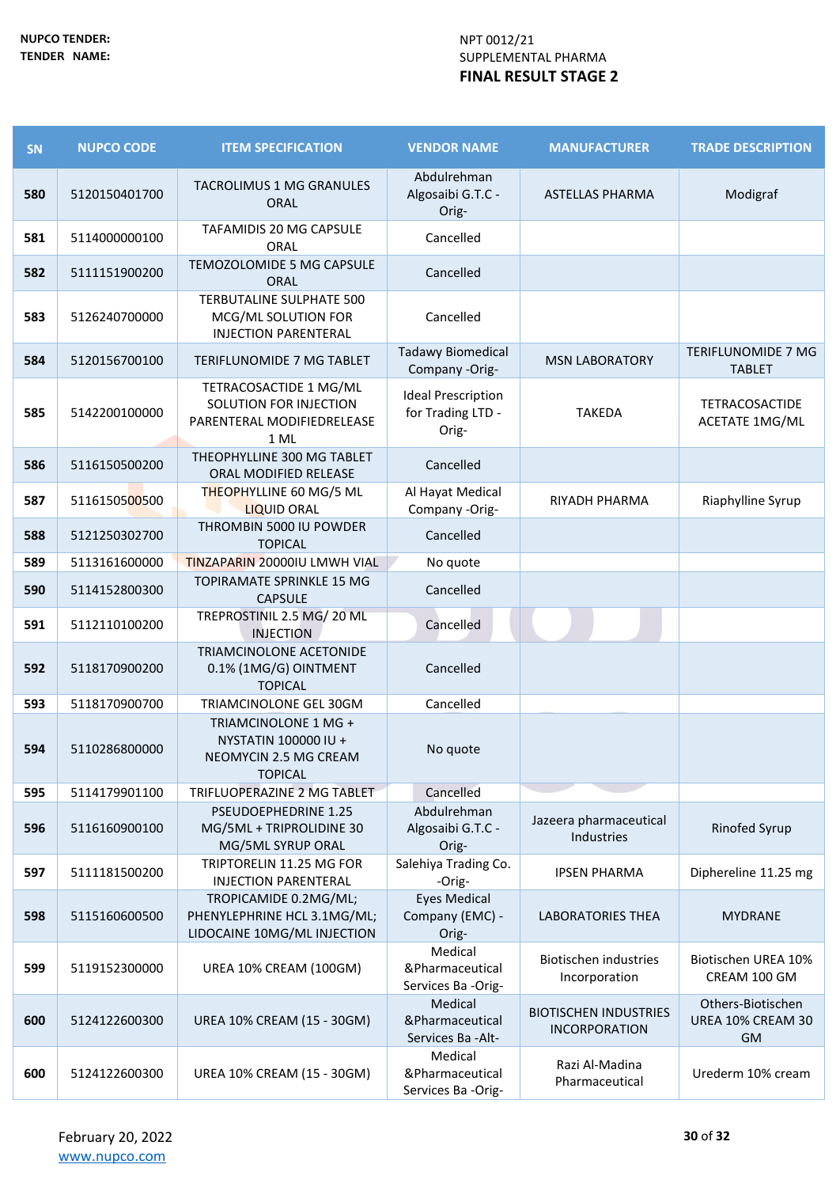NUPCO TENDER: NPT 0012/21

TENDER NAME: SUPPLEMENTAL PHARMA

**FINAL RESULT STAGE 2**

| SN | NUPCO CODE | ITEM SPECIFICATION | VENDOR NAME | MANUFACTURER | TRADE DESCRIPTION |
|---|---|---|---|---|---|
| 580 | 5120150401700 | TACROLIMUS 1 MG GRANULES ORAL | Abdulrehman Algosaibi G.T.C -Orig- | ASTELLAS PHARMA | Modigraf |
| 581 | 5114000000100 | TAFAMIDIS 20 MG CAPSULE ORAL | Cancelled | | |
| 582 | 5111151900200 | TEMOZOLOMIDE 5 MG CAPSULE ORAL | Cancelled | | |
| 583 | 5126240700000 | TERBUTALINE SULPHATE 500 MCG/ML SOLUTION FOR INJECTION PARENTERAL | Cancelled | | |
| 584 | 5120156700100 | TERIFLUNOMIDE 7 MG TABLET | Tadawy Biomedical Company -Orig- | MSN LABORATORY | TERIFLUNOMIDE 7 MG TABLET |
| 585 | 5142200100000 | TETRACOSACTIDE 1 MG/ML SOLUTION FOR INJECTION PARENTERAL MODIFIEDRELEASE 1 ML | Ideal Prescription for Trading LTD -Orig- | TAKEDA | TETRACOSACTIDE ACETATE 1MG/ML |
| 586 | 5116150500200 | THEOPHYLLINE 300 MG TABLET ORAL MODIFIED RELEASE | Cancelled | | |
| 587 | 5116150500500 | THEOPHYLLINE 60 MG/5 ML LIQUID ORAL | Al Hayat Medical Company -Orig- | RIYADH PHARMA | Riaphylline Syrup |
| 588 | 5121250302700 | THROMBIN 5000 IU POWDER TOPICAL | Cancelled | | |
| 589 | 5113161600000 | TINZAPARIN 20000IU LMWH VIAL | No quote | | |
| 590 | 5114152800300 | TOPIRAMATE SPRINKLE 15 MG CAPSULE | Cancelled | | |
| 591 | 5112110100200 | TREPROSTINIL 2.5 MG/ 20 ML INJECTION | Cancelled | | |
| 592 | 5118170900200 | TRIAMCINOLONE ACETONIDE 0.1% (1MG/G) OINTMENT TOPICAL | Cancelled | | |
| 593 | 5118170900700 | TRIAMCINOLONE GEL 30GM | Cancelled | | |
| 594 | 5110286800000 | TRIAMCINOLONE 1 MG + NYSTATIN 100000 IU + NEOMYCIN 2.5 MG CREAM TOPICAL | No quote | | |
| 595 | 5114179901100 | TRIFLUOPERAZINE 2 MG TABLET | Cancelled | | |
| 596 | 5116160900100 | PSEUDOEPHEDRINE 1.25 MG/5ML + TRIPROLIDINE 30 MG/5ML SYRUP ORAL | Abdulrehman Algosaibi G.T.C -Orig- | Jazeera pharmaceutical Industries | Rinofed Syrup |
| 597 | 5111181500200 | TRIPTORELIN 11.25 MG FOR INJECTION PARENTERAL | Salehiya Trading Co. -Orig- | IPSEN PHARMA | Diphereline 11.25 mg |
| 598 | 5115160600500 | TROPICAMIDE 0.2MG/ML; PHENYLEPHRINE HCL 3.1MG/ML; LIDOCAINE 10MG/ML INJECTION | Eyes Medical Company (EMC) -Orig- | LABORATOIRES THEA | MYDRANE |
| 599 | 5119152300000 | UREA 10% CREAM (100GM) | Medical &Pharmaceutical Services Ba -Orig- | Biotischen industries Incorporation | Biotischen UREA 10% CREAM 100 GM |
| 600 | 5124122600300 | UREA 10% CREAM (15 - 30GM) | Medical &Pharmaceutical Services Ba -Alt- | BIOTISCHEN INDUSTRIES INCORPORATION | Others-Biotischen UREA 10% CREAM 30 GM |
| 600 | 5124122600300 | UREA 10% CREAM (15 - 30GM) | Medical &Pharmaceutical Services Ba -Orig- | Razi Al-Madina Pharmaceutical | Urederm 10% cream |

February 20, 2022

www.nupco.com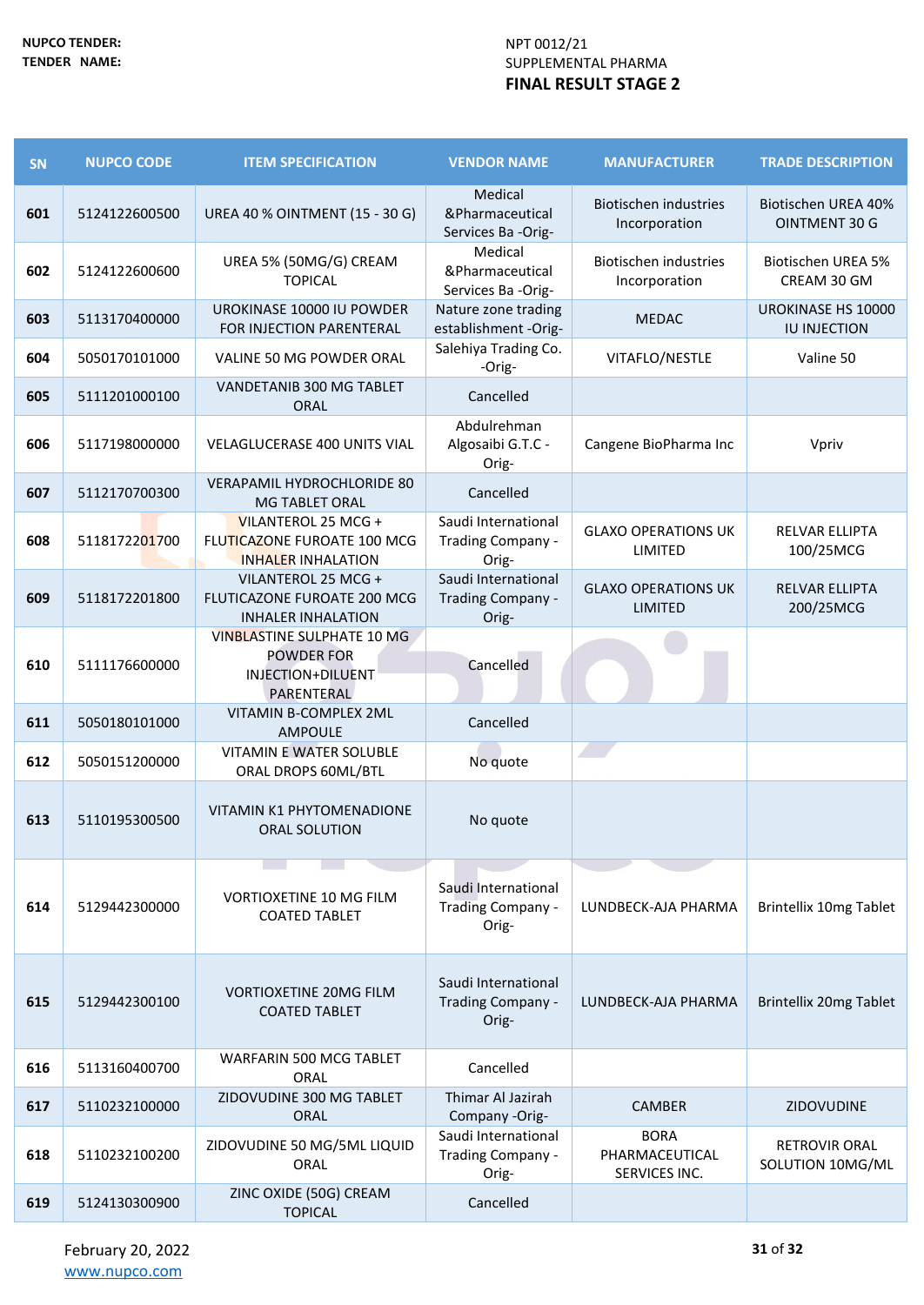**NUPCO TENDER:** NPT 0012/21
**TENDER NAME:** SUPPLEMENTAL PHARMA

**FINAL RESULT STAGE 2**

| SN | NUPCO CODE | ITEM SPECIFICATION | VENDOR NAME | MANUFACTURER | TRADE DESCRIPTION |
|---|---|---|---|---|---|
| 601 | 5124122600500 | UREA 40 % OINTMENT (15 - 30 G) | Medical &Pharmaceutical Services Ba -Orig- | Biotischen industries Incorporation | Biotischen UREA 40% OINTMENT 30 G |
| 602 | 5124122600600 | UREA 5% (50MG/G) CREAM TOPICAL | Medical &Pharmaceutical Services Ba -Orig- | Biotischen industries Incorporation | Biotischen UREA 5% CREAM 30 GM |
| 603 | 5113170400000 | UROKINASE 10000 IU POWDER FOR INJECTION PARENTERAL | Nature zone trading establishment -Orig- | MEDAC | UROKINASE HS 10000 IU INJECTION |
| 604 | 5050170101000 | VALINE 50 MG POWDER ORAL | Salehiya Trading Co. -Orig- | VITAFLO/NESTLE | Valine 50 |
| 605 | 5111201000100 | VANDETANIB 300 MG TABLET ORAL | Cancelled | | |
| 606 | 5117198000000 | VELAGLUCERASE 400 UNITS VIAL | Abdulrehman Algosaibi G.T.C -Orig- | Cangene BioPharma Inc | Vpriv |
| 607 | 5112170700300 | VERAPAMIL HYDROCHLORIDE 80 MG TABLET ORAL | Cancelled | | |
| 608 | 5118172201700 | VILANTEROL 25 MCG + FLUTICAZONE FUROATE 100 MCG INHALER INHALATION | Saudi International Trading Company -Orig- | GLAXO OPERATIONS UK LIMITED | RELVAR ELLIPTA 100/25MCG |
| 609 | 5118172201800 | VILANTEROL 25 MCG + FLUTICAZONE FUROATE 200 MCG INHALER INHALATION | Saudi International Trading Company -Orig- | GLAXO OPERATIONS UK LIMITED | RELVAR ELLIPTA 200/25MCG |
| 610 | 5111176600000 | VINBLASTINE SULPHATE 10 MG POWDER FOR INJECTION+DILUENT PARENTERAL | Cancelled | | |
| 611 | 5050180101000 | VITAMIN B-COMPLEX 2ML AMPOULE | Cancelled | | |
| 612 | 5050151200000 | VITAMIN E WATER SOLUBLE ORAL DROPS 60ML/BTL | No quote | | |
| 613 | 5110195300500 | VITAMIN K1 PHYTOMENADIONE ORAL SOLUTION | No quote | | |
| 614 | 5129442300000 | VORTIOXETINE 10 MG FILM COATED TABLET | Saudi International Trading Company -Orig- | LUNDBECK-AJA PHARMA | Brintellix 10mg Tablet |
| 615 | 5129442300100 | VORTIOXETINE 20MG FILM COATED TABLET | Saudi International Trading Company -Orig- | LUNDBECK-AJA PHARMA | Brintellix 20mg Tablet |
| 616 | 5113160400700 | WARFARIN 500 MCG TABLET ORAL | Cancelled | | |
| 617 | 5110232100000 | ZIDOVUDINE 300 MG TABLET ORAL | Thimar Al Jazirah Company -Orig- | CAMBER | ZIDOVUDINE |
| 618 | 5110232100200 | ZIDOVUDINE 50 MG/5ML LIQUID ORAL | Saudi International Trading Company -Orig- | BORA PHARMACEUTICAL SERVICES INC. | RETROVIR ORAL SOLUTION 10MG/ML |
| 619 | 5124130300900 | ZINC OXIDE (50G) CREAM TOPICAL | Cancelled | | |

February 20, 2022
www.nupco.com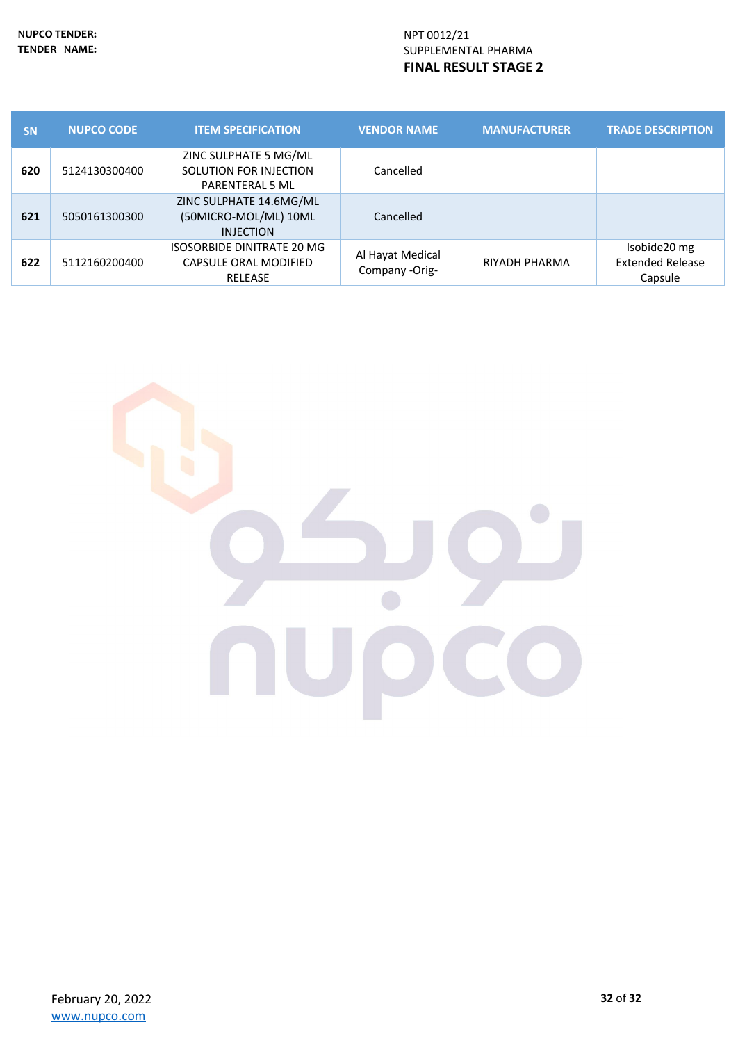| SN | NUPCO CODE | ITEM SPECIFICATION | VENDOR NAME | MANUFACTURER | TRADE DESCRIPTION |
| --- | --- | --- | --- | --- | --- |
| 620 | 5124130300400 | ZINC SULPHATE 5 MG/ML SOLUTION FOR INJECTION PARENTERAL 5 ML | Cancelled | | |
| 621 | 5050161300300 | ZINC SULPHATE 14.6MG/ML (50MICRO-MOL/ML) 10ML INJECTION | Cancelled | | |
| 622 | 5112160200400 | ISOSORBIDE DINITRATE 20 MG CAPSULE ORAL MODIFIED RELEASE | Al Hayat Medical Company -Orig- | RIYADH PHARMA | Isobide20 mg Extended Release Capsule |

February 20, 2022
www.nupco.com